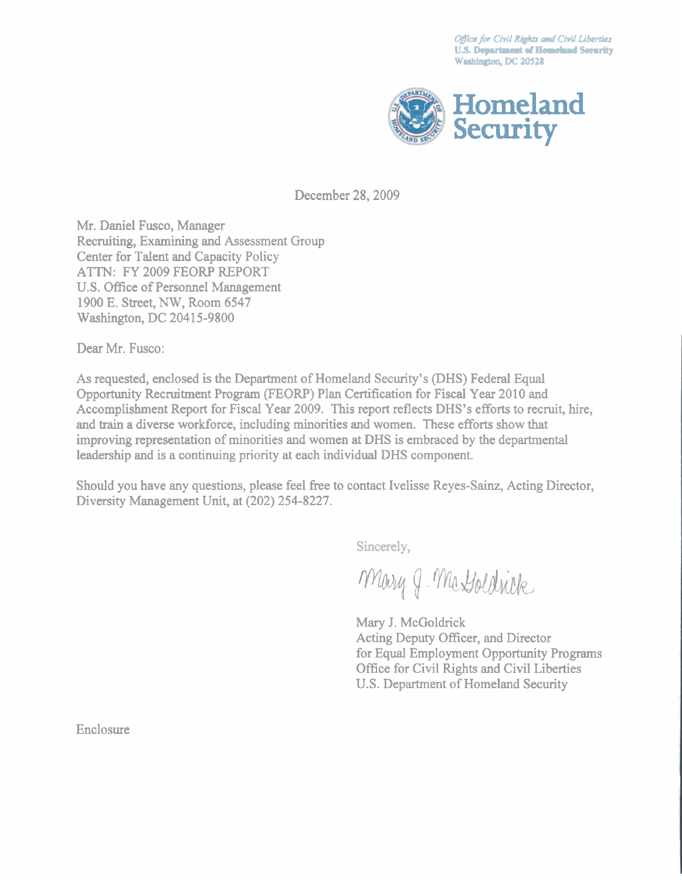*Office for Civil Rights and Civil Liberties*
**U.S. Department of Homeland Security**
**Washington, DC 20528**

**Homeland Security**

December 28, 2009

Mr. Daniel Fusco, Manager
Recruiting, Examining and Assessment Group
Center for Talent and Capacity Policy
ATTN: FY 2009 FEORP REPORT
U.S. Office of Personnel Management
1900 E. Street, NW, Room 6547
Washington, DC 20415-9800

Dear Mr. Fusco:

As requested, enclosed is the Department of Homeland Security's (DHS) Federal Equal Opportunity Recruitment Program (FEORP) Plan Certification for Fiscal Year 2010 and Accomplishment Report for Fiscal Year 2009. This report reflects DHS's efforts to recruit, hire, and train a diverse workforce, including minorities and women. These efforts show that improving representation of minorities and women at DHS is embraced by the departmental leadership and is a continuing priority at each individual DHS component.

Should you have any questions, please feel free to contact Ivelisse Reyes-Sainz, Acting Director, Diversity Management Unit, at (202) 254-8227.

Sincerely,

Mary J. McGoldrick

Mary J. McGoldrick
Acting Deputy Officer, and Director
for Equal Employment Opportunity Programs
Office for Civil Rights and Civil Liberties
U.S. Department of Homeland Security

Enclosure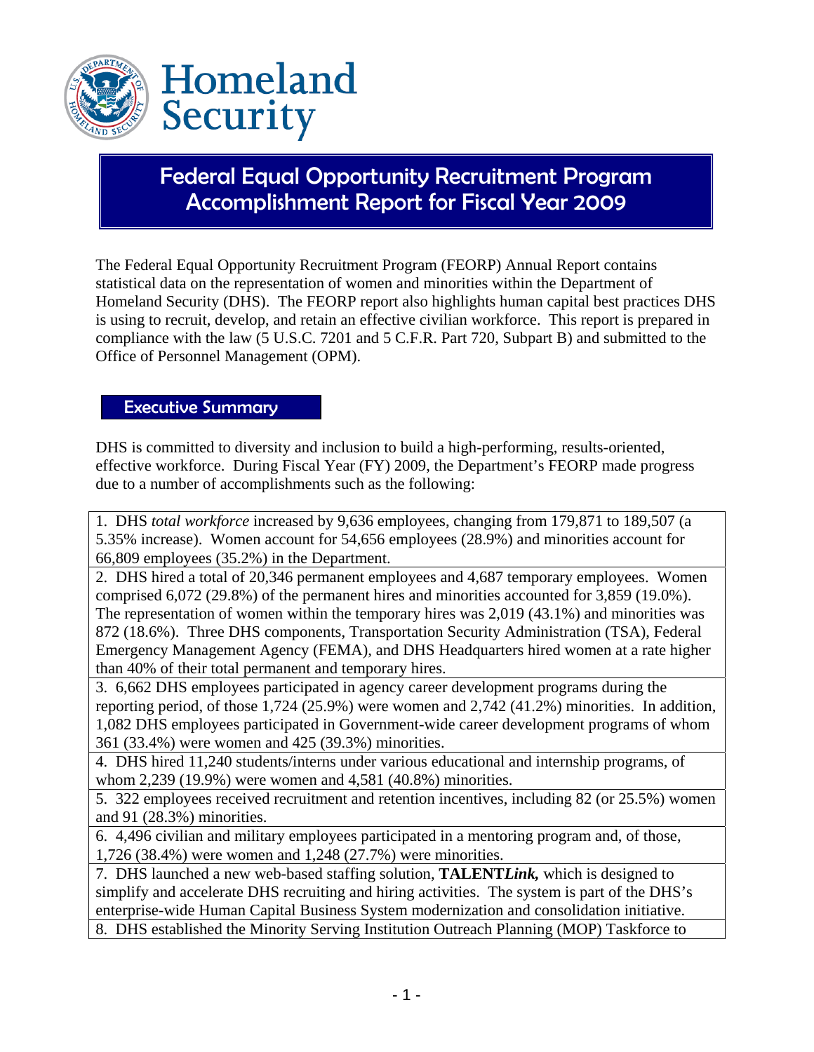# Federal Equal Opportunity Recruitment Program Accomplishment Report for Fiscal Year 2009

The Federal Equal Opportunity Recruitment Program (FEORP) Annual Report contains statistical data on the representation of women and minorities within the Department of Homeland Security (DHS). The FEORP report also highlights human capital best practices DHS is using to recruit, develop, and retain an effective civilian workforce. This report is prepared in compliance with the law (5 U.S.C. 7201 and 5 C.F.R. Part 720, Subpart B) and submitted to the Office of Personnel Management (OPM).

## Executive Summary

DHS is committed to diversity and inclusion to build a high-performing, results-oriented, effective workforce. During Fiscal Year (FY) 2009, the Department's FEORP made progress due to a number of accomplishments such as the following:

1. DHS *total workforce* increased by 9,636 employees, changing from 179,871 to 189,507 (a 5.35% increase). Women account for 54,656 employees (28.9%) and minorities account for 66,809 employees (35.2%) in the Department.

2. DHS hired a total of 20,346 permanent employees and 4,687 temporary employees. Women comprised 6,072 (29.8%) of the permanent hires and minorities accounted for 3,859 (19.0%). The representation of women within the temporary hires was 2,019 (43.1%) and minorities was 872 (18.6%). Three DHS components, Transportation Security Administration (TSA), Federal Emergency Management Agency (FEMA), and DHS Headquarters hired women at a rate higher than 40% of their total permanent and temporary hires.

3. 6,662 DHS employees participated in agency career development programs during the reporting period, of those 1,724 (25.9%) were women and 2,742 (41.2%) minorities. In addition, 1,082 DHS employees participated in Government-wide career development programs of whom 361 (33.4%) were women and 425 (39.3%) minorities.

4. DHS hired 11,240 students/interns under various educational and internship programs, of whom 2,239 (19.9%) were women and 4,581 (40.8%) minorities.

5. 322 employees received recruitment and retention incentives, including 82 (or 25.5%) women and 91 (28.3%) minorities.

6. 4,496 civilian and military employees participated in a mentoring program and, of those, 1,726 (38.4%) were women and 1,248 (27.7%) were minorities.

7. DHS launched a new web-based staffing solution, **TALENT*Link*,** which is designed to simplify and accelerate DHS recruiting and hiring activities. The system is part of the DHS's enterprise-wide Human Capital Business System modernization and consolidation initiative.

8. DHS established the Minority Serving Institution Outreach Planning (MOP) Taskforce to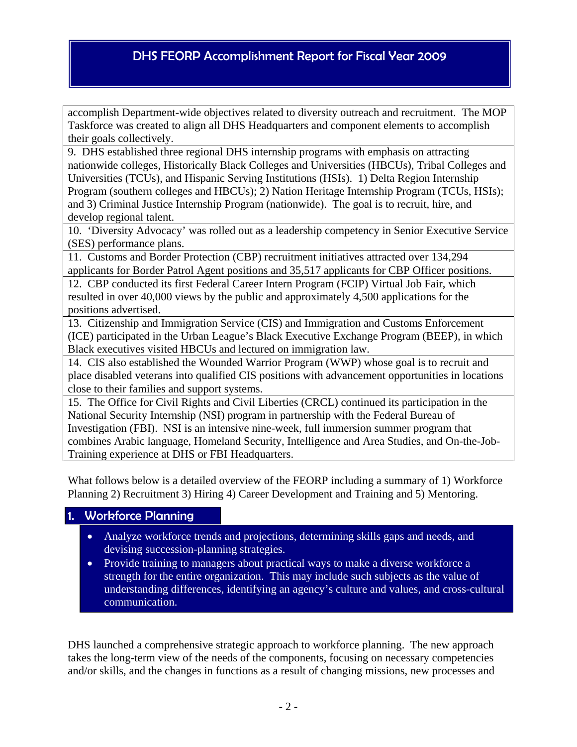accomplish Department-wide objectives related to diversity outreach and recruitment. The MOP Taskforce was created to align all DHS Headquarters and component elements to accomplish their goals collectively.

9. DHS established three regional DHS internship programs with emphasis on attracting nationwide colleges, Historically Black Colleges and Universities (HBCUs), Tribal Colleges and Universities (TCUs), and Hispanic Serving Institutions (HSIs). 1) Delta Region Internship Program (southern colleges and HBCUs); 2) Nation Heritage Internship Program (TCUs, HSIs); and 3) Criminal Justice Internship Program (nationwide). The goal is to recruit, hire, and develop regional talent.

10. 'Diversity Advocacy' was rolled out as a leadership competency in Senior Executive Service (SES) performance plans.

11. Customs and Border Protection (CBP) recruitment initiatives attracted over 134,294 applicants for Border Patrol Agent positions and 35,517 applicants for CBP Officer positions.

12. CBP conducted its first Federal Career Intern Program (FCIP) Virtual Job Fair, which resulted in over 40,000 views by the public and approximately 4,500 applications for the positions advertised.

13. Citizenship and Immigration Service (CIS) and Immigration and Customs Enforcement (ICE) participated in the Urban League's Black Executive Exchange Program (BEEP), in which Black executives visited HBCUs and lectured on immigration law.

14. CIS also established the Wounded Warrior Program (WWP) whose goal is to recruit and place disabled veterans into qualified CIS positions with advancement opportunities in locations close to their families and support systems.

15. The Office for Civil Rights and Civil Liberties (CRCL) continued its participation in the National Security Internship (NSI) program in partnership with the Federal Bureau of Investigation (FBI). NSI is an intensive nine-week, full immersion summer program that combines Arabic language, Homeland Security, Intelligence and Area Studies, and On-the-Job-Training experience at DHS or FBI Headquarters.

What follows below is a detailed overview of the FEORP including a summary of 1) Workforce Planning 2) Recruitment 3) Hiring 4) Career Development and Training and 5) Mentoring.

## 1. Workforce Planning

- Analyze workforce trends and projections, determining skills gaps and needs, and devising succession-planning strategies.
- Provide training to managers about practical ways to make a diverse workforce a strength for the entire organization. This may include such subjects as the value of understanding differences, identifying an agency's culture and values, and cross-cultural communication.

DHS launched a comprehensive strategic approach to workforce planning. The new approach takes the long-term view of the needs of the components, focusing on necessary competencies and/or skills, and the changes in functions as a result of changing missions, new processes and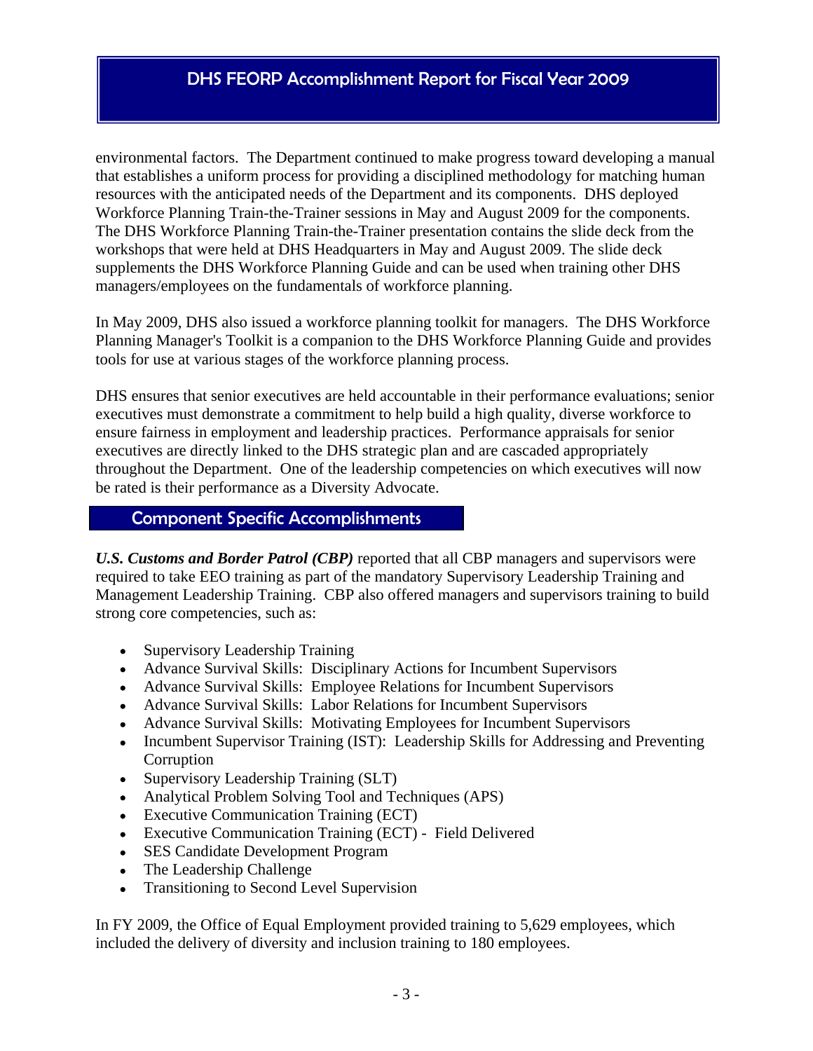environmental factors. The Department continued to make progress toward developing a manual that establishes a uniform process for providing a disciplined methodology for matching human resources with the anticipated needs of the Department and its components. DHS deployed Workforce Planning Train-the-Trainer sessions in May and August 2009 for the components. The DHS Workforce Planning Train-the-Trainer presentation contains the slide deck from the workshops that were held at DHS Headquarters in May and August 2009. The slide deck supplements the DHS Workforce Planning Guide and can be used when training other DHS managers/employees on the fundamentals of workforce planning.

In May 2009, DHS also issued a workforce planning toolkit for managers. The DHS Workforce Planning Manager's Toolkit is a companion to the DHS Workforce Planning Guide and provides tools for use at various stages of the workforce planning process.

DHS ensures that senior executives are held accountable in their performance evaluations; senior executives must demonstrate a commitment to help build a high quality, diverse workforce to ensure fairness in employment and leadership practices. Performance appraisals for senior executives are directly linked to the DHS strategic plan and are cascaded appropriately throughout the Department. One of the leadership competencies on which executives will now be rated is their performance as a Diversity Advocate.

## Component Specific Accomplishments

***U.S. Customs and Border Patrol (CBP)*** reported that all CBP managers and supervisors were required to take EEO training as part of the mandatory Supervisory Leadership Training and Management Leadership Training. CBP also offered managers and supervisors training to build strong core competencies, such as:

- Supervisory Leadership Training
- Advance Survival Skills: Disciplinary Actions for Incumbent Supervisors
- Advance Survival Skills: Employee Relations for Incumbent Supervisors
- Advance Survival Skills: Labor Relations for Incumbent Supervisors
- Advance Survival Skills: Motivating Employees for Incumbent Supervisors
- Incumbent Supervisor Training (IST): Leadership Skills for Addressing and Preventing Corruption
- Supervisory Leadership Training (SLT)
- Analytical Problem Solving Tool and Techniques (APS)
- Executive Communication Training (ECT)
- Executive Communication Training (ECT) - Field Delivered
- SES Candidate Development Program
- The Leadership Challenge
- Transitioning to Second Level Supervision

In FY 2009, the Office of Equal Employment provided training to 5,629 employees, which included the delivery of diversity and inclusion training to 180 employees.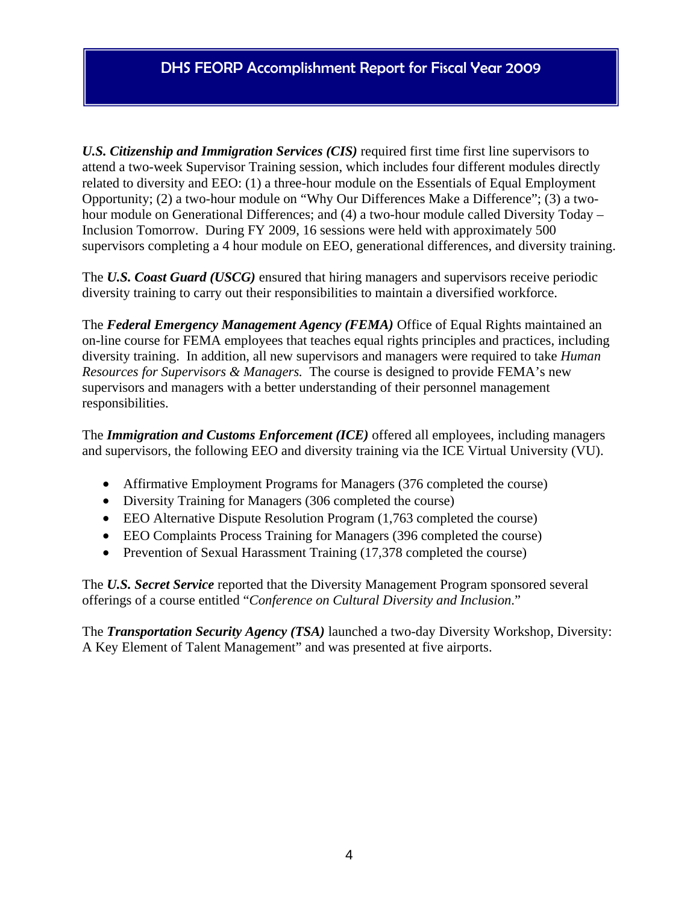***U.S. Citizenship and Immigration Services (CIS)*** required first time first line supervisors to attend a two-week Supervisor Training session, which includes four different modules directly related to diversity and EEO: (1) a three-hour module on the Essentials of Equal Employment Opportunity; (2) a two-hour module on "Why Our Differences Make a Difference"; (3) a two-hour module on Generational Differences; and (4) a two-hour module called Diversity Today – Inclusion Tomorrow. During FY 2009, 16 sessions were held with approximately 500 supervisors completing a 4 hour module on EEO, generational differences, and diversity training.

The ***U.S. Coast Guard (USCG)*** ensured that hiring managers and supervisors receive periodic diversity training to carry out their responsibilities to maintain a diversified workforce.

The ***Federal Emergency Management Agency (FEMA)*** Office of Equal Rights maintained an on-line course for FEMA employees that teaches equal rights principles and practices, including diversity training. In addition, all new supervisors and managers were required to take *Human Resources for Supervisors & Managers.* The course is designed to provide FEMA's new supervisors and managers with a better understanding of their personnel management responsibilities.

The ***Immigration and Customs Enforcement (ICE)*** offered all employees, including managers and supervisors, the following EEO and diversity training via the ICE Virtual University (VU).

- Affirmative Employment Programs for Managers (376 completed the course)
- Diversity Training for Managers (306 completed the course)
- EEO Alternative Dispute Resolution Program (1,763 completed the course)
- EEO Complaints Process Training for Managers (396 completed the course)
- Prevention of Sexual Harassment Training (17,378 completed the course)

The ***U.S. Secret Service*** reported that the Diversity Management Program sponsored several offerings of a course entitled "*Conference on Cultural Diversity and Inclusion.*"

The ***Transportation Security Agency (TSA)*** launched a two-day Diversity Workshop, Diversity: A Key Element of Talent Management" and was presented at five airports.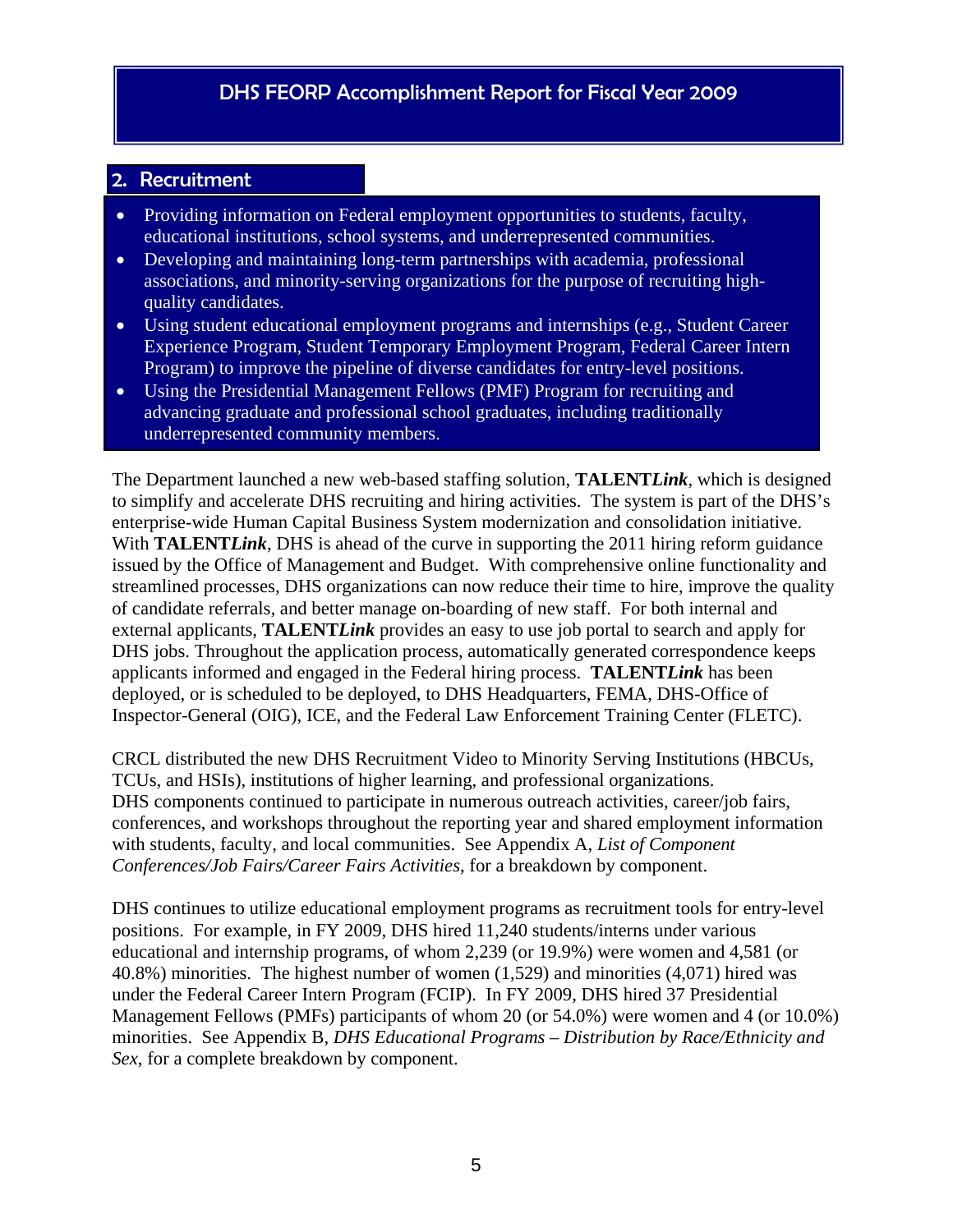## 2. Recruitment

- Providing information on Federal employment opportunities to students, faculty, educational institutions, school systems, and underrepresented communities.
- Developing and maintaining long-term partnerships with academia, professional associations, and minority-serving organizations for the purpose of recruiting high-quality candidates.
- Using student educational employment programs and internships (e.g., Student Career Experience Program, Student Temporary Employment Program, Federal Career Intern Program) to improve the pipeline of diverse candidates for entry-level positions.
- Using the Presidential Management Fellows (PMF) Program for recruiting and advancing graduate and professional school graduates, including traditionally underrepresented community members.

The Department launched a new web-based staffing solution, **TALENT*Link***, which is designed to simplify and accelerate DHS recruiting and hiring activities. The system is part of the DHS's enterprise-wide Human Capital Business System modernization and consolidation initiative. With **TALENT*Link***, DHS is ahead of the curve in supporting the 2011 hiring reform guidance issued by the Office of Management and Budget. With comprehensive online functionality and streamlined processes, DHS organizations can now reduce their time to hire, improve the quality of candidate referrals, and better manage on-boarding of new staff. For both internal and external applicants, **TALENT*Link*** provides an easy to use job portal to search and apply for DHS jobs. Throughout the application process, automatically generated correspondence keeps applicants informed and engaged in the Federal hiring process. **TALENT*Link*** has been deployed, or is scheduled to be deployed, to DHS Headquarters, FEMA, DHS-Office of Inspector-General (OIG), ICE, and the Federal Law Enforcement Training Center (FLETC).

CRCL distributed the new DHS Recruitment Video to Minority Serving Institutions (HBCUs, TCUs, and HSIs), institutions of higher learning, and professional organizations. DHS components continued to participate in numerous outreach activities, career/job fairs, conferences, and workshops throughout the reporting year and shared employment information with students, faculty, and local communities. See Appendix A, *List of Component Conferences/Job Fairs/Career Fairs Activities*, for a breakdown by component.

DHS continues to utilize educational employment programs as recruitment tools for entry-level positions. For example, in FY 2009, DHS hired 11,240 students/interns under various educational and internship programs, of whom 2,239 (or 19.9%) were women and 4,581 (or 40.8%) minorities. The highest number of women (1,529) and minorities (4,071) hired was under the Federal Career Intern Program (FCIP). In FY 2009, DHS hired 37 Presidential Management Fellows (PMFs) participants of whom 20 (or 54.0%) were women and 4 (or 10.0%) minorities. See Appendix B, *DHS Educational Programs – Distribution by Race/Ethnicity and Sex*, for a complete breakdown by component.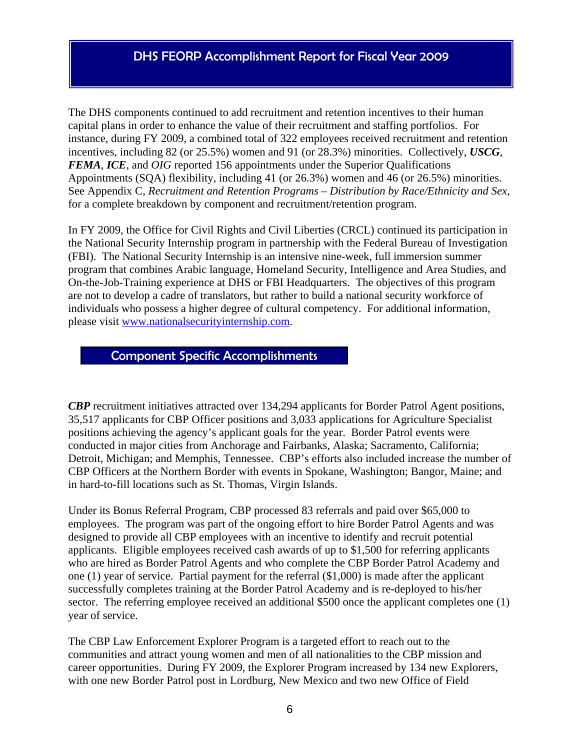## DHS FEORP Accomplishment Report for Fiscal Year 2009

The DHS components continued to add recruitment and retention incentives to their human capital plans in order to enhance the value of their recruitment and staffing portfolios. For instance, during FY 2009, a combined total of 322 employees received recruitment and retention incentives, including 82 (or 25.5%) women and 91 (or 28.3%) minorities. Collectively, ***USCG***, ***FEMA***, ***ICE***, and *OIG* reported 156 appointments under the Superior Qualifications Appointments (SQA) flexibility, including 41 (or 26.3%) women and 46 (or 26.5%) minorities. See Appendix C, *Recruitment and Retention Programs – Distribution by Race/Ethnicity and Sex*, for a complete breakdown by component and recruitment/retention program.

In FY 2009, the Office for Civil Rights and Civil Liberties (CRCL) continued its participation in the National Security Internship program in partnership with the Federal Bureau of Investigation (FBI). The National Security Internship is an intensive nine-week, full immersion summer program that combines Arabic language, Homeland Security, Intelligence and Area Studies, and On-the-Job-Training experience at DHS or FBI Headquarters. The objectives of this program are not to develop a cadre of translators, but rather to build a national security workforce of individuals who possess a higher degree of cultural competency. For additional information, please visit www.nationalsecurityinternship.com.

### Component Specific Accomplishments

***CBP*** recruitment initiatives attracted over 134,294 applicants for Border Patrol Agent positions, 35,517 applicants for CBP Officer positions and 3,033 applications for Agriculture Specialist positions achieving the agency's applicant goals for the year. Border Patrol events were conducted in major cities from Anchorage and Fairbanks, Alaska; Sacramento, California; Detroit, Michigan; and Memphis, Tennessee. CBP's efforts also included increase the number of CBP Officers at the Northern Border with events in Spokane, Washington; Bangor, Maine; and in hard-to-fill locations such as St. Thomas, Virgin Islands.

Under its Bonus Referral Program, CBP processed 83 referrals and paid over $65,000 to employees. The program was part of the ongoing effort to hire Border Patrol Agents and was designed to provide all CBP employees with an incentive to identify and recruit potential applicants. Eligible employees received cash awards of up to $1,500 for referring applicants who are hired as Border Patrol Agents and who complete the CBP Border Patrol Academy and one (1) year of service. Partial payment for the referral ($1,000) is made after the applicant successfully completes training at the Border Patrol Academy and is re-deployed to his/her sector. The referring employee received an additional $500 once the applicant completes one (1) year of service.

The CBP Law Enforcement Explorer Program is a targeted effort to reach out to the communities and attract young women and men of all nationalities to the CBP mission and career opportunities. During FY 2009, the Explorer Program increased by 134 new Explorers, with one new Border Patrol post in Lordburg, New Mexico and two new Office of Field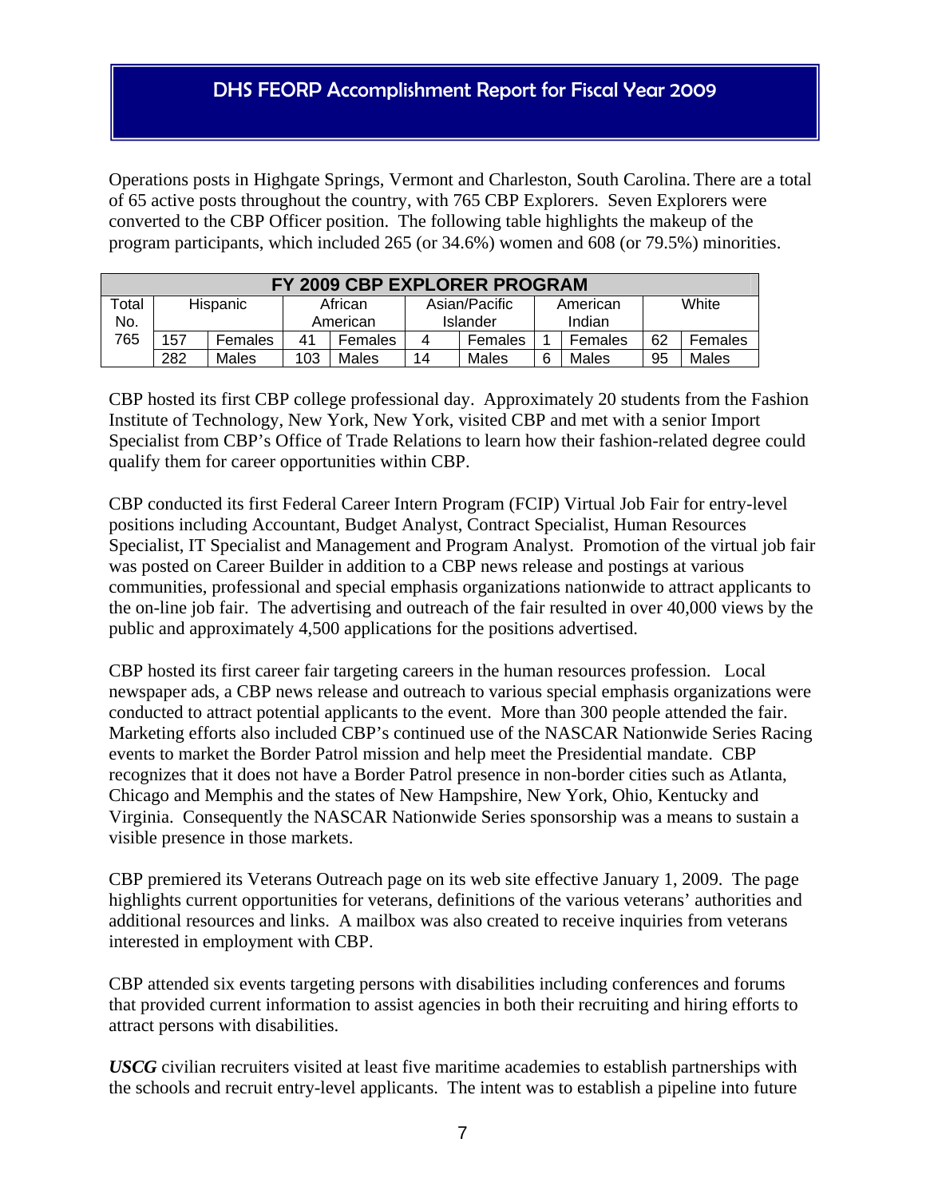Operations posts in Highgate Springs, Vermont and Charleston, South Carolina. There are a total of 65 active posts throughout the country, with 765 CBP Explorers. Seven Explorers were converted to the CBP Officer position. The following table highlights the makeup of the program participants, which included 265 (or 34.6%) women and 608 (or 79.5%) minorities.

| FY 2009 CBP EXPLORER PROGRAM | | | | | | | | | | |
|---|---|---|---|---|---|---|---|---|---|---|
| Total No. | Hispanic | | African American | | Asian/Pacific Islander | | American Indian | | White | |
| 765 | 157 | Females | 41 | Females | 4 | Females | 1 | Females | 62 | Females |
| | 282 | Males | 103 | Males | 14 | Males | 6 | Males | 95 | Males |

CBP hosted its first CBP college professional day. Approximately 20 students from the Fashion Institute of Technology, New York, New York, visited CBP and met with a senior Import Specialist from CBP's Office of Trade Relations to learn how their fashion-related degree could qualify them for career opportunities within CBP.

CBP conducted its first Federal Career Intern Program (FCIP) Virtual Job Fair for entry-level positions including Accountant, Budget Analyst, Contract Specialist, Human Resources Specialist, IT Specialist and Management and Program Analyst. Promotion of the virtual job fair was posted on Career Builder in addition to a CBP news release and postings at various communities, professional and special emphasis organizations nationwide to attract applicants to the on-line job fair. The advertising and outreach of the fair resulted in over 40,000 views by the public and approximately 4,500 applications for the positions advertised.

CBP hosted its first career fair targeting careers in the human resources profession. Local newspaper ads, a CBP news release and outreach to various special emphasis organizations were conducted to attract potential applicants to the event. More than 300 people attended the fair. Marketing efforts also included CBP's continued use of the NASCAR Nationwide Series Racing events to market the Border Patrol mission and help meet the Presidential mandate. CBP recognizes that it does not have a Border Patrol presence in non-border cities such as Atlanta, Chicago and Memphis and the states of New Hampshire, New York, Ohio, Kentucky and Virginia. Consequently the NASCAR Nationwide Series sponsorship was a means to sustain a visible presence in those markets.

CBP premiered its Veterans Outreach page on its web site effective January 1, 2009. The page highlights current opportunities for veterans, definitions of the various veterans' authorities and additional resources and links. A mailbox was also created to receive inquiries from veterans interested in employment with CBP.

CBP attended six events targeting persons with disabilities including conferences and forums that provided current information to assist agencies in both their recruiting and hiring efforts to attract persons with disabilities.

***USCG*** civilian recruiters visited at least five maritime academies to establish partnerships with the schools and recruit entry-level applicants. The intent was to establish a pipeline into future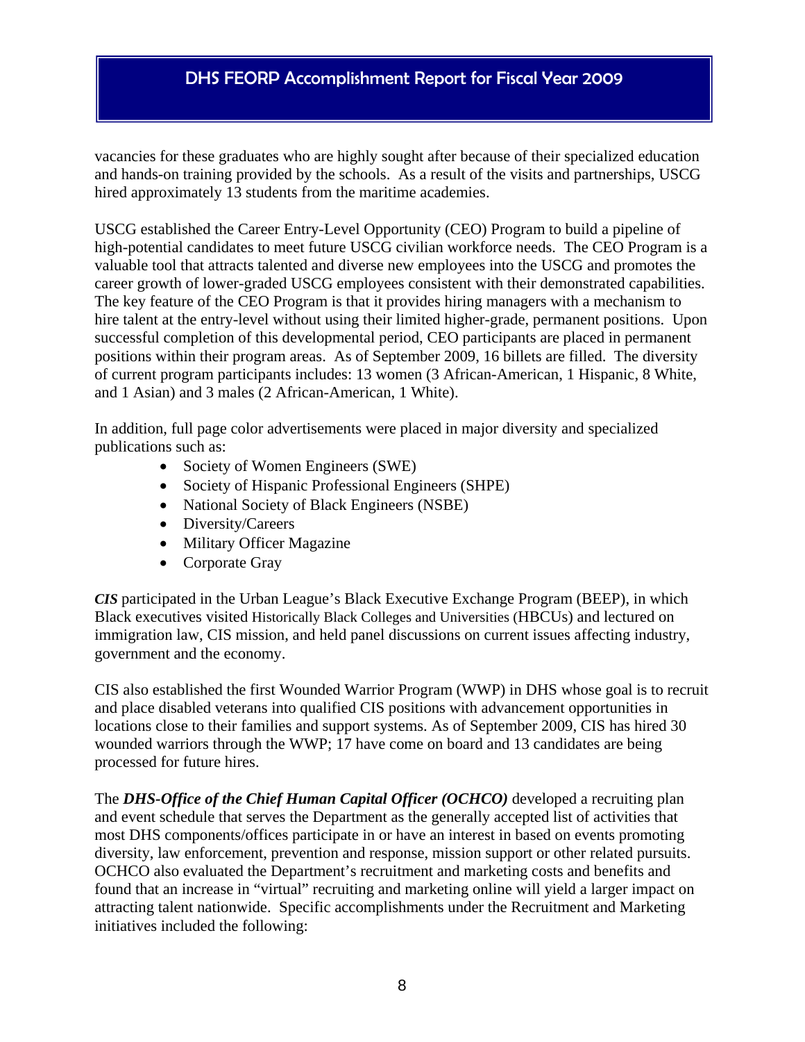vacancies for these graduates who are highly sought after because of their specialized education and hands-on training provided by the schools. As a result of the visits and partnerships, USCG hired approximately 13 students from the maritime academies.

USCG established the Career Entry-Level Opportunity (CEO) Program to build a pipeline of high-potential candidates to meet future USCG civilian workforce needs. The CEO Program is a valuable tool that attracts talented and diverse new employees into the USCG and promotes the career growth of lower-graded USCG employees consistent with their demonstrated capabilities. The key feature of the CEO Program is that it provides hiring managers with a mechanism to hire talent at the entry-level without using their limited higher-grade, permanent positions. Upon successful completion of this developmental period, CEO participants are placed in permanent positions within their program areas. As of September 2009, 16 billets are filled. The diversity of current program participants includes: 13 women (3 African-American, 1 Hispanic, 8 White, and 1 Asian) and 3 males (2 African-American, 1 White).

In addition, full page color advertisements were placed in major diversity and specialized publications such as:

- Society of Women Engineers (SWE)
- Society of Hispanic Professional Engineers (SHPE)
- National Society of Black Engineers (NSBE)
- Diversity/Careers
- Military Officer Magazine
- Corporate Gray

***CIS*** participated in the Urban League's Black Executive Exchange Program (BEEP), in which Black executives visited Historically Black Colleges and Universities (HBCUs) and lectured on immigration law, CIS mission, and held panel discussions on current issues affecting industry, government and the economy.

CIS also established the first Wounded Warrior Program (WWP) in DHS whose goal is to recruit and place disabled veterans into qualified CIS positions with advancement opportunities in locations close to their families and support systems. As of September 2009, CIS has hired 30 wounded warriors through the WWP; 17 have come on board and 13 candidates are being processed for future hires.

The ***DHS-Office of the Chief Human Capital Officer (OCHCO)*** developed a recruiting plan and event schedule that serves the Department as the generally accepted list of activities that most DHS components/offices participate in or have an interest in based on events promoting diversity, law enforcement, prevention and response, mission support or other related pursuits. OCHCO also evaluated the Department's recruitment and marketing costs and benefits and found that an increase in "virtual" recruiting and marketing online will yield a larger impact on attracting talent nationwide. Specific accomplishments under the Recruitment and Marketing initiatives included the following: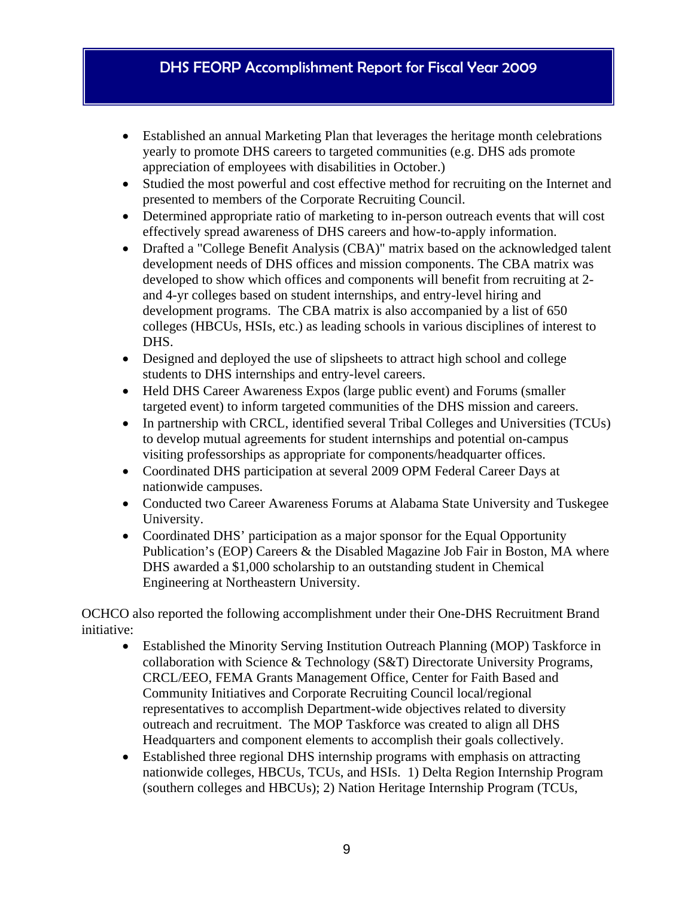- Established an annual Marketing Plan that leverages the heritage month celebrations yearly to promote DHS careers to targeted communities (e.g. DHS ads promote appreciation of employees with disabilities in October.)
- Studied the most powerful and cost effective method for recruiting on the Internet and presented to members of the Corporate Recruiting Council.
- Determined appropriate ratio of marketing to in-person outreach events that will cost effectively spread awareness of DHS careers and how-to-apply information.
- Drafted a "College Benefit Analysis (CBA)" matrix based on the acknowledged talent development needs of DHS offices and mission components. The CBA matrix was developed to show which offices and components will benefit from recruiting at 2- and 4-yr colleges based on student internships, and entry-level hiring and development programs. The CBA matrix is also accompanied by a list of 650 colleges (HBCUs, HSIs, etc.) as leading schools in various disciplines of interest to DHS.
- Designed and deployed the use of slipsheets to attract high school and college students to DHS internships and entry-level careers.
- Held DHS Career Awareness Expos (large public event) and Forums (smaller targeted event) to inform targeted communities of the DHS mission and careers.
- In partnership with CRCL, identified several Tribal Colleges and Universities (TCUs) to develop mutual agreements for student internships and potential on-campus visiting professorships as appropriate for components/headquarter offices.
- Coordinated DHS participation at several 2009 OPM Federal Career Days at nationwide campuses.
- Conducted two Career Awareness Forums at Alabama State University and Tuskegee University.
- Coordinated DHS' participation as a major sponsor for the Equal Opportunity Publication's (EOP) Careers & the Disabled Magazine Job Fair in Boston, MA where DHS awarded a $1,000 scholarship to an outstanding student in Chemical Engineering at Northeastern University.

OCHCO also reported the following accomplishment under their One-DHS Recruitment Brand initiative:

- Established the Minority Serving Institution Outreach Planning (MOP) Taskforce in collaboration with Science & Technology (S&T) Directorate University Programs, CRCL/EEO, FEMA Grants Management Office, Center for Faith Based and Community Initiatives and Corporate Recruiting Council local/regional representatives to accomplish Department-wide objectives related to diversity outreach and recruitment. The MOP Taskforce was created to align all DHS Headquarters and component elements to accomplish their goals collectively.
- Established three regional DHS internship programs with emphasis on attracting nationwide colleges, HBCUs, TCUs, and HSIs. 1) Delta Region Internship Program (southern colleges and HBCUs); 2) Nation Heritage Internship Program (TCUs,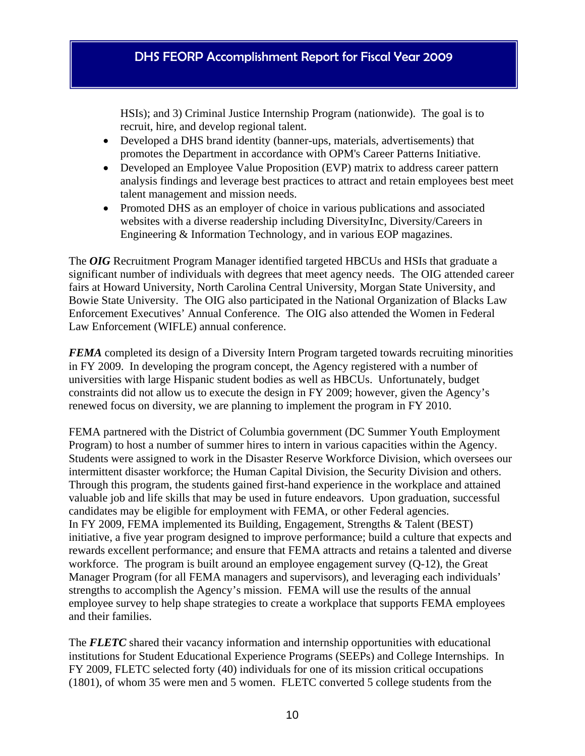HSIs); and 3) Criminal Justice Internship Program (nationwide). The goal is to recruit, hire, and develop regional talent.

- Developed a DHS brand identity (banner-ups, materials, advertisements) that promotes the Department in accordance with OPM's Career Patterns Initiative.
- Developed an Employee Value Proposition (EVP) matrix to address career pattern analysis findings and leverage best practices to attract and retain employees best meet talent management and mission needs.
- Promoted DHS as an employer of choice in various publications and associated websites with a diverse readership including DiversityInc, Diversity/Careers in Engineering & Information Technology, and in various EOP magazines.

The ***OIG*** Recruitment Program Manager identified targeted HBCUs and HSIs that graduate a significant number of individuals with degrees that meet agency needs. The OIG attended career fairs at Howard University, North Carolina Central University, Morgan State University, and Bowie State University. The OIG also participated in the National Organization of Blacks Law Enforcement Executives' Annual Conference. The OIG also attended the Women in Federal Law Enforcement (WIFLE) annual conference.

***FEMA*** completed its design of a Diversity Intern Program targeted towards recruiting minorities in FY 2009. In developing the program concept, the Agency registered with a number of universities with large Hispanic student bodies as well as HBCUs. Unfortunately, budget constraints did not allow us to execute the design in FY 2009; however, given the Agency's renewed focus on diversity, we are planning to implement the program in FY 2010.

FEMA partnered with the District of Columbia government (DC Summer Youth Employment Program) to host a number of summer hires to intern in various capacities within the Agency. Students were assigned to work in the Disaster Reserve Workforce Division, which oversees our intermittent disaster workforce; the Human Capital Division, the Security Division and others. Through this program, the students gained first-hand experience in the workplace and attained valuable job and life skills that may be used in future endeavors. Upon graduation, successful candidates may be eligible for employment with FEMA, or other Federal agencies.
In FY 2009, FEMA implemented its Building, Engagement, Strengths & Talent (BEST) initiative, a five year program designed to improve performance; build a culture that expects and rewards excellent performance; and ensure that FEMA attracts and retains a talented and diverse workforce. The program is built around an employee engagement survey (Q-12), the Great Manager Program (for all FEMA managers and supervisors), and leveraging each individuals' strengths to accomplish the Agency's mission. FEMA will use the results of the annual employee survey to help shape strategies to create a workplace that supports FEMA employees and their families.

The ***FLETC*** shared their vacancy information and internship opportunities with educational institutions for Student Educational Experience Programs (SEEPs) and College Internships. In FY 2009, FLETC selected forty (40) individuals for one of its mission critical occupations (1801), of whom 35 were men and 5 women. FLETC converted 5 college students from the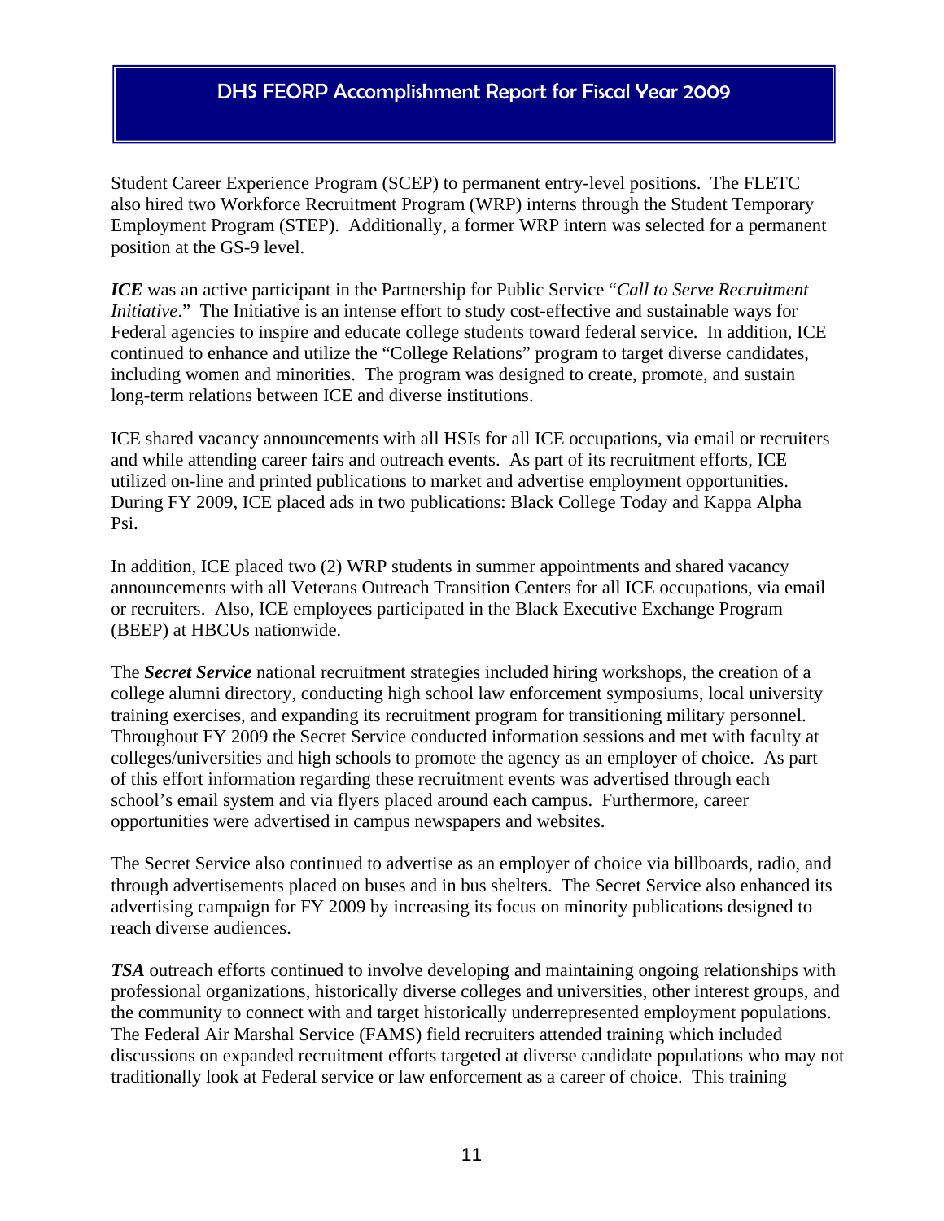Student Career Experience Program (SCEP) to permanent entry-level positions. The FLETC also hired two Workforce Recruitment Program (WRP) interns through the Student Temporary Employment Program (STEP). Additionally, a former WRP intern was selected for a permanent position at the GS-9 level.

***ICE*** was an active participant in the Partnership for Public Service "*Call to Serve Recruitment Initiative*." The Initiative is an intense effort to study cost-effective and sustainable ways for Federal agencies to inspire and educate college students toward federal service. In addition, ICE continued to enhance and utilize the "College Relations" program to target diverse candidates, including women and minorities. The program was designed to create, promote, and sustain long-term relations between ICE and diverse institutions.

ICE shared vacancy announcements with all HSIs for all ICE occupations, via email or recruiters and while attending career fairs and outreach events. As part of its recruitment efforts, ICE utilized on-line and printed publications to market and advertise employment opportunities. During FY 2009, ICE placed ads in two publications: Black College Today and Kappa Alpha Psi.

In addition, ICE placed two (2) WRP students in summer appointments and shared vacancy announcements with all Veterans Outreach Transition Centers for all ICE occupations, via email or recruiters. Also, ICE employees participated in the Black Executive Exchange Program (BEEP) at HBCUs nationwide.

The ***Secret Service*** national recruitment strategies included hiring workshops, the creation of a college alumni directory, conducting high school law enforcement symposiums, local university training exercises, and expanding its recruitment program for transitioning military personnel. Throughout FY 2009 the Secret Service conducted information sessions and met with faculty at colleges/universities and high schools to promote the agency as an employer of choice. As part of this effort information regarding these recruitment events was advertised through each school's email system and via flyers placed around each campus. Furthermore, career opportunities were advertised in campus newspapers and websites.

The Secret Service also continued to advertise as an employer of choice via billboards, radio, and through advertisements placed on buses and in bus shelters. The Secret Service also enhanced its advertising campaign for FY 2009 by increasing its focus on minority publications designed to reach diverse audiences.

***TSA*** outreach efforts continued to involve developing and maintaining ongoing relationships with professional organizations, historically diverse colleges and universities, other interest groups, and the community to connect with and target historically underrepresented employment populations. The Federal Air Marshal Service (FAMS) field recruiters attended training which included discussions on expanded recruitment efforts targeted at diverse candidate populations who may not traditionally look at Federal service or law enforcement as a career of choice. This training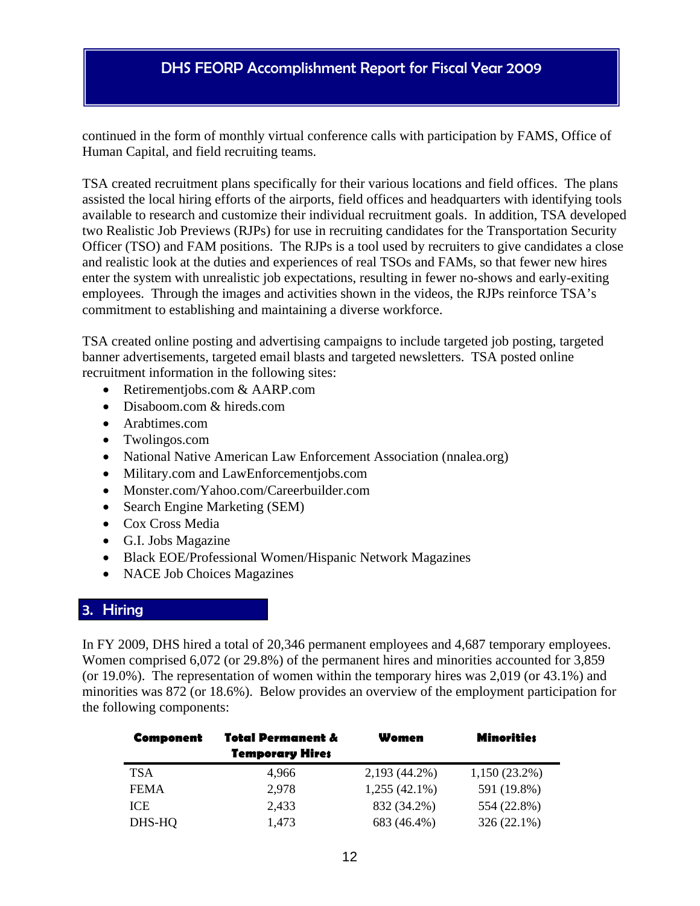continued in the form of monthly virtual conference calls with participation by FAMS, Office of Human Capital, and field recruiting teams.

TSA created recruitment plans specifically for their various locations and field offices. The plans assisted the local hiring efforts of the airports, field offices and headquarters with identifying tools available to research and customize their individual recruitment goals. In addition, TSA developed two Realistic Job Previews (RJPs) for use in recruiting candidates for the Transportation Security Officer (TSO) and FAM positions. The RJPs is a tool used by recruiters to give candidates a close and realistic look at the duties and experiences of real TSOs and FAMs, so that fewer new hires enter the system with unrealistic job expectations, resulting in fewer no-shows and early-exiting employees. Through the images and activities shown in the videos, the RJPs reinforce TSA's commitment to establishing and maintaining a diverse workforce.

TSA created online posting and advertising campaigns to include targeted job posting, targeted banner advertisements, targeted email blasts and targeted newsletters. TSA posted online recruitment information in the following sites:

- Retirementjobs.com & AARP.com
- Disaboom.com & hireds.com
- Arabtimes.com
- Twolingos.com
- National Native American Law Enforcement Association (nnalea.org)
- Military.com and LawEnforcementjobs.com
- Monster.com/Yahoo.com/Careerbuilder.com
- Search Engine Marketing (SEM)
- Cox Cross Media
- G.I. Jobs Magazine
- Black EOE/Professional Women/Hispanic Network Magazines
- NACE Job Choices Magazines

## 3. Hiring

In FY 2009, DHS hired a total of 20,346 permanent employees and 4,687 temporary employees. Women comprised 6,072 (or 29.8%) of the permanent hires and minorities accounted for 3,859 (or 19.0%). The representation of women within the temporary hires was 2,019 (or 43.1%) and minorities was 872 (or 18.6%). Below provides an overview of the employment participation for the following components:

| Component | Total Permanent & Temporary Hires | Women | Minorities |
|---|---|---|---|
| TSA | 4,966 | 2,193 (44.2%) | 1,150 (23.2%) |
| FEMA | 2,978 | 1,255 (42.1%) | 591 (19.8%) |
| ICE | 2,433 | 832 (34.2%) | 554 (22.8%) |
| DHS-HQ | 1,473 | 683 (46.4%) | 326 (22.1%) |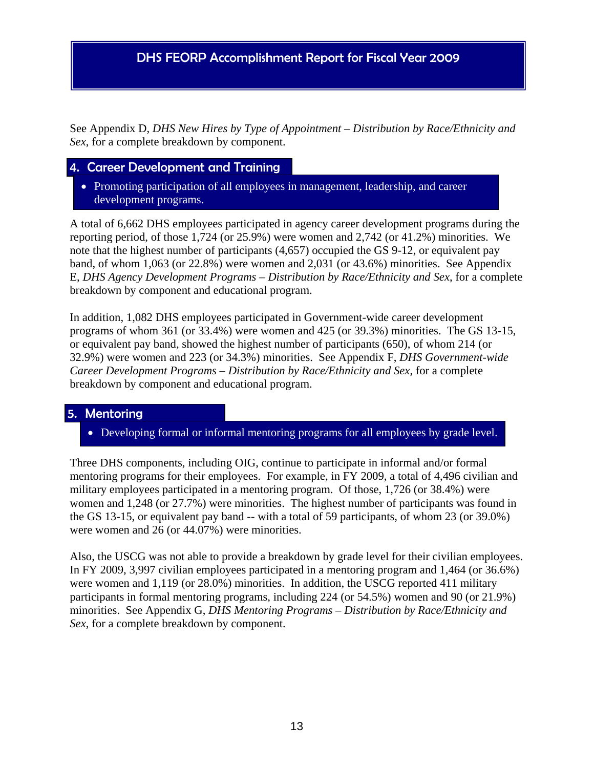See Appendix D, *DHS New Hires by Type of Appointment – Distribution by Race/Ethnicity and Sex*, for a complete breakdown by component.

## 4. Career Development and Training

- Promoting participation of all employees in management, leadership, and career development programs.

A total of 6,662 DHS employees participated in agency career development programs during the reporting period, of those 1,724 (or 25.9%) were women and 2,742 (or 41.2%) minorities. We note that the highest number of participants (4,657) occupied the GS 9-12, or equivalent pay band, of whom 1,063 (or 22.8%) were women and 2,031 (or 43.6%) minorities. See Appendix E, *DHS Agency Development Programs – Distribution by Race/Ethnicity and Sex*, for a complete breakdown by component and educational program.

In addition, 1,082 DHS employees participated in Government-wide career development programs of whom 361 (or 33.4%) were women and 425 (or 39.3%) minorities. The GS 13-15, or equivalent pay band, showed the highest number of participants (650), of whom 214 (or 32.9%) were women and 223 (or 34.3%) minorities. See Appendix F, *DHS Government-wide Career Development Programs – Distribution by Race/Ethnicity and Sex*, for a complete breakdown by component and educational program.

## 5. Mentoring

- Developing formal or informal mentoring programs for all employees by grade level.

Three DHS components, including OIG, continue to participate in informal and/or formal mentoring programs for their employees. For example, in FY 2009, a total of 4,496 civilian and military employees participated in a mentoring program. Of those, 1,726 (or 38.4%) were women and 1,248 (or 27.7%) were minorities. The highest number of participants was found in the GS 13-15, or equivalent pay band -- with a total of 59 participants, of whom 23 (or 39.0%) were women and 26 (or 44.07%) were minorities.

Also, the USCG was not able to provide a breakdown by grade level for their civilian employees. In FY 2009, 3,997 civilian employees participated in a mentoring program and 1,464 (or 36.6%) were women and 1,119 (or 28.0%) minorities. In addition, the USCG reported 411 military participants in formal mentoring programs, including 224 (or 54.5%) women and 90 (or 21.9%) minorities. See Appendix G, *DHS Mentoring Programs – Distribution by Race/Ethnicity and Sex*, for a complete breakdown by component.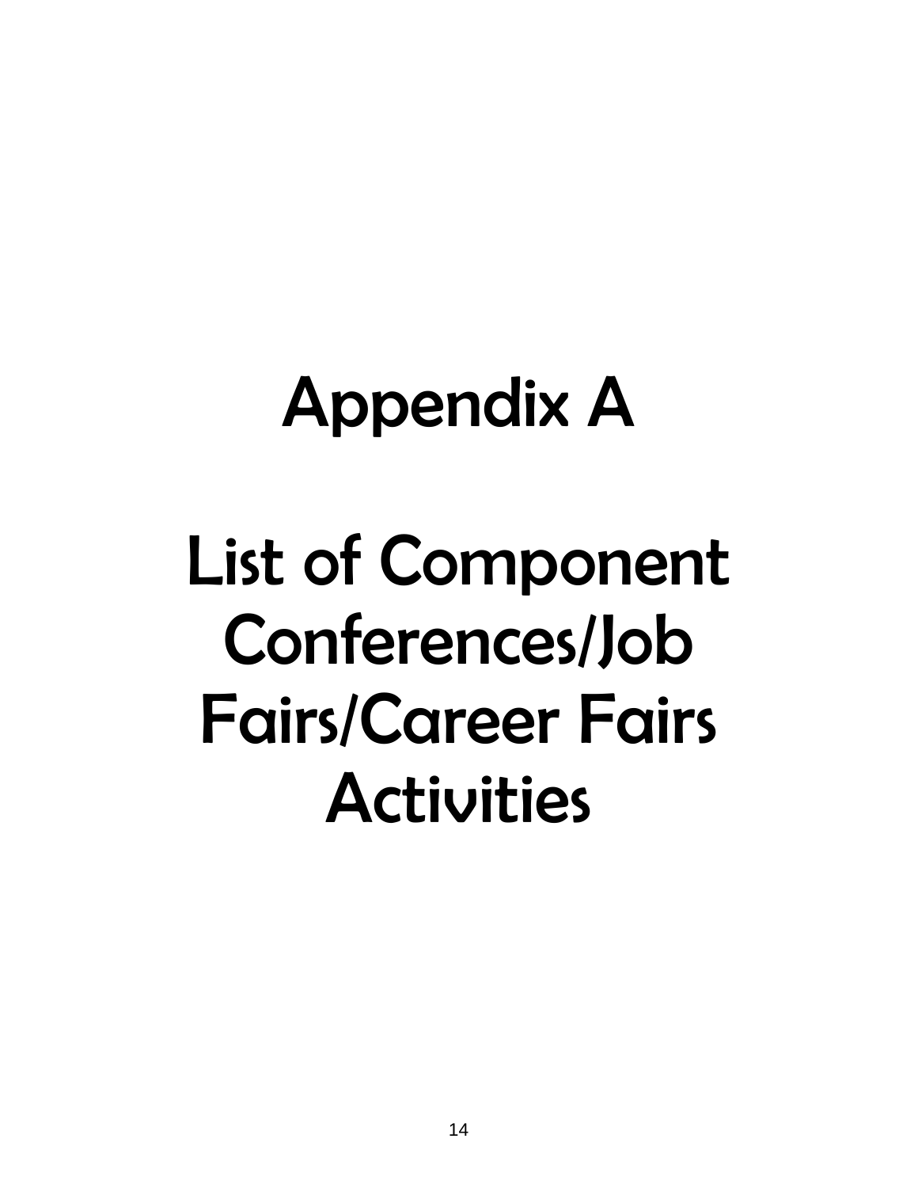# Appendix A

# List of Component Conferences/Job Fairs/Career Fairs Activities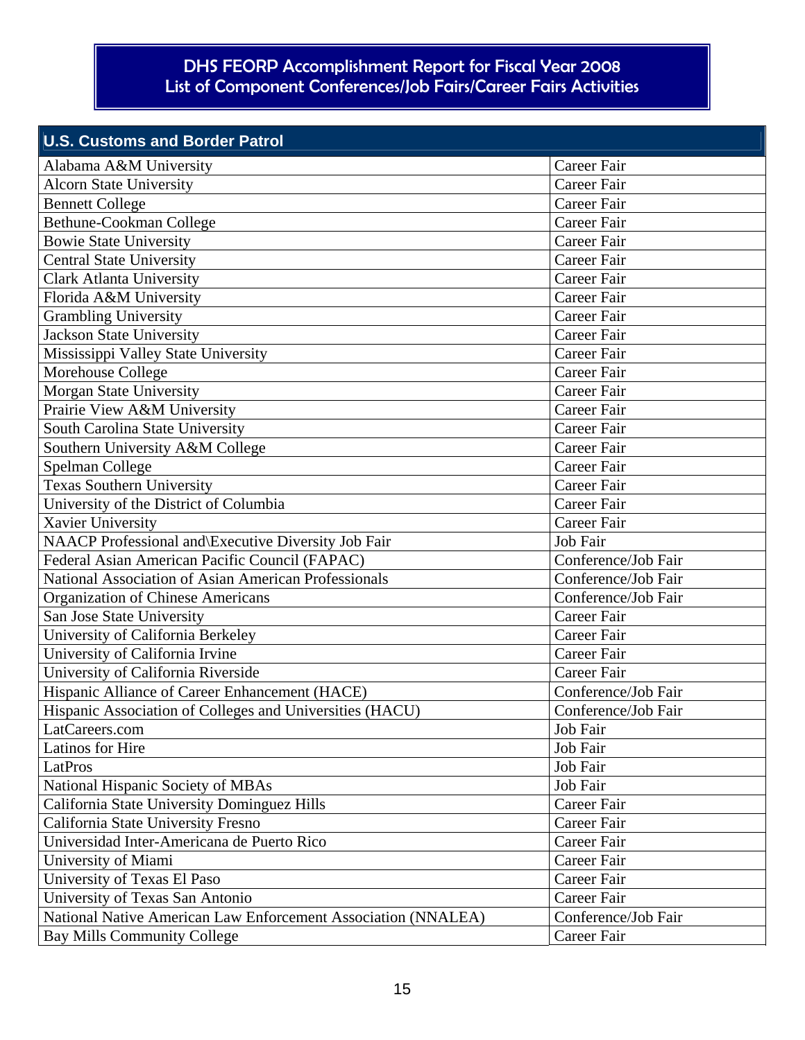## DHS FEORP Accomplishment Report for Fiscal Year 2008
## List of Component Conferences/Job Fairs/Career Fairs Activities

| U.S. Customs and Border Patrol | |
|---|---|
| Alabama A&M University | Career Fair |
| Alcorn State University | Career Fair |
| Bennett College | Career Fair |
| Bethune-Cookman College | Career Fair |
| Bowie State University | Career Fair |
| Central State University | Career Fair |
| Clark Atlanta University | Career Fair |
| Florida A&M University | Career Fair |
| Grambling University | Career Fair |
| Jackson State University | Career Fair |
| Mississippi Valley State University | Career Fair |
| Morehouse College | Career Fair |
| Morgan State University | Career Fair |
| Prairie View A&M University | Career Fair |
| South Carolina State University | Career Fair |
| Southern University A&M College | Career Fair |
| Spelman College | Career Fair |
| Texas Southern University | Career Fair |
| University of the District of Columbia | Career Fair |
| Xavier University | Career Fair |
| NAACP Professional and\Executive Diversity Job Fair | Job Fair |
| Federal Asian American Pacific Council (FAPAC) | Conference/Job Fair |
| National Association of Asian American Professionals | Conference/Job Fair |
| Organization of Chinese Americans | Conference/Job Fair |
| San Jose State University | Career Fair |
| University of California Berkeley | Career Fair |
| University of California Irvine | Career Fair |
| University of California Riverside | Career Fair |
| Hispanic Alliance of Career Enhancement (HACE) | Conference/Job Fair |
| Hispanic Association of Colleges and Universities (HACU) | Conference/Job Fair |
| LatCareers.com | Job Fair |
| Latinos for Hire | Job Fair |
| LatPros | Job Fair |
| National Hispanic Society of MBAs | Job Fair |
| California State University Dominguez Hills | Career Fair |
| California State University Fresno | Career Fair |
| Universidad Inter-Americana de Puerto Rico | Career Fair |
| University of Miami | Career Fair |
| University of Texas El Paso | Career Fair |
| University of Texas San Antonio | Career Fair |
| National Native American Law Enforcement Association (NNALEA) | Conference/Job Fair |
| Bay Mills Community College | Career Fair |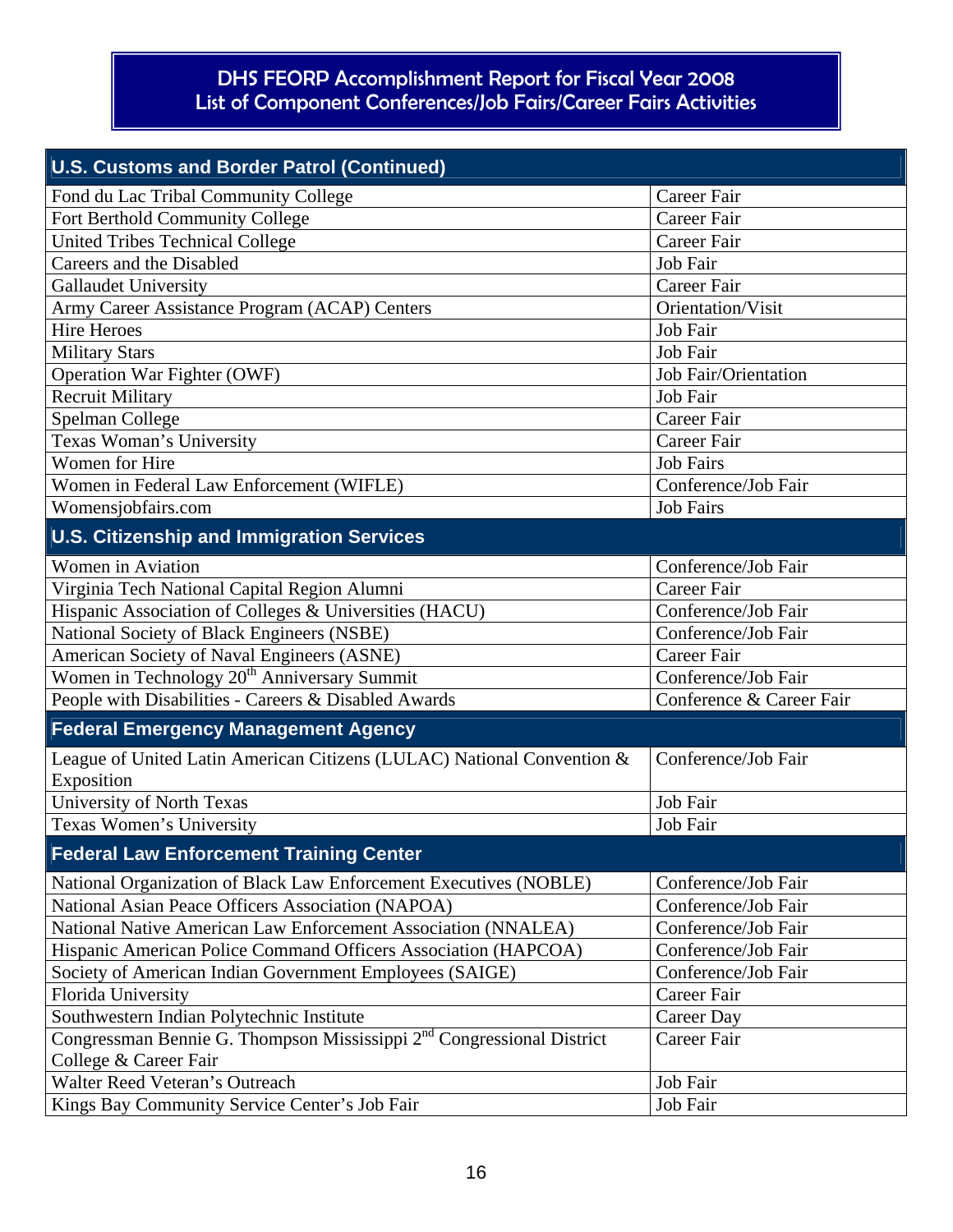# DHS FEORP Accomplishment Report for Fiscal Year 2008
## List of Component Conferences/Job Fairs/Career Fairs Activities

| U.S. Customs and Border Patrol (Continued) | |
|---|---|
| Fond du Lac Tribal Community College | Career Fair |
| Fort Berthold Community College | Career Fair |
| United Tribes Technical College | Career Fair |
| Careers and the Disabled | Job Fair |
| Gallaudet University | Career Fair |
| Army Career Assistance Program (ACAP) Centers | Orientation/Visit |
| Hire Heroes | Job Fair |
| Military Stars | Job Fair |
| Operation War Fighter (OWF) | Job Fair/Orientation |
| Recruit Military | Job Fair |
| Spelman College | Career Fair |
| Texas Woman's University | Career Fair |
| Women for Hire | Job Fairs |
| Women in Federal Law Enforcement (WIFLE) | Conference/Job Fair |
| Womensjobfairs.com | Job Fairs |
| **U.S. Citizenship and Immigration Services** | |
| Women in Aviation | Conference/Job Fair |
| Virginia Tech National Capital Region Alumni | Career Fair |
| Hispanic Association of Colleges & Universities (HACU) | Conference/Job Fair |
| National Society of Black Engineers (NSBE) | Conference/Job Fair |
| American Society of Naval Engineers (ASNE) | Career Fair |
| Women in Technology 20th Anniversary Summit | Conference/Job Fair |
| People with Disabilities - Careers & Disabled Awards | Conference & Career Fair |
| **Federal Emergency Management Agency** | |
| League of United Latin American Citizens (LULAC) National Convention & Exposition | Conference/Job Fair |
| University of North Texas | Job Fair |
| Texas Women's University | Job Fair |
| **Federal Law Enforcement Training Center** | |
| National Organization of Black Law Enforcement Executives (NOBLE) | Conference/Job Fair |
| National Asian Peace Officers Association (NAPOA) | Conference/Job Fair |
| National Native American Law Enforcement Association (NNALEA) | Conference/Job Fair |
| Hispanic American Police Command Officers Association (HAPCOA) | Conference/Job Fair |
| Society of American Indian Government Employees (SAIGE) | Conference/Job Fair |
| Florida University | Career Fair |
| Southwestern Indian Polytechnic Institute | Career Day |
| Congressman Bennie G. Thompson Mississippi 2nd Congressional District College & Career Fair | Career Fair |
| Walter Reed Veteran's Outreach | Job Fair |
| Kings Bay Community Service Center's Job Fair | Job Fair |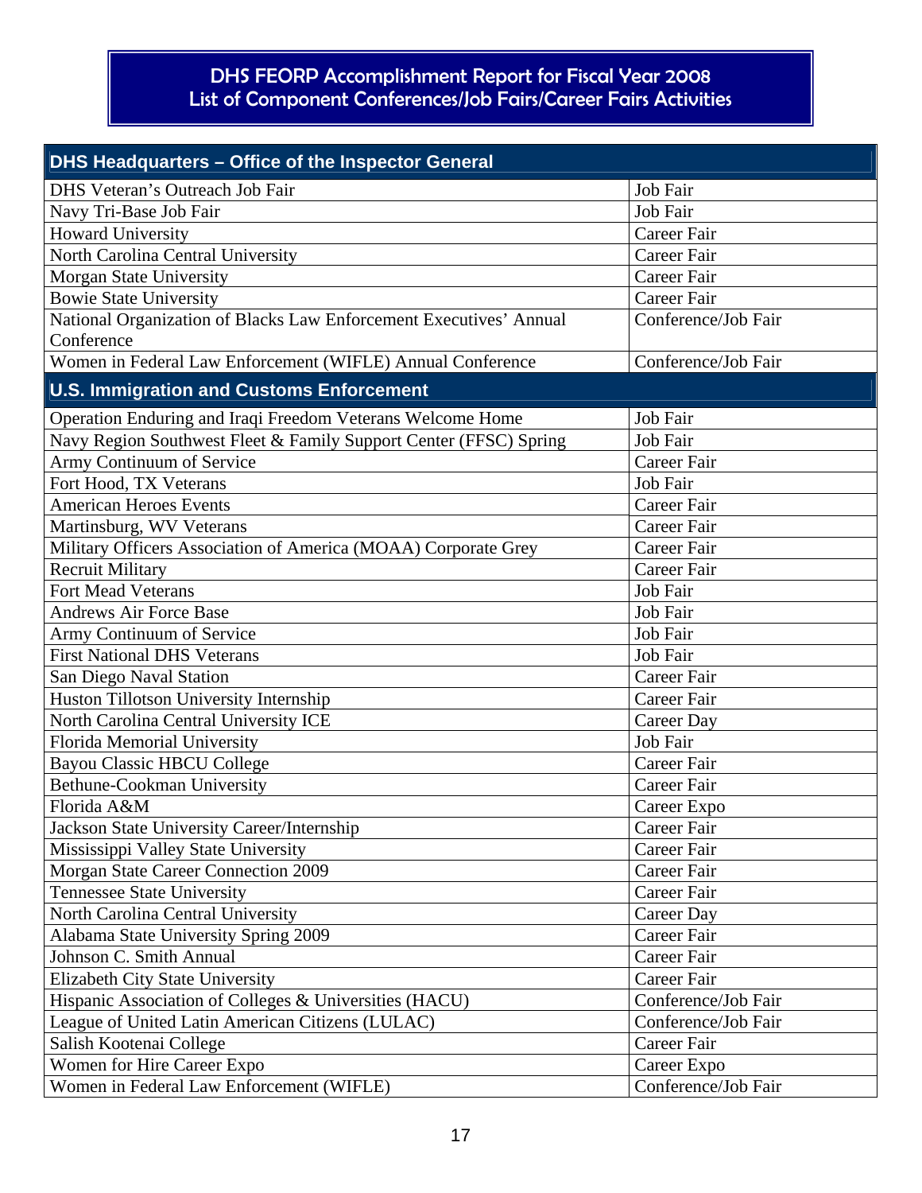# DHS FEORP Accomplishment Report for Fiscal Year 2008
## List of Component Conferences/Job Fairs/Career Fairs Activities

| DHS Headquarters – Office of the Inspector General | |
|---|---|
| DHS Veteran's Outreach Job Fair | Job Fair |
| Navy Tri-Base Job Fair | Job Fair |
| Howard University | Career Fair |
| North Carolina Central University | Career Fair |
| Morgan State University | Career Fair |
| Bowie State University | Career Fair |
| National Organization of Blacks Law Enforcement Executives' Annual Conference | Conference/Job Fair |
| Women in Federal Law Enforcement (WIFLE) Annual Conference | Conference/Job Fair |

| U.S. Immigration and Customs Enforcement | |
|---|---|
| Operation Enduring and Iraqi Freedom Veterans Welcome Home | Job Fair |
| Navy Region Southwest Fleet & Family Support Center (FFSC) Spring | Job Fair |
| Army Continuum of Service | Career Fair |
| Fort Hood, TX Veterans | Job Fair |
| American Heroes Events | Career Fair |
| Martinsburg, WV Veterans | Career Fair |
| Military Officers Association of America (MOAA) Corporate Grey | Career Fair |
| Recruit Military | Career Fair |
| Fort Mead Veterans | Job Fair |
| Andrews Air Force Base | Job Fair |
| Army Continuum of Service | Job Fair |
| First National DHS Veterans | Job Fair |
| San Diego Naval Station | Career Fair |
| Huston Tillotson University Internship | Career Fair |
| North Carolina Central University ICE | Career Day |
| Florida Memorial University | Job Fair |
| Bayou Classic HBCU College | Career Fair |
| Bethune-Cookman University | Career Fair |
| Florida A&M | Career Expo |
| Jackson State University Career/Internship | Career Fair |
| Mississippi Valley State University | Career Fair |
| Morgan State Career Connection 2009 | Career Fair |
| Tennessee State University | Career Fair |
| North Carolina Central University | Career Day |
| Alabama State University Spring 2009 | Career Fair |
| Johnson C. Smith Annual | Career Fair |
| Elizabeth City State University | Career Fair |
| Hispanic Association of Colleges & Universities (HACU) | Conference/Job Fair |
| League of United Latin American Citizens (LULAC) | Conference/Job Fair |
| Salish Kootenai College | Career Fair |
| Women for Hire Career Expo | Career Expo |
| Women in Federal Law Enforcement (WIFLE) | Conference/Job Fair |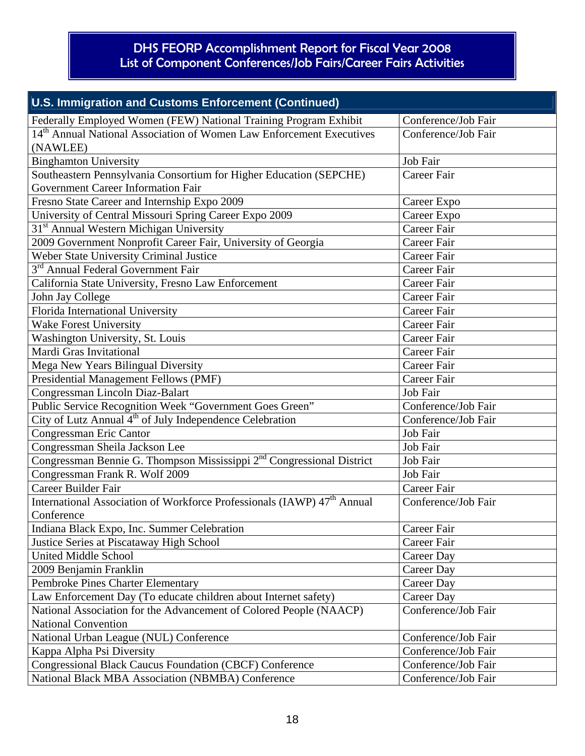# DHS FEORP Accomplishment Report for Fiscal Year 2008
## List of Component Conferences/Job Fairs/Career Fairs Activities

| U.S. Immigration and Customs Enforcement (Continued) | |
|---|---|
| Federally Employed Women (FEW) National Training Program Exhibit | Conference/Job Fair |
| 14th Annual National Association of Women Law Enforcement Executives (NAWLEE) | Conference/Job Fair |
| Binghamton University | Job Fair |
| Southeastern Pennsylvania Consortium for Higher Education (SEPCHE) Government Career Information Fair | Career Fair |
| Fresno State Career and Internship Expo 2009 | Career Expo |
| University of Central Missouri Spring Career Expo 2009 | Career Expo |
| 31st Annual Western Michigan University | Career Fair |
| 2009 Government Nonprofit Career Fair, University of Georgia | Career Fair |
| Weber State University Criminal Justice | Career Fair |
| 3rd Annual Federal Government Fair | Career Fair |
| California State University, Fresno Law Enforcement | Career Fair |
| John Jay College | Career Fair |
| Florida International University | Career Fair |
| Wake Forest University | Career Fair |
| Washington University, St. Louis | Career Fair |
| Mardi Gras Invitational | Career Fair |
| Mega New Years Bilingual Diversity | Career Fair |
| Presidential Management Fellows (PMF) | Career Fair |
| Congressman Lincoln Diaz-Balart | Job Fair |
| Public Service Recognition Week "Government Goes Green" | Conference/Job Fair |
| City of Lutz Annual 4th of July Independence Celebration | Conference/Job Fair |
| Congressman Eric Cantor | Job Fair |
| Congressman Sheila Jackson Lee | Job Fair |
| Congressman Bennie G. Thompson Mississippi 2nd Congressional District | Job Fair |
| Congressman Frank R. Wolf 2009 | Job Fair |
| Career Builder Fair | Career Fair |
| International Association of Workforce Professionals (IAWP) 47th Annual Conference | Conference/Job Fair |
| Indiana Black Expo, Inc. Summer Celebration | Career Fair |
| Justice Series at Piscataway High School | Career Fair |
| United Middle School | Career Day |
| 2009 Benjamin Franklin | Career Day |
| Pembroke Pines Charter Elementary | Career Day |
| Law Enforcement Day (To educate children about Internet safety) | Career Day |
| National Association for the Advancement of Colored People (NAACP) National Convention | Conference/Job Fair |
| National Urban League (NUL) Conference | Conference/Job Fair |
| Kappa Alpha Psi Diversity | Conference/Job Fair |
| Congressional Black Caucus Foundation (CBCF) Conference | Conference/Job Fair |
| National Black MBA Association (NBMBA) Conference | Conference/Job Fair |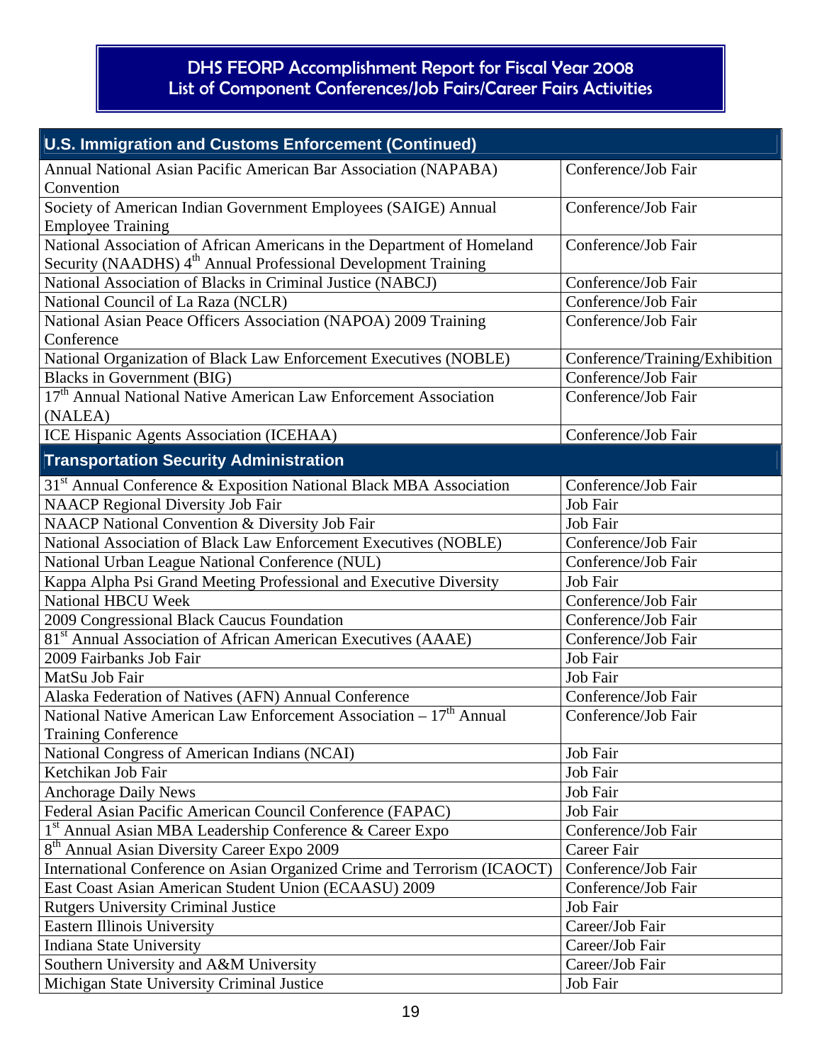# DHS FEORP Accomplishment Report for Fiscal Year 2008
## List of Component Conferences/Job Fairs/Career Fairs Activities

| U.S. Immigration and Customs Enforcement (Continued) | |
|---|---|
| Annual National Asian Pacific American Bar Association (NAPABA) Convention | Conference/Job Fair |
| Society of American Indian Government Employees (SAIGE) Annual Employee Training | Conference/Job Fair |
| National Association of African Americans in the Department of Homeland Security (NAADHS) 4th Annual Professional Development Training | Conference/Job Fair |
| National Association of Blacks in Criminal Justice (NABCJ) | Conference/Job Fair |
| National Council of La Raza (NCLR) | Conference/Job Fair |
| National Asian Peace Officers Association (NAPOA) 2009 Training Conference | Conference/Job Fair |
| National Organization of Black Law Enforcement Executives (NOBLE) | Conference/Training/Exhibition |
| Blacks in Government (BIG) | Conference/Job Fair |
| 17th Annual National Native American Law Enforcement Association (NALEA) | Conference/Job Fair |
| ICE Hispanic Agents Association (ICEHAA) | Conference/Job Fair |
| **Transportation Security Administration** | |
| 31st Annual Conference & Exposition National Black MBA Association | Conference/Job Fair |
| NAACP Regional Diversity Job Fair | Job Fair |
| NAACP National Convention & Diversity Job Fair | Job Fair |
| National Association of Black Law Enforcement Executives (NOBLE) | Conference/Job Fair |
| National Urban League National Conference (NUL) | Conference/Job Fair |
| Kappa Alpha Psi Grand Meeting Professional and Executive Diversity | Job Fair |
| National HBCU Week | Conference/Job Fair |
| 2009 Congressional Black Caucus Foundation | Conference/Job Fair |
| 81st Annual Association of African American Executives (AAAE) | Conference/Job Fair |
| 2009 Fairbanks Job Fair | Job Fair |
| MatSu Job Fair | Job Fair |
| Alaska Federation of Natives (AFN) Annual Conference | Conference/Job Fair |
| National Native American Law Enforcement Association – 17th Annual Training Conference | Conference/Job Fair |
| National Congress of American Indians (NCAI) | Job Fair |
| Ketchikan Job Fair | Job Fair |
| Anchorage Daily News | Job Fair |
| Federal Asian Pacific American Council Conference (FAPAC) | Job Fair |
| 1st Annual Asian MBA Leadership Conference & Career Expo | Conference/Job Fair |
| 8th Annual Asian Diversity Career Expo 2009 | Career Fair |
| International Conference on Asian Organized Crime and Terrorism (ICAOCT) | Conference/Job Fair |
| East Coast Asian American Student Union (ECAASU) 2009 | Conference/Job Fair |
| Rutgers University Criminal Justice | Job Fair |
| Eastern Illinois University | Career/Job Fair |
| Indiana State University | Career/Job Fair |
| Southern University and A&M University | Career/Job Fair |
| Michigan State University Criminal Justice | Job Fair |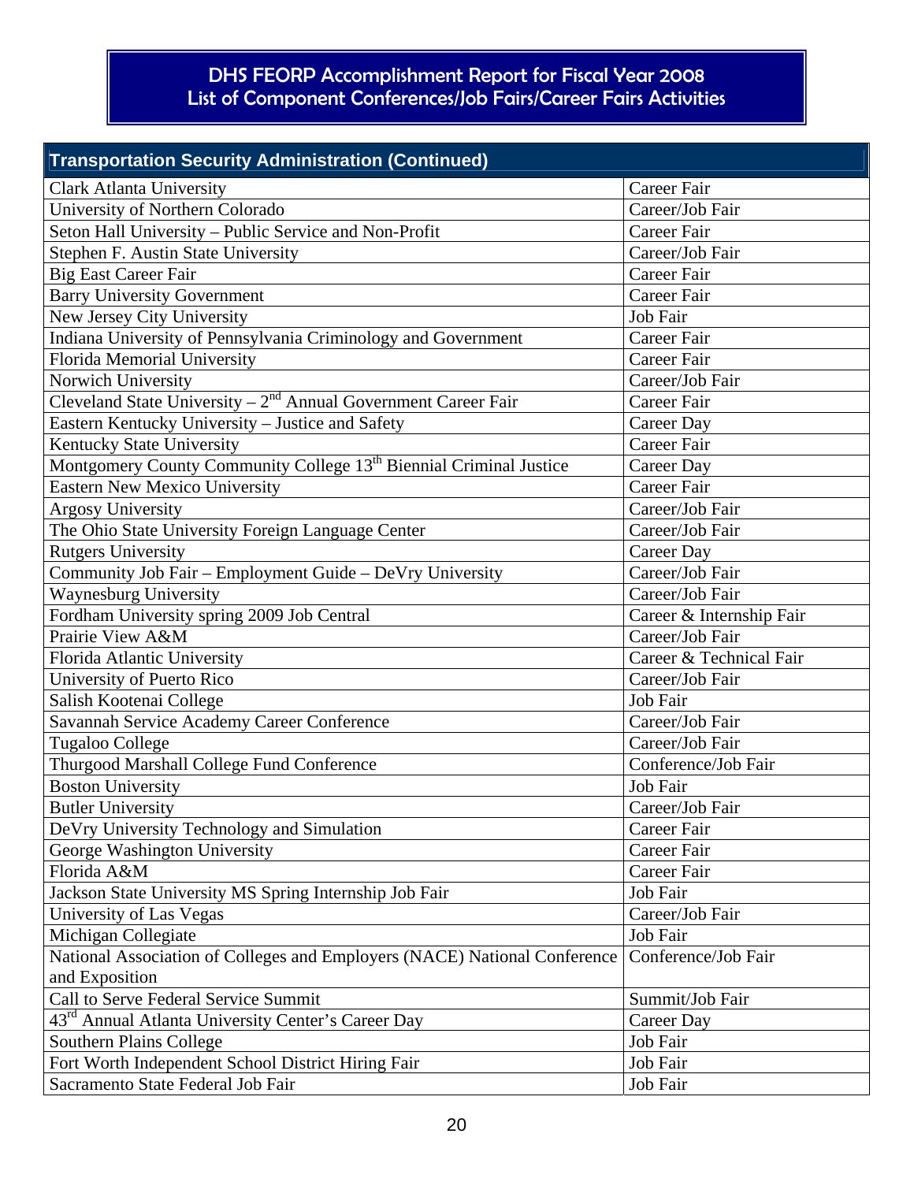# DHS FEORP Accomplishment Report for Fiscal Year 2008
## List of Component Conferences/Job Fairs/Career Fairs Activities

| Transportation Security Administration (Continued) | |
|---|---|
| Clark Atlanta University | Career Fair |
| University of Northern Colorado | Career/Job Fair |
| Seton Hall University – Public Service and Non-Profit | Career Fair |
| Stephen F. Austin State University | Career/Job Fair |
| Big East Career Fair | Career Fair |
| Barry University Government | Career Fair |
| New Jersey City University | Job Fair |
| Indiana University of Pennsylvania Criminology and Government | Career Fair |
| Florida Memorial University | Career Fair |
| Norwich University | Career/Job Fair |
| Cleveland State University – 2nd Annual Government Career Fair | Career Fair |
| Eastern Kentucky University – Justice and Safety | Career Day |
| Kentucky State University | Career Fair |
| Montgomery County Community College 13th Biennial Criminal Justice | Career Day |
| Eastern New Mexico University | Career Fair |
| Argosy University | Career/Job Fair |
| The Ohio State University Foreign Language Center | Career/Job Fair |
| Rutgers University | Career Day |
| Community Job Fair – Employment Guide – DeVry University | Career/Job Fair |
| Waynesburg University | Career/Job Fair |
| Fordham University spring 2009 Job Central | Career & Internship Fair |
| Prairie View A&M | Career/Job Fair |
| Florida Atlantic University | Career & Technical Fair |
| University of Puerto Rico | Career/Job Fair |
| Salish Kootenai College | Job Fair |
| Savannah Service Academy Career Conference | Career/Job Fair |
| Tugaloo College | Career/Job Fair |
| Thurgood Marshall College Fund Conference | Conference/Job Fair |
| Boston University | Job Fair |
| Butler University | Career/Job Fair |
| DeVry University Technology and Simulation | Career Fair |
| George Washington University | Career Fair |
| Florida A&M | Career Fair |
| Jackson State University MS Spring Internship Job Fair | Job Fair |
| University of Las Vegas | Career/Job Fair |
| Michigan Collegiate | Job Fair |
| National Association of Colleges and Employers (NACE) National Conference and Exposition | Conference/Job Fair |
| Call to Serve Federal Service Summit | Summit/Job Fair |
| 43rd Annual Atlanta University Center's Career Day | Career Day |
| Southern Plains College | Job Fair |
| Fort Worth Independent School District Hiring Fair | Job Fair |
| Sacramento State Federal Job Fair | Job Fair |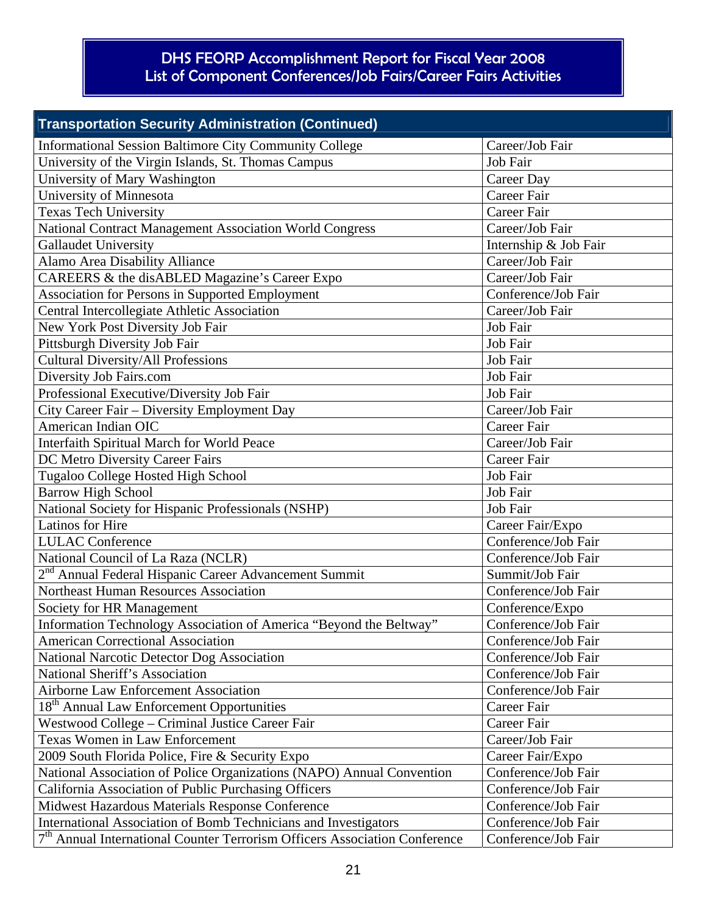# DHS FEORP Accomplishment Report for Fiscal Year 2008
## List of Component Conferences/Job Fairs/Career Fairs Activities

| Transportation Security Administration (Continued) | |
|---|---|
| Informational Session Baltimore City Community College | Career/Job Fair |
| University of the Virgin Islands, St. Thomas Campus | Job Fair |
| University of Mary Washington | Career Day |
| University of Minnesota | Career Fair |
| Texas Tech University | Career Fair |
| National Contract Management Association World Congress | Career/Job Fair |
| Gallaudet University | Internship & Job Fair |
| Alamo Area Disability Alliance | Career/Job Fair |
| CAREERS & the disABLED Magazine's Career Expo | Career/Job Fair |
| Association for Persons in Supported Employment | Conference/Job Fair |
| Central Intercollegiate Athletic Association | Career/Job Fair |
| New York Post Diversity Job Fair | Job Fair |
| Pittsburgh Diversity Job Fair | Job Fair |
| Cultural Diversity/All Professions | Job Fair |
| Diversity Job Fairs.com | Job Fair |
| Professional Executive/Diversity Job Fair | Job Fair |
| City Career Fair – Diversity Employment Day | Career/Job Fair |
| American Indian OIC | Career Fair |
| Interfaith Spiritual March for World Peace | Career/Job Fair |
| DC Metro Diversity Career Fairs | Career Fair |
| Tugaloo College Hosted High School | Job Fair |
| Barrow High School | Job Fair |
| National Society for Hispanic Professionals (NSHP) | Job Fair |
| Latinos for Hire | Career Fair/Expo |
| LULAC Conference | Conference/Job Fair |
| National Council of La Raza (NCLR) | Conference/Job Fair |
| 2nd Annual Federal Hispanic Career Advancement Summit | Summit/Job Fair |
| Northeast Human Resources Association | Conference/Job Fair |
| Society for HR Management | Conference/Expo |
| Information Technology Association of America "Beyond the Beltway" | Conference/Job Fair |
| American Correctional Association | Conference/Job Fair |
| National Narcotic Detector Dog Association | Conference/Job Fair |
| National Sheriff's Association | Conference/Job Fair |
| Airborne Law Enforcement Association | Conference/Job Fair |
| 18th Annual Law Enforcement Opportunities | Career Fair |
| Westwood College – Criminal Justice Career Fair | Career Fair |
| Texas Women in Law Enforcement | Career/Job Fair |
| 2009 South Florida Police, Fire & Security Expo | Career Fair/Expo |
| National Association of Police Organizations (NAPO) Annual Convention | Conference/Job Fair |
| California Association of Public Purchasing Officers | Conference/Job Fair |
| Midwest Hazardous Materials Response Conference | Conference/Job Fair |
| International Association of Bomb Technicians and Investigators | Conference/Job Fair |
| 7th Annual International Counter Terrorism Officers Association Conference | Conference/Job Fair |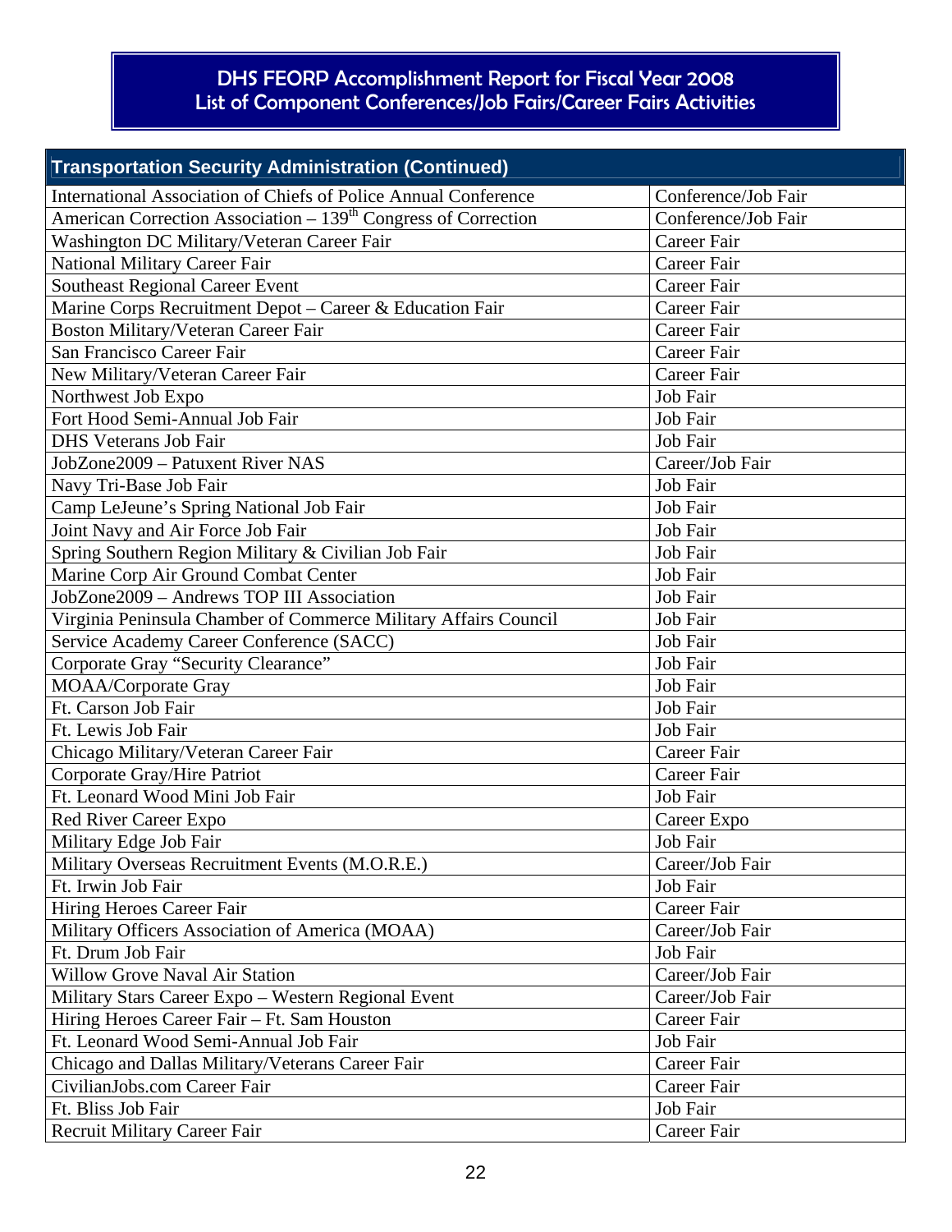# DHS FEORP Accomplishment Report for Fiscal Year 2008
## List of Component Conferences/Job Fairs/Career Fairs Activities

| Transportation Security Administration (Continued) | |
|---|---|
| International Association of Chiefs of Police Annual Conference | Conference/Job Fair |
| American Correction Association – 139th Congress of Correction | Conference/Job Fair |
| Washington DC Military/Veteran Career Fair | Career Fair |
| National Military Career Fair | Career Fair |
| Southeast Regional Career Event | Career Fair |
| Marine Corps Recruitment Depot – Career & Education Fair | Career Fair |
| Boston Military/Veteran Career Fair | Career Fair |
| San Francisco Career Fair | Career Fair |
| New Military/Veteran Career Fair | Career Fair |
| Northwest Job Expo | Job Fair |
| Fort Hood Semi-Annual Job Fair | Job Fair |
| DHS Veterans Job Fair | Job Fair |
| JobZone2009 – Patuxent River NAS | Career/Job Fair |
| Navy Tri-Base Job Fair | Job Fair |
| Camp LeJeune's Spring National Job Fair | Job Fair |
| Joint Navy and Air Force Job Fair | Job Fair |
| Spring Southern Region Military & Civilian Job Fair | Job Fair |
| Marine Corp Air Ground Combat Center | Job Fair |
| JobZone2009 – Andrews TOP III Association | Job Fair |
| Virginia Peninsula Chamber of Commerce Military Affairs Council | Job Fair |
| Service Academy Career Conference (SACC) | Job Fair |
| Corporate Gray "Security Clearance" | Job Fair |
| MOAA/Corporate Gray | Job Fair |
| Ft. Carson Job Fair | Job Fair |
| Ft. Lewis Job Fair | Job Fair |
| Chicago Military/Veteran Career Fair | Career Fair |
| Corporate Gray/Hire Patriot | Career Fair |
| Ft. Leonard Wood Mini Job Fair | Job Fair |
| Red River Career Expo | Career Expo |
| Military Edge Job Fair | Job Fair |
| Military Overseas Recruitment Events (M.O.R.E.) | Career/Job Fair |
| Ft. Irwin Job Fair | Job Fair |
| Hiring Heroes Career Fair | Career Fair |
| Military Officers Association of America (MOAA) | Career/Job Fair |
| Ft. Drum Job Fair | Job Fair |
| Willow Grove Naval Air Station | Career/Job Fair |
| Military Stars Career Expo – Western Regional Event | Career/Job Fair |
| Hiring Heroes Career Fair – Ft. Sam Houston | Career Fair |
| Ft. Leonard Wood Semi-Annual Job Fair | Job Fair |
| Chicago and Dallas Military/Veterans Career Fair | Career Fair |
| CivilianJobs.com Career Fair | Career Fair |
| Ft. Bliss Job Fair | Job Fair |
| Recruit Military Career Fair | Career Fair |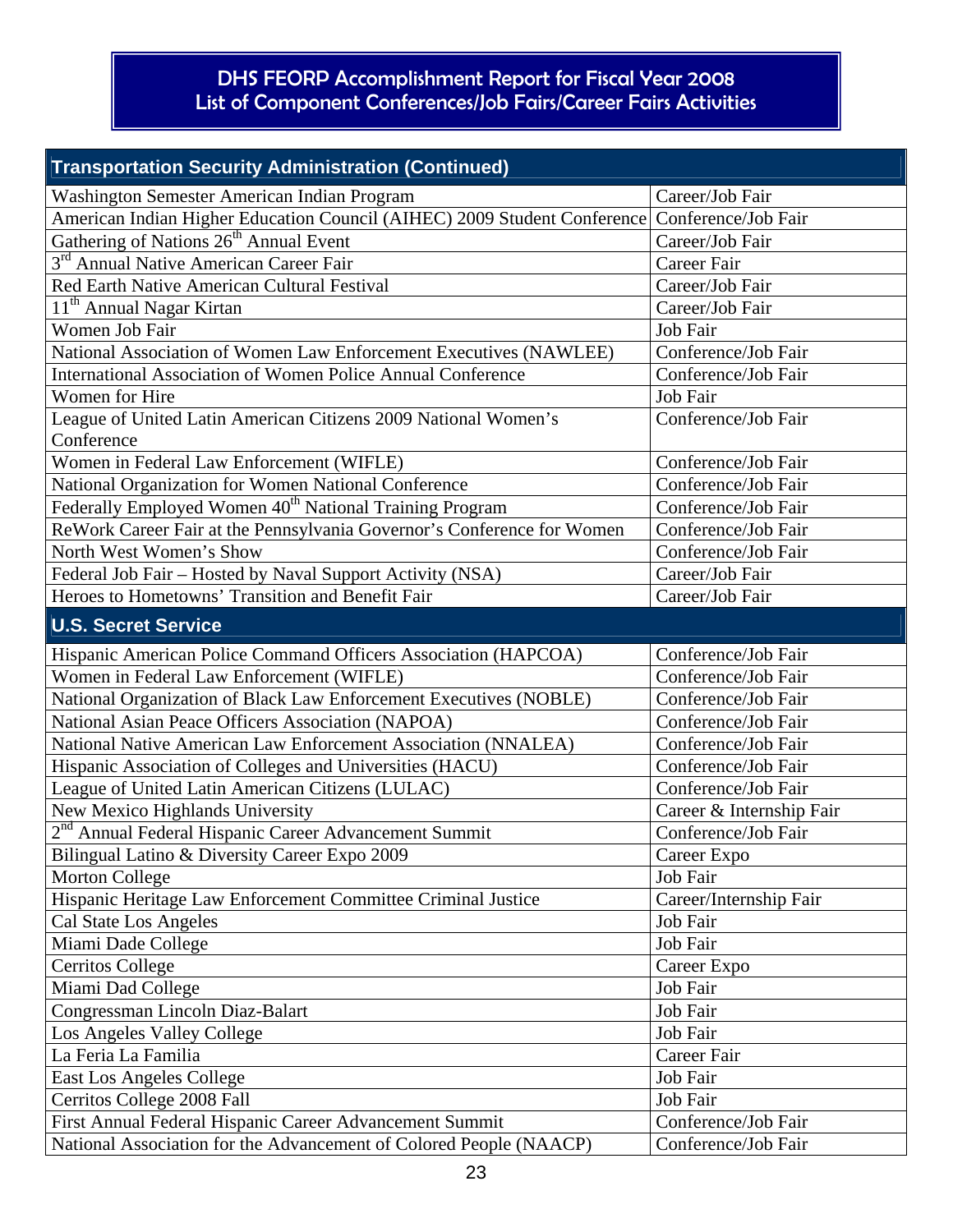## DHS FEORP Accomplishment Report for Fiscal Year 2008
## List of Component Conferences/Job Fairs/Career Fairs Activities

| Transportation Security Administration (Continued) | |
|---|---|
| Washington Semester American Indian Program | Career/Job Fair |
| American Indian Higher Education Council (AIHEC) 2009 Student Conference | Conference/Job Fair |
| Gathering of Nations 26th Annual Event | Career/Job Fair |
| 3rd Annual Native American Career Fair | Career Fair |
| Red Earth Native American Cultural Festival | Career/Job Fair |
| 11th Annual Nagar Kirtan | Career/Job Fair |
| Women Job Fair | Job Fair |
| National Association of Women Law Enforcement Executives (NAWLEE) | Conference/Job Fair |
| International Association of Women Police Annual Conference | Conference/Job Fair |
| Women for Hire | Job Fair |
| League of United Latin American Citizens 2009 National Women's Conference | Conference/Job Fair |
| Women in Federal Law Enforcement (WIFLE) | Conference/Job Fair |
| National Organization for Women National Conference | Conference/Job Fair |
| Federally Employed Women 40th National Training Program | Conference/Job Fair |
| ReWork Career Fair at the Pennsylvania Governor's Conference for Women | Conference/Job Fair |
| North West Women's Show | Conference/Job Fair |
| Federal Job Fair – Hosted by Naval Support Activity (NSA) | Career/Job Fair |
| Heroes to Hometowns' Transition and Benefit Fair | Career/Job Fair |

| U.S. Secret Service | |
|---|---|
| Hispanic American Police Command Officers Association (HAPCOA) | Conference/Job Fair |
| Women in Federal Law Enforcement (WIFLE) | Conference/Job Fair |
| National Organization of Black Law Enforcement Executives (NOBLE) | Conference/Job Fair |
| National Asian Peace Officers Association (NAPOA) | Conference/Job Fair |
| National Native American Law Enforcement Association (NNALEA) | Conference/Job Fair |
| Hispanic Association of Colleges and Universities (HACU) | Conference/Job Fair |
| League of United Latin American Citizens (LULAC) | Conference/Job Fair |
| New Mexico Highlands University | Career & Internship Fair |
| 2nd Annual Federal Hispanic Career Advancement Summit | Conference/Job Fair |
| Bilingual Latino & Diversity Career Expo 2009 | Career Expo |
| Morton College | Job Fair |
| Hispanic Heritage Law Enforcement Committee Criminal Justice | Career/Internship Fair |
| Cal State Los Angeles | Job Fair |
| Miami Dade College | Job Fair |
| Cerritos College | Career Expo |
| Miami Dad College | Job Fair |
| Congressman Lincoln Diaz-Balart | Job Fair |
| Los Angeles Valley College | Job Fair |
| La Feria La Familia | Career Fair |
| East Los Angeles College | Job Fair |
| Cerritos College 2008 Fall | Job Fair |
| First Annual Federal Hispanic Career Advancement Summit | Conference/Job Fair |
| National Association for the Advancement of Colored People (NAACP) | Conference/Job Fair |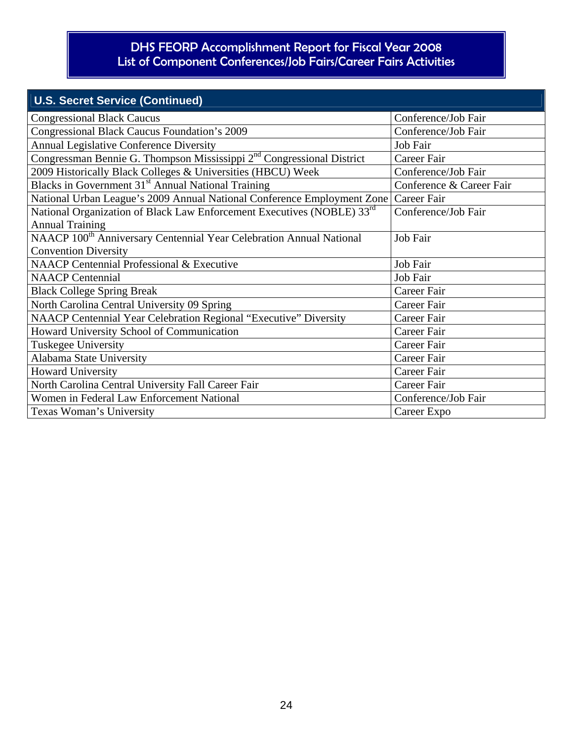# DHS FEORP Accomplishment Report for Fiscal Year 2008
## List of Component Conferences/Job Fairs/Career Fairs Activities

| U.S. Secret Service (Continued) | |
|---|---|
| Congressional Black Caucus | Conference/Job Fair |
| Congressional Black Caucus Foundation's 2009 | Conference/Job Fair |
| Annual Legislative Conference Diversity | Job Fair |
| Congressman Bennie G. Thompson Mississippi 2nd Congressional District | Career Fair |
| 2009 Historically Black Colleges & Universities (HBCU) Week | Conference/Job Fair |
| Blacks in Government 31st Annual National Training | Conference & Career Fair |
| National Urban League's 2009 Annual National Conference Employment Zone | Career Fair |
| National Organization of Black Law Enforcement Executives (NOBLE) 33rd Annual Training | Conference/Job Fair |
| NAACP 100th Anniversary Centennial Year Celebration Annual National Convention Diversity | Job Fair |
| NAACP Centennial Professional & Executive | Job Fair |
| NAACP Centennial | Job Fair |
| Black College Spring Break | Career Fair |
| North Carolina Central University 09 Spring | Career Fair |
| NAACP Centennial Year Celebration Regional "Executive" Diversity | Career Fair |
| Howard University School of Communication | Career Fair |
| Tuskegee University | Career Fair |
| Alabama State University | Career Fair |
| Howard University | Career Fair |
| North Carolina Central University Fall Career Fair | Career Fair |
| Women in Federal Law Enforcement National | Conference/Job Fair |
| Texas Woman's University | Career Expo |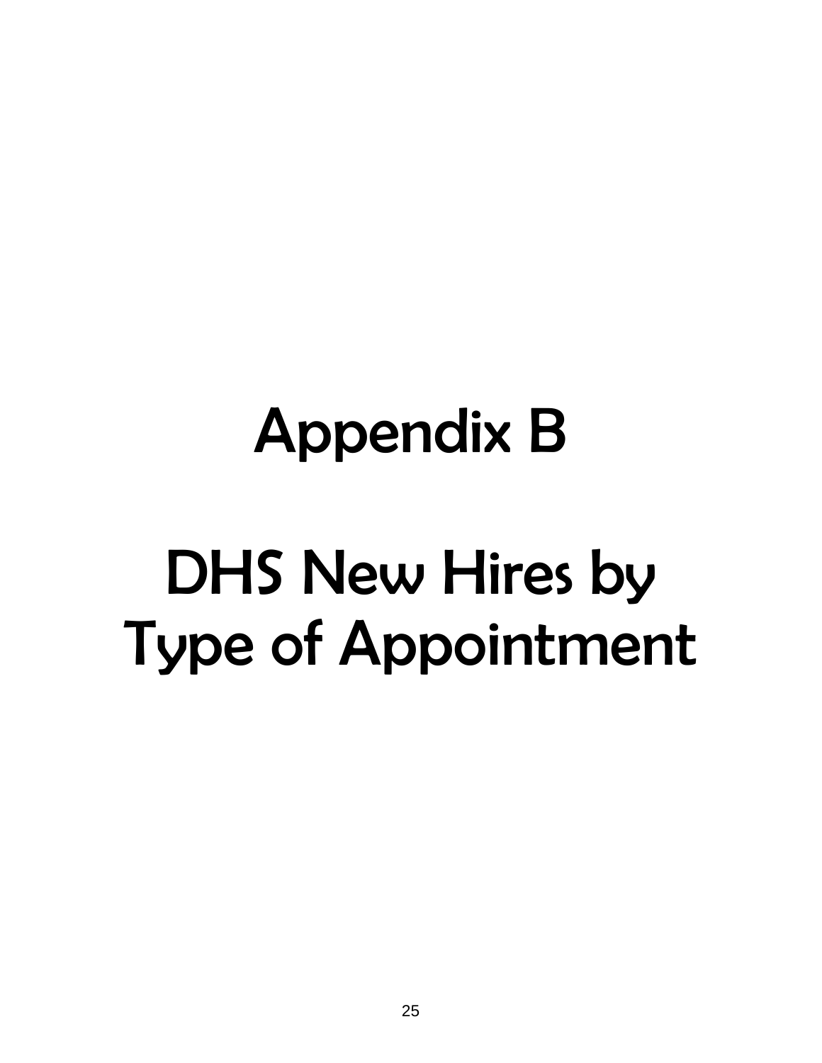# Appendix B

# DHS New Hires by Type of Appointment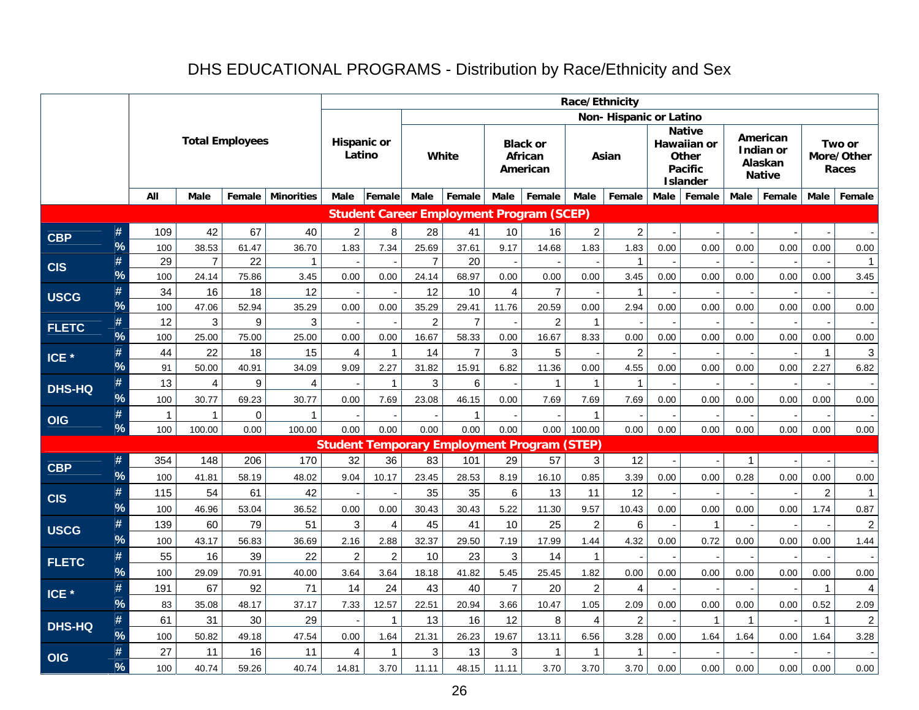# DHS EDUCATIONAL PROGRAMS - Distribution by Race/Ethnicity and Sex

| | | Total Employees | | | | Race/Ethnicity | | | | | | | | | | | | | |
|---|---|---|---|---|---|---|---|---|---|---|---|---|---|---|---|---|---|---|---|
| | | | | | | Hispanic or Latino | | Non- Hispanic or Latino | | | | | | | | | | | |
| | | | | | | | | White | | Black or African American | | Asian | | Native Hawaiian or Other Pacific Islander | | American Indian or Alaskan Native | | Two or More/Other Races | |
| | | All | Male | Female | Minorities | Male | Female | Male | Female | Male | Female | Male | Female | Male | Female | Male | Female | Male | Female |
| **Student Career Employment Program (SCEP)** | | | | | | | | | | | | | | | | | | | |
| CBP | # | 109 | 42 | 67 | 40 | 2 | 8 | 28 | 41 | 10 | 16 | 2 | 2 | - | - | - | - | - | - |
| | % | 100 | 38.53 | 61.47 | 36.70 | 1.83 | 7.34 | 25.69 | 37.61 | 9.17 | 14.68 | 1.83 | 1.83 | 0.00 | 0.00 | 0.00 | 0.00 | 0.00 | 0.00 |
| CIS | # | 29 | 7 | 22 | 1 | - | - | 7 | 20 | - | - | - | 1 | - | - | - | - | - | 1 |
| | % | 100 | 24.14 | 75.86 | 3.45 | 0.00 | 0.00 | 24.14 | 68.97 | 0.00 | 0.00 | 0.00 | 3.45 | 0.00 | 0.00 | 0.00 | 0.00 | 0.00 | 3.45 |
| USCG | # | 34 | 16 | 18 | 12 | - | - | 12 | 10 | 4 | 7 | - | 1 | - | - | - | - | - | - |
| | % | 100 | 47.06 | 52.94 | 35.29 | 0.00 | 0.00 | 35.29 | 29.41 | 11.76 | 20.59 | 0.00 | 2.94 | 0.00 | 0.00 | 0.00 | 0.00 | 0.00 | 0.00 |
| FLETC | # | 12 | 3 | 9 | 3 | - | - | 2 | 7 | - | 2 | 1 | - | - | - | - | - | - | - |
| | % | 100 | 25.00 | 75.00 | 25.00 | 0.00 | 0.00 | 16.67 | 58.33 | 0.00 | 16.67 | 8.33 | 0.00 | 0.00 | 0.00 | 0.00 | 0.00 | 0.00 | 0.00 |
| ICE * | # | 44 | 22 | 18 | 15 | 4 | 1 | 14 | 7 | 3 | 5 | - | 2 | - | - | - | - | 1 | 3 |
| | % | 91 | 50.00 | 40.91 | 34.09 | 9.09 | 2.27 | 31.82 | 15.91 | 6.82 | 11.36 | 0.00 | 4.55 | 0.00 | 0.00 | 0.00 | 0.00 | 2.27 | 6.82 |
| DHS-HQ | # | 13 | 4 | 9 | 4 | - | 1 | 3 | 6 | - | 1 | 1 | 1 | - | - | - | - | - | - |
| | % | 100 | 30.77 | 69.23 | 30.77 | 0.00 | 7.69 | 23.08 | 46.15 | 0.00 | 7.69 | 7.69 | 7.69 | 0.00 | 0.00 | 0.00 | 0.00 | 0.00 | 0.00 |
| OIG | # | 1 | 1 | 0 | 1 | - | - | - | 1 | - | - | 1 | - | - | - | - | - | - | - |
| | % | 100 | 100.00 | 0.00 | 100.00 | 0.00 | 0.00 | 0.00 | 0.00 | 0.00 | 0.00 | 100.00 | 0.00 | 0.00 | 0.00 | 0.00 | 0.00 | 0.00 | 0.00 |
| **Student Temporary Employment Program (STEP)** | | | | | | | | | | | | | | | | | | | |
| CBP | # | 354 | 148 | 206 | 170 | 32 | 36 | 83 | 101 | 29 | 57 | 3 | 12 | - | - | 1 | - | - | - |
| | % | 100 | 41.81 | 58.19 | 48.02 | 9.04 | 10.17 | 23.45 | 28.53 | 8.19 | 16.10 | 0.85 | 3.39 | 0.00 | 0.00 | 0.28 | 0.00 | 0.00 | 0.00 |
| CIS | # | 115 | 54 | 61 | 42 | - | - | 35 | 35 | 6 | 13 | 11 | 12 | - | - | - | - | 2 | 1 |
| | % | 100 | 46.96 | 53.04 | 36.52 | 0.00 | 0.00 | 30.43 | 30.43 | 5.22 | 11.30 | 9.57 | 10.43 | 0.00 | 0.00 | 0.00 | 0.00 | 1.74 | 0.87 |
| USCG | # | 139 | 60 | 79 | 51 | 3 | 4 | 45 | 41 | 10 | 25 | 2 | 6 | - | 1 | - | - | - | 2 |
| | % | 100 | 43.17 | 56.83 | 36.69 | 2.16 | 2.88 | 32.37 | 29.50 | 7.19 | 17.99 | 1.44 | 4.32 | 0.00 | 0.72 | 0.00 | 0.00 | 0.00 | 1.44 |
| FLETC | # | 55 | 16 | 39 | 22 | 2 | 2 | 10 | 23 | 3 | 14 | 1 | - | - | - | - | - | - | - |
| | % | 100 | 29.09 | 70.91 | 40.00 | 3.64 | 3.64 | 18.18 | 41.82 | 5.45 | 25.45 | 1.82 | 0.00 | 0.00 | 0.00 | 0.00 | 0.00 | 0.00 | 0.00 |
| ICE * | # | 191 | 67 | 92 | 71 | 14 | 24 | 43 | 40 | 7 | 20 | 2 | 4 | - | - | - | - | 1 | 4 |
| | % | 83 | 35.08 | 48.17 | 37.17 | 7.33 | 12.57 | 22.51 | 20.94 | 3.66 | 10.47 | 1.05 | 2.09 | 0.00 | 0.00 | 0.00 | 0.00 | 0.52 | 2.09 |
| DHS-HQ | # | 61 | 31 | 30 | 29 | - | 1 | 13 | 16 | 12 | 8 | 4 | 2 | - | 1 | 1 | - | 1 | 2 |
| | % | 100 | 50.82 | 49.18 | 47.54 | 0.00 | 1.64 | 21.31 | 26.23 | 19.67 | 13.11 | 6.56 | 3.28 | 0.00 | 1.64 | 1.64 | 0.00 | 1.64 | 3.28 |
| OIG | # | 27 | 11 | 16 | 11 | 4 | 1 | 3 | 13 | 3 | 1 | 1 | 1 | - | - | - | - | - | - |
| | % | 100 | 40.74 | 59.26 | 40.74 | 14.81 | 3.70 | 11.11 | 48.15 | 11.11 | 3.70 | 3.70 | 3.70 | 0.00 | 0.00 | 0.00 | 0.00 | 0.00 | 0.00 |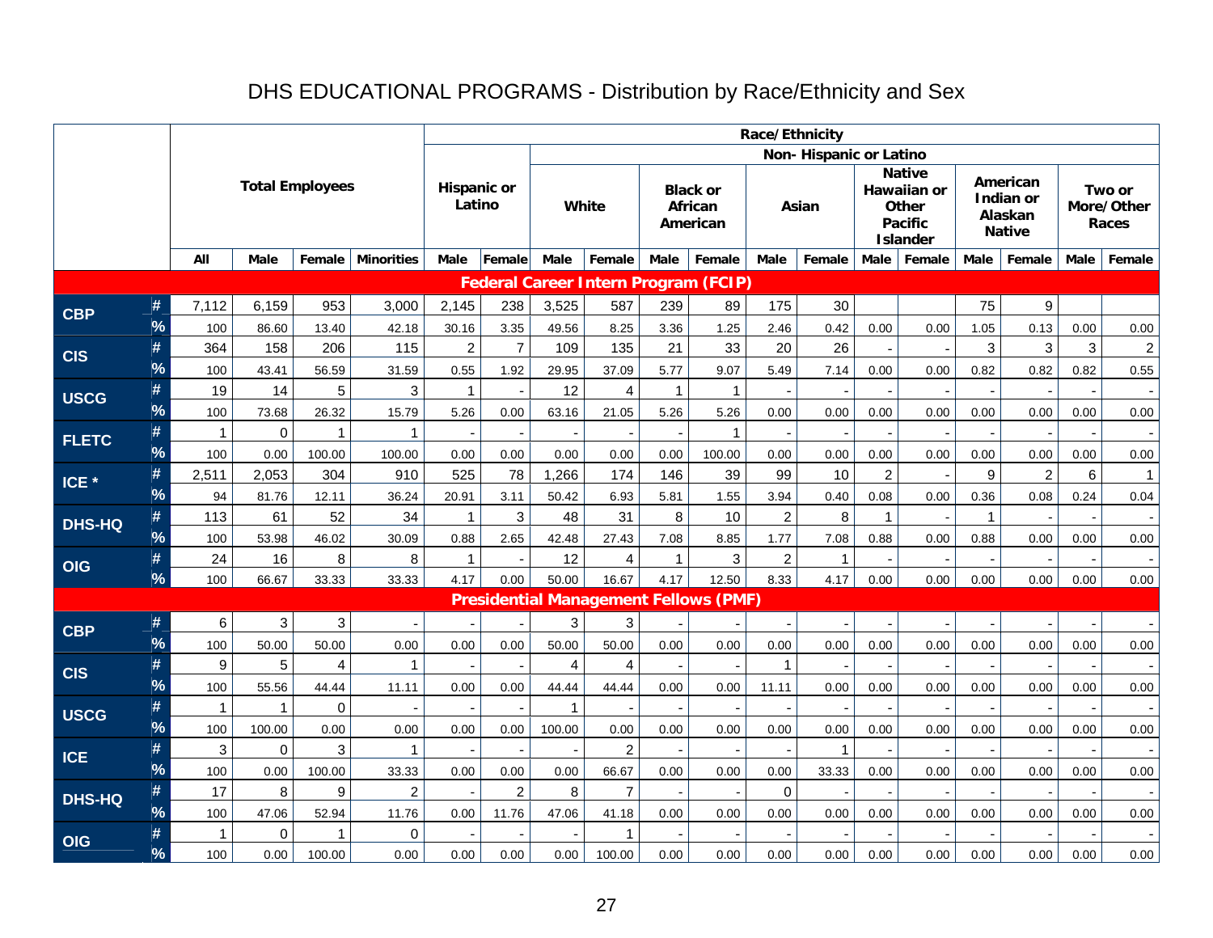# DHS EDUCATIONAL PROGRAMS - Distribution by Race/Ethnicity and Sex

| | | Total Employees | | | | Race/Ethnicity | | | | | | | | | | | | | |
|---|---|---|---|---|---|---|---|---|---|---|---|---|---|---|---|---|---|---|---|
| | | | | | | Hispanic or Latino | | Non- Hispanic or Latino | | | | | | | | | | | |
| | | | | | | | | White | | Black or African American | | Asian | | Native Hawaiian or Other Pacific Islander | | American Indian or Alaskan Native | | Two or More/Other Races | |
| | | All | Male | Female | Minorities | Male | Female | Male | Female | Male | Female | Male | Female | Male | Female | Male | Female | Male | Female |
| **Federal Career Intern Program (FCIP)** | | | | | | | | | | | | | | | | | | | |
| CBP | # | 7,112 | 6,159 | 953 | 3,000 | 2,145 | 238 | 3,525 | 587 | 239 | 89 | 175 | 30 | | | 75 | 9 | | |
| | % | 100 | 86.60 | 13.40 | 42.18 | 30.16 | 3.35 | 49.56 | 8.25 | 3.36 | 1.25 | 2.46 | 0.42 | 0.00 | 0.00 | 1.05 | 0.13 | 0.00 | 0.00 |
| CIS | # | 364 | 158 | 206 | 115 | 2 | 7 | 109 | 135 | 21 | 33 | 20 | 26 | - | - | 3 | 3 | 3 | 2 |
| | % | 100 | 43.41 | 56.59 | 31.59 | 0.55 | 1.92 | 29.95 | 37.09 | 5.77 | 9.07 | 5.49 | 7.14 | 0.00 | 0.00 | 0.82 | 0.82 | 0.82 | 0.55 |
| USCG | # | 19 | 14 | 5 | 3 | 1 | - | 12 | 4 | 1 | 1 | - | - | - | - | - | - | - | - |
| | % | 100 | 73.68 | 26.32 | 15.79 | 5.26 | 0.00 | 63.16 | 21.05 | 5.26 | 5.26 | 0.00 | 0.00 | 0.00 | 0.00 | 0.00 | 0.00 | 0.00 | 0.00 |
| FLETC | # | 1 | 0 | 1 | 1 | - | - | - | - | - | 1 | - | - | - | - | - | - | - | - |
| | % | 100 | 0.00 | 100.00 | 100.00 | 0.00 | 0.00 | 0.00 | 0.00 | 0.00 | 100.00 | 0.00 | 0.00 | 0.00 | 0.00 | 0.00 | 0.00 | 0.00 | 0.00 |
| ICE * | # | 2,511 | 2,053 | 304 | 910 | 525 | 78 | 1,266 | 174 | 146 | 39 | 99 | 10 | 2 | - | 9 | 2 | 6 | 1 |
| | % | 94 | 81.76 | 12.11 | 36.24 | 20.91 | 3.11 | 50.42 | 6.93 | 5.81 | 1.55 | 3.94 | 0.40 | 0.08 | 0.00 | 0.36 | 0.08 | 0.24 | 0.04 |
| DHS-HQ | # | 113 | 61 | 52 | 34 | 1 | 3 | 48 | 31 | 8 | 10 | 2 | 8 | 1 | - | 1 | - | - | - |
| | % | 100 | 53.98 | 46.02 | 30.09 | 0.88 | 2.65 | 42.48 | 27.43 | 7.08 | 8.85 | 1.77 | 7.08 | 0.88 | 0.00 | 0.88 | 0.00 | 0.00 | 0.00 |
| OIG | # | 24 | 16 | 8 | 8 | 1 | - | 12 | 4 | 1 | 3 | 2 | 1 | - | - | - | - | - | - |
| | % | 100 | 66.67 | 33.33 | 33.33 | 4.17 | 0.00 | 50.00 | 16.67 | 4.17 | 12.50 | 8.33 | 4.17 | 0.00 | 0.00 | 0.00 | 0.00 | 0.00 | 0.00 |
| **Presidential Management Fellows (PMF)** | | | | | | | | | | | | | | | | | | | |
| CBP | # | 6 | 3 | 3 | - | - | - | 3 | 3 | - | - | - | - | - | - | - | - | - | - |
| | % | 100 | 50.00 | 50.00 | 0.00 | 0.00 | 0.00 | 50.00 | 50.00 | 0.00 | 0.00 | 0.00 | 0.00 | 0.00 | 0.00 | 0.00 | 0.00 | 0.00 | 0.00 |
| CIS | # | 9 | 5 | 4 | 1 | - | - | 4 | 4 | - | - | 1 | - | - | - | - | - | - | - |
| | % | 100 | 55.56 | 44.44 | 11.11 | 0.00 | 0.00 | 44.44 | 44.44 | 0.00 | 0.00 | 11.11 | 0.00 | 0.00 | 0.00 | 0.00 | 0.00 | 0.00 | 0.00 |
| USCG | # | 1 | 1 | 0 | - | - | - | 1 | - | - | - | - | - | - | - | - | - | - | - |
| | % | 100 | 100.00 | 0.00 | 0.00 | 0.00 | 0.00 | 100.00 | 0.00 | 0.00 | 0.00 | 0.00 | 0.00 | 0.00 | 0.00 | 0.00 | 0.00 | 0.00 | 0.00 |
| ICE | # | 3 | 0 | 3 | 1 | - | - | - | 2 | - | - | - | 1 | - | - | - | - | - | - |
| | % | 100 | 0.00 | 100.00 | 33.33 | 0.00 | 0.00 | 0.00 | 66.67 | 0.00 | 0.00 | 0.00 | 33.33 | 0.00 | 0.00 | 0.00 | 0.00 | 0.00 | 0.00 |
| DHS-HQ | # | 17 | 8 | 9 | 2 | - | 2 | 8 | 7 | - | - | 0 | - | - | - | - | - | - | - |
| | % | 100 | 47.06 | 52.94 | 11.76 | 0.00 | 11.76 | 47.06 | 41.18 | 0.00 | 0.00 | 0.00 | 0.00 | 0.00 | 0.00 | 0.00 | 0.00 | 0.00 | 0.00 |
| OIG | # | 1 | 0 | 1 | 0 | - | - | - | 1 | - | - | - | - | - | - | - | - | - | - |
| | % | 100 | 0.00 | 100.00 | 0.00 | 0.00 | 0.00 | 0.00 | 100.00 | 0.00 | 0.00 | 0.00 | 0.00 | 0.00 | 0.00 | 0.00 | 0.00 | 0.00 | 0.00 |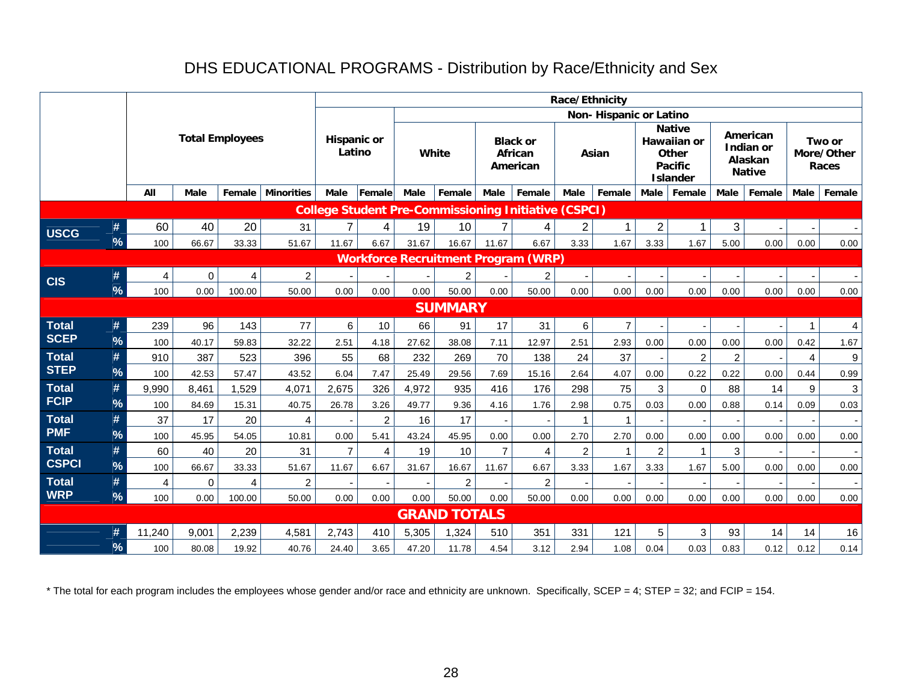# DHS EDUCATIONAL PROGRAMS - Distribution by Race/Ethnicity and Sex

| | | Total Employees | | | | Race/Ethnicity | | | | | | | | | | | | | |
|---|---|---|---|---|---|---|---|---|---|---|---|---|---|---|---|---|---|---|---|
| | | | | | | Hispanic or Latino | | Non- Hispanic or Latino | | | | | | | | | | | |
| | | | | | | | | White | | Black or African American | | Asian | | Native Hawaiian or Other Pacific Islander | | American Indian or Alaskan Native | | Two or More/Other Races | |
| | | All | Male | Female | Minorities | Male | Female | Male | Female | Male | Female | Male | Female | Male | Female | Male | Female | Male | Female |
| **College Student Pre-Commissioning Initiative (CSPCI)** | | | | | | | | | | | | | | | | | | | |
| USCG | # | 60 | 40 | 20 | 31 | 7 | 4 | 19 | 10 | 7 | 4 | 2 | 1 | 2 | 1 | 3 | - | - | - |
| | % | 100 | 66.67 | 33.33 | 51.67 | 11.67 | 6.67 | 31.67 | 16.67 | 11.67 | 6.67 | 3.33 | 1.67 | 3.33 | 1.67 | 5.00 | 0.00 | 0.00 | 0.00 |
| **Workforce Recruitment Program (WRP)** | | | | | | | | | | | | | | | | | | | |
| CIS | # | 4 | 0 | 4 | 2 | - | - | - | 2 | - | 2 | - | - | - | - | - | - | - | - |
| | % | 100 | 0.00 | 100.00 | 50.00 | 0.00 | 0.00 | 0.00 | 50.00 | 0.00 | 50.00 | 0.00 | 0.00 | 0.00 | 0.00 | 0.00 | 0.00 | 0.00 | 0.00 |
| **SUMMARY** | | | | | | | | | | | | | | | | | | | |
| Total SCEP | # | 239 | 96 | 143 | 77 | 6 | 10 | 66 | 91 | 17 | 31 | 6 | 7 | - | - | - | - | 1 | 4 |
| | % | 100 | 40.17 | 59.83 | 32.22 | 2.51 | 4.18 | 27.62 | 38.08 | 7.11 | 12.97 | 2.51 | 2.93 | 0.00 | 0.00 | 0.00 | 0.00 | 0.42 | 1.67 |
| Total STEP | # | 910 | 387 | 523 | 396 | 55 | 68 | 232 | 269 | 70 | 138 | 24 | 37 | - | 2 | 2 | - | 4 | 9 |
| | % | 100 | 42.53 | 57.47 | 43.52 | 6.04 | 7.47 | 25.49 | 29.56 | 7.69 | 15.16 | 2.64 | 4.07 | 0.00 | 0.22 | 0.22 | 0.00 | 0.44 | 0.99 |
| Total FCIP | # | 9,990 | 8,461 | 1,529 | 4,071 | 2,675 | 326 | 4,972 | 935 | 416 | 176 | 298 | 75 | 3 | 0 | 88 | 14 | 9 | 3 |
| | % | 100 | 84.69 | 15.31 | 40.75 | 26.78 | 3.26 | 49.77 | 9.36 | 4.16 | 1.76 | 2.98 | 0.75 | 0.03 | 0.00 | 0.88 | 0.14 | 0.09 | 0.03 |
| Total PMF | # | 37 | 17 | 20 | 4 | - | 2 | 16 | 17 | - | - | 1 | 1 | - | - | - | - | - | - |
| | % | 100 | 45.95 | 54.05 | 10.81 | 0.00 | 5.41 | 43.24 | 45.95 | 0.00 | 0.00 | 2.70 | 2.70 | 0.00 | 0.00 | 0.00 | 0.00 | 0.00 | 0.00 |
| Total CSPCI | # | 60 | 40 | 20 | 31 | 7 | 4 | 19 | 10 | 7 | 4 | 2 | 1 | 2 | 1 | 3 | - | - | - |
| | % | 100 | 66.67 | 33.33 | 51.67 | 11.67 | 6.67 | 31.67 | 16.67 | 11.67 | 6.67 | 3.33 | 1.67 | 3.33 | 1.67 | 5.00 | 0.00 | 0.00 | 0.00 |
| Total WRP | # | 4 | 0 | 4 | 2 | - | - | - | 2 | - | 2 | - | - | - | - | - | - | - | - |
| | % | 100 | 0.00 | 100.00 | 50.00 | 0.00 | 0.00 | 0.00 | 50.00 | 0.00 | 50.00 | 0.00 | 0.00 | 0.00 | 0.00 | 0.00 | 0.00 | 0.00 | 0.00 |
| **GRAND TOTALS** | | | | | | | | | | | | | | | | | | | |
| | # | 11,240 | 9,001 | 2,239 | 4,581 | 2,743 | 410 | 5,305 | 1,324 | 510 | 351 | 331 | 121 | 5 | 3 | 93 | 14 | 14 | 16 |
| | % | 100 | 80.08 | 19.92 | 40.76 | 24.40 | 3.65 | 47.20 | 11.78 | 4.54 | 3.12 | 2.94 | 1.08 | 0.04 | 0.03 | 0.83 | 0.12 | 0.12 | 0.14 |

* The total for each program includes the employees whose gender and/or race and ethnicity are unknown. Specifically, SCEP = 4; STEP = 32; and FCIP = 154.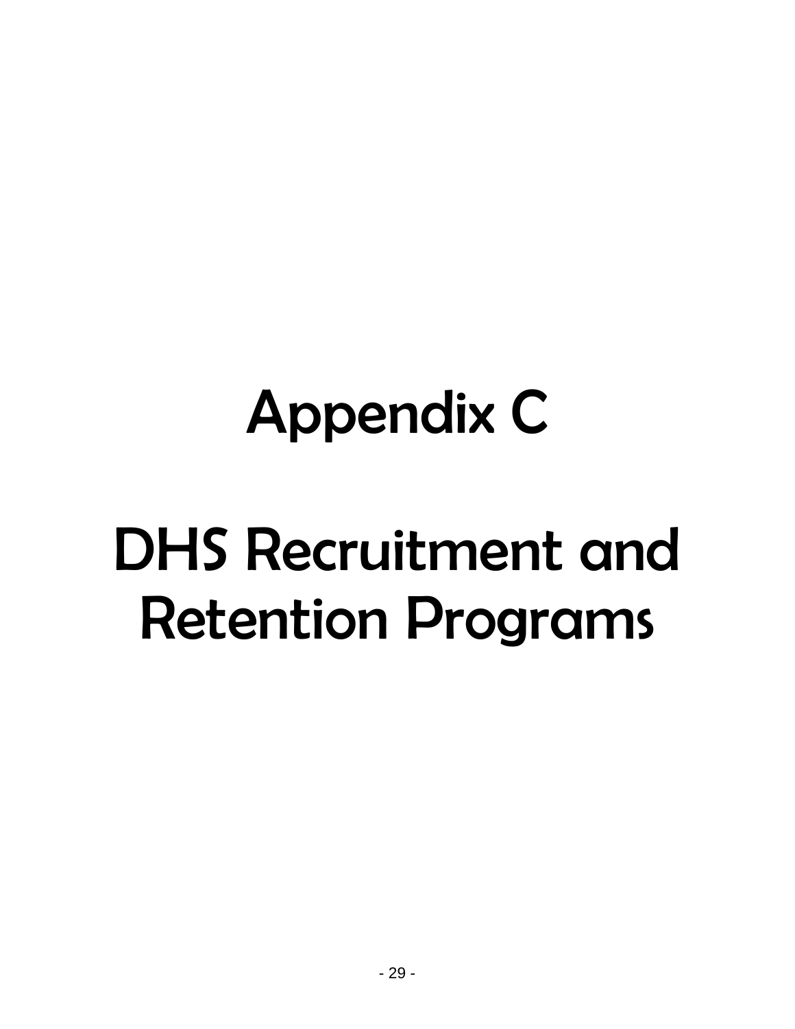# Appendix C

# DHS Recruitment and Retention Programs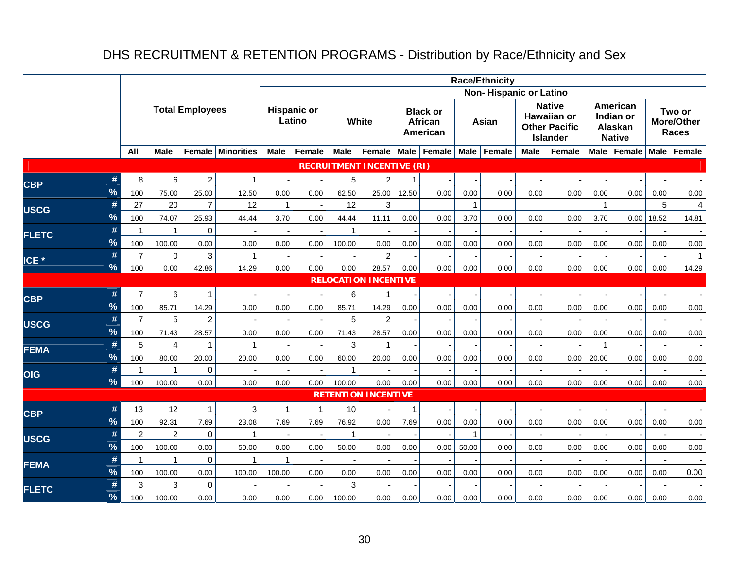# DHS RECRUITMENT & RETENTION PROGRAMS - Distribution by Race/Ethnicity and Sex

| | | Total Employees | | | | Race/Ethnicity | | | | | | | | | | | | | |
|---|---|---|---|---|---|---|---|---|---|---|---|---|---|---|---|---|---|---|---|
| | | | | | | | | Non- Hispanic or Latino | | | | | | | | | | | |
| | | | | | | Hispanic or Latino | | White | | Black or African American | | Asian | | Native Hawaiian or Other Pacific Islander | | American Indian or Alaskan Native | | Two or More/Other Races | |
| | | All | Male | Female | Minorities | Male | Female | Male | Female | Male | Female | Male | Female | Male | Female | Male | Female | Male | Female |
| **RECRUITMENT INCENTIVE (RI)** | | | | | | | | | | | | | | | | | | | |
| CBP | # | 8 | 6 | 2 | 1 | - | - | 5 | 2 | 1 | - | - | - | - | - | - | - | - | - |
| | % | 100 | 75.00 | 25.00 | 12.50 | 0.00 | 0.00 | 62.50 | 25.00 | 12.50 | 0.00 | 0.00 | 0.00 | 0.00 | 0.00 | 0.00 | 0.00 | 0.00 | 0.00 |
| USCG | # | 27 | 20 | 7 | 12 | 1 | - | 12 | 3 | | | 1 | | | | 1 | | 5 | 4 |
| | % | 100 | 74.07 | 25.93 | 44.44 | 3.70 | 0.00 | 44.44 | 11.11 | 0.00 | 0.00 | 3.70 | 0.00 | 0.00 | 0.00 | 3.70 | 0.00 | 18.52 | 14.81 |
| FLETC | # | 1 | 1 | 0 | - | - | - | 1 | - | - | - | - | - | - | - | - | - | - | - |
| | % | 100 | 100.00 | 0.00 | 0.00 | 0.00 | 0.00 | 100.00 | 0.00 | 0.00 | 0.00 | 0.00 | 0.00 | 0.00 | 0.00 | 0.00 | 0.00 | 0.00 | 0.00 |
| ICE * | # | 7 | 0 | 3 | 1 | - | - | - | 2 | - | - | - | - | - | - | - | - | - | 1 |
| | % | 100 | 0.00 | 42.86 | 14.29 | 0.00 | 0.00 | 0.00 | 28.57 | 0.00 | 0.00 | 0.00 | 0.00 | 0.00 | 0.00 | 0.00 | 0.00 | 0.00 | 14.29 |
| **RELOCATION INCENTIVE** | | | | | | | | | | | | | | | | | | | |
| CBP | # | 7 | 6 | 1 | - | - | - | 6 | 1 | - | - | - | - | - | - | - | - | - | - |
| | % | 100 | 85.71 | 14.29 | 0.00 | 0.00 | 0.00 | 85.71 | 14.29 | 0.00 | 0.00 | 0.00 | 0.00 | 0.00 | 0.00 | 0.00 | 0.00 | 0.00 | 0.00 |
| USCG | # | 7 | 5 | 2 | - | - | - | 5 | 2 | - | - | - | - | - | - | - | - | - | - |
| | % | 100 | 71.43 | 28.57 | 0.00 | 0.00 | 0.00 | 71.43 | 28.57 | 0.00 | 0.00 | 0.00 | 0.00 | 0.00 | 0.00 | 0.00 | 0.00 | 0.00 | 0.00 |
| FEMA | # | 5 | 4 | 1 | 1 | - | - | 3 | 1 | - | - | - | - | - | - | 1 | - | - | - |
| | % | 100 | 80.00 | 20.00 | 20.00 | 0.00 | 0.00 | 60.00 | 20.00 | 0.00 | 0.00 | 0.00 | 0.00 | 0.00 | 0.00 | 20.00 | 0.00 | 0.00 | 0.00 |
| OIG | # | 1 | 1 | 0 | - | - | - | 1 | - | - | - | - | - | - | - | - | - | - | - |
| | % | 100 | 100.00 | 0.00 | 0.00 | 0.00 | 0.00 | 100.00 | 0.00 | 0.00 | 0.00 | 0.00 | 0.00 | 0.00 | 0.00 | 0.00 | 0.00 | 0.00 | 0.00 |
| **RETENTION INCENTIVE** | | | | | | | | | | | | | | | | | | | |
| CBP | # | 13 | 12 | 1 | 3 | 1 | 1 | 10 | - | 1 | - | - | - | - | - | - | - | - | - |
| | % | 100 | 92.31 | 7.69 | 23.08 | 7.69 | 7.69 | 76.92 | 0.00 | 7.69 | 0.00 | 0.00 | 0.00 | 0.00 | 0.00 | 0.00 | 0.00 | 0.00 | 0.00 |
| USCG | # | 2 | 2 | 0 | 1 | - | - | 1 | - | - | - | 1 | - | - | - | - | - | - | - |
| | % | 100 | 100.00 | 0.00 | 50.00 | 0.00 | 0.00 | 50.00 | 0.00 | 0.00 | 0.00 | 50.00 | 0.00 | 0.00 | 0.00 | 0.00 | 0.00 | 0.00 | 0.00 |
| FEMA | # | 1 | 1 | 0 | 1 | 1 | - | - | - | - | - | - | - | - | - | - | - | - | - |
| | % | 100 | 100.00 | 0.00 | 100.00 | 100.00 | 0.00 | 0.00 | 0.00 | 0.00 | 0.00 | 0.00 | 0.00 | 0.00 | 0.00 | 0.00 | 0.00 | 0.00 | 0.00 |
| FLETC | # | 3 | 3 | 0 | - | - | - | 3 | - | - | - | - | - | - | - | - | - | - | - |
| | % | 100 | 100.00 | 0.00 | 0.00 | 0.00 | 0.00 | 100.00 | 0.00 | 0.00 | 0.00 | 0.00 | 0.00 | 0.00 | 0.00 | 0.00 | 0.00 | 0.00 | 0.00 |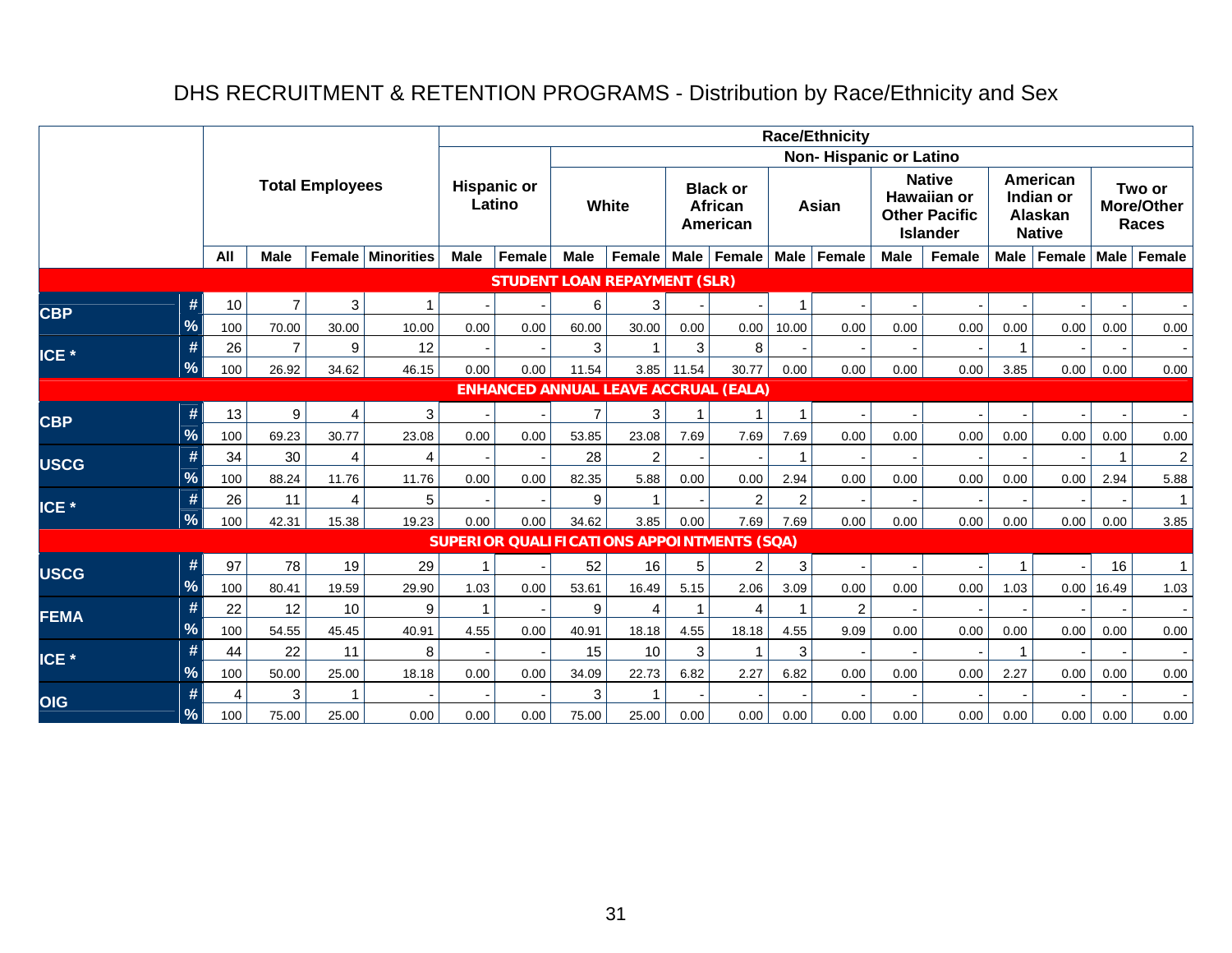# DHS RECRUITMENT & RETENTION PROGRAMS - Distribution by Race/Ethnicity and Sex

| | | Total Employees | | | | Race/Ethnicity | | | | | | | | | | | | | |
|---|---|---|---|---|---|---|---|---|---|---|---|---|---|---|---|---|---|---|---|
| | | | | | | Hispanic or Latino | | Non- Hispanic or Latino | | | | | | | | | | | |
| | | | | | | | | White | | Black or African American | | Asian | | Native Hawaiian or Other Pacific Islander | | American Indian or Alaskan Native | | Two or More/Other Races | |
| | | All | Male | Female | Minorities | Male | Female | Male | Female | Male | Female | Male | Female | Male | Female | Male | Female | Male | Female |
| **STUDENT LOAN REPAYMENT (SLR)** | | | | | | | | | | | | | | | | | | | |
| CBP | # | 10 | 7 | 3 | 1 | - | - | 6 | 3 | - | - | 1 | - | - | - | - | - | - | - |
| | % | 100 | 70.00 | 30.00 | 10.00 | 0.00 | 0.00 | 60.00 | 30.00 | 0.00 | 0.00 | 10.00 | 0.00 | 0.00 | 0.00 | 0.00 | 0.00 | 0.00 | 0.00 |
| ICE * | # | 26 | 7 | 9 | 12 | - | - | 3 | 1 | 3 | 8 | - | - | - | - | 1 | - | - | - |
| | % | 100 | 26.92 | 34.62 | 46.15 | 0.00 | 0.00 | 11.54 | 3.85 | 11.54 | 30.77 | 0.00 | 0.00 | 0.00 | 0.00 | 3.85 | 0.00 | 0.00 | 0.00 |
| **ENHANCED ANNUAL LEAVE ACCRUAL (EALA)** | | | | | | | | | | | | | | | | | | | |
| CBP | # | 13 | 9 | 4 | 3 | - | - | 7 | 3 | 1 | 1 | 1 | - | - | - | - | - | - | - |
| | % | 100 | 69.23 | 30.77 | 23.08 | 0.00 | 0.00 | 53.85 | 23.08 | 7.69 | 7.69 | 7.69 | 0.00 | 0.00 | 0.00 | 0.00 | 0.00 | 0.00 | 0.00 |
| USCG | # | 34 | 30 | 4 | 4 | - | - | 28 | 2 | - | - | 1 | - | - | - | - | - | 1 | 2 |
| | % | 100 | 88.24 | 11.76 | 11.76 | 0.00 | 0.00 | 82.35 | 5.88 | 0.00 | 0.00 | 2.94 | 0.00 | 0.00 | 0.00 | 0.00 | 0.00 | 2.94 | 5.88 |
| ICE * | # | 26 | 11 | 4 | 5 | - | - | 9 | 1 | - | 2 | 2 | - | - | - | - | - | - | 1 |
| | % | 100 | 42.31 | 15.38 | 19.23 | 0.00 | 0.00 | 34.62 | 3.85 | 0.00 | 7.69 | 7.69 | 0.00 | 0.00 | 0.00 | 0.00 | 0.00 | 0.00 | 3.85 |
| **SUPERIOR QUALIFICATIONS APPOINTMENTS (SQA)** | | | | | | | | | | | | | | | | | | | |
| USCG | # | 97 | 78 | 19 | 29 | 1 | - | 52 | 16 | 5 | 2 | 3 | - | - | - | 1 | - | 16 | 1 |
| | % | 100 | 80.41 | 19.59 | 29.90 | 1.03 | 0.00 | 53.61 | 16.49 | 5.15 | 2.06 | 3.09 | 0.00 | 0.00 | 0.00 | 1.03 | 0.00 | 16.49 | 1.03 |
| FEMA | # | 22 | 12 | 10 | 9 | 1 | - | 9 | 4 | 1 | 4 | 1 | 2 | - | - | - | - | - | - |
| | % | 100 | 54.55 | 45.45 | 40.91 | 4.55 | 0.00 | 40.91 | 18.18 | 4.55 | 18.18 | 4.55 | 9.09 | 0.00 | 0.00 | 0.00 | 0.00 | 0.00 | 0.00 |
| ICE * | # | 44 | 22 | 11 | 8 | - | - | 15 | 10 | 3 | 1 | 3 | - | - | - | 1 | - | - | - |
| | % | 100 | 50.00 | 25.00 | 18.18 | 0.00 | 0.00 | 34.09 | 22.73 | 6.82 | 2.27 | 6.82 | 0.00 | 0.00 | 0.00 | 2.27 | 0.00 | 0.00 | 0.00 |
| OIG | # | 4 | 3 | 1 | - | - | - | 3 | 1 | - | - | - | - | - | - | - | - | - | - |
| | % | 100 | 75.00 | 25.00 | 0.00 | 0.00 | 0.00 | 75.00 | 25.00 | 0.00 | 0.00 | 0.00 | 0.00 | 0.00 | 0.00 | 0.00 | 0.00 | 0.00 | 0.00 |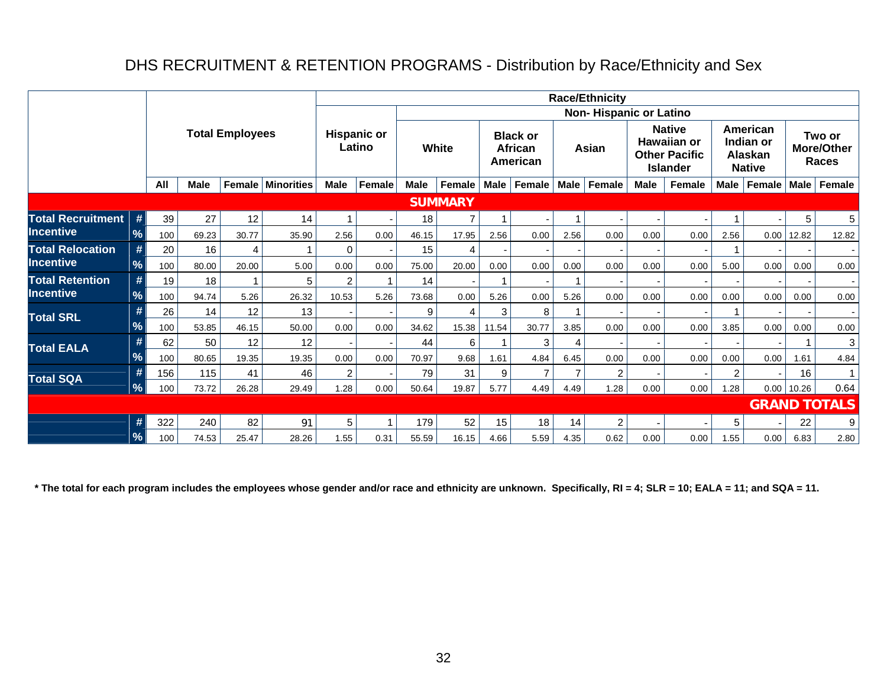# DHS RECRUITMENT & RETENTION PROGRAMS - Distribution by Race/Ethnicity and Sex

| | | Total Employees | | | | Race/Ethnicity | | | | | | | | | | | | | |
|---|---|---|---|---|---|---|---|---|---|---|---|---|---|---|---|---|---|---|---|
| | | | | | | Hispanic or Latino | | Non- Hispanic or Latino | | | | | | | | | | | |
| | | | | | | | | White | | Black or African American | | Asian | | Native Hawaiian or Other Pacific Islander | | American Indian or Alaskan Native | | Two or More/Other Races | |
| | | All | Male | Female | Minorities | Male | Female | Male | Female | Male | Female | Male | Female | Male | Female | Male | Female | Male | Female |
| **SUMMARY** | | | | | | | | | | | | | | | | | | | |
| Total Recruitment Incentive | # | 39 | 27 | 12 | 14 | 1 | - | 18 | 7 | 1 | - | 1 | - | - | - | 1 | - | 5 | 5 |
| | % | 100 | 69.23 | 30.77 | 35.90 | 2.56 | 0.00 | 46.15 | 17.95 | 2.56 | 0.00 | 2.56 | 0.00 | 0.00 | 0.00 | 2.56 | 0.00 | 12.82 | 12.82 |
| Total Relocation Incentive | # | 20 | 16 | 4 | 1 | 0 | - | 15 | 4 | - | - | - | - | - | - | 1 | - | - | - |
| | % | 100 | 80.00 | 20.00 | 5.00 | 0.00 | 0.00 | 75.00 | 20.00 | 0.00 | 0.00 | 0.00 | 0.00 | 0.00 | 0.00 | 5.00 | 0.00 | 0.00 | 0.00 |
| Total Retention Incentive | # | 19 | 18 | 1 | 5 | 2 | 1 | 14 | - | 1 | - | 1 | - | - | - | - | - | - | - |
| | % | 100 | 94.74 | 5.26 | 26.32 | 10.53 | 5.26 | 73.68 | 0.00 | 5.26 | 0.00 | 5.26 | 0.00 | 0.00 | 0.00 | 0.00 | 0.00 | 0.00 | 0.00 |
| Total SRL | # | 26 | 14 | 12 | 13 | - | - | 9 | 4 | 3 | 8 | 1 | - | - | - | 1 | - | - | - |
| | % | 100 | 53.85 | 46.15 | 50.00 | 0.00 | 0.00 | 34.62 | 15.38 | 11.54 | 30.77 | 3.85 | 0.00 | 0.00 | 0.00 | 3.85 | 0.00 | 0.00 | 0.00 |
| Total EALA | # | 62 | 50 | 12 | 12 | - | - | 44 | 6 | 1 | 3 | 4 | - | - | - | - | - | 1 | 3 |
| | % | 100 | 80.65 | 19.35 | 19.35 | 0.00 | 0.00 | 70.97 | 9.68 | 1.61 | 4.84 | 6.45 | 0.00 | 0.00 | 0.00 | 0.00 | 0.00 | 1.61 | 4.84 |
| Total SQA | # | 156 | 115 | 41 | 46 | 2 | - | 79 | 31 | 9 | 7 | 7 | 2 | - | - | 2 | - | 16 | 1 |
| | % | 100 | 73.72 | 26.28 | 29.49 | 1.28 | 0.00 | 50.64 | 19.87 | 5.77 | 4.49 | 4.49 | 1.28 | 0.00 | 0.00 | 1.28 | 0.00 | 10.26 | 0.64 |
| **GRAND TOTALS** | | | | | | | | | | | | | | | | | | | |
| | # | 322 | 240 | 82 | 91 | 5 | 1 | 179 | 52 | 15 | 18 | 14 | 2 | - | - | 5 | - | 22 | 9 |
| | % | 100 | 74.53 | 25.47 | 28.26 | 1.55 | 0.31 | 55.59 | 16.15 | 4.66 | 5.59 | 4.35 | 0.62 | 0.00 | 0.00 | 1.55 | 0.00 | 6.83 | 2.80 |

**\* The total for each program includes the employees whose gender and/or race and ethnicity are unknown. Specifically, RI = 4; SLR = 10; EALA = 11; and SQA = 11.**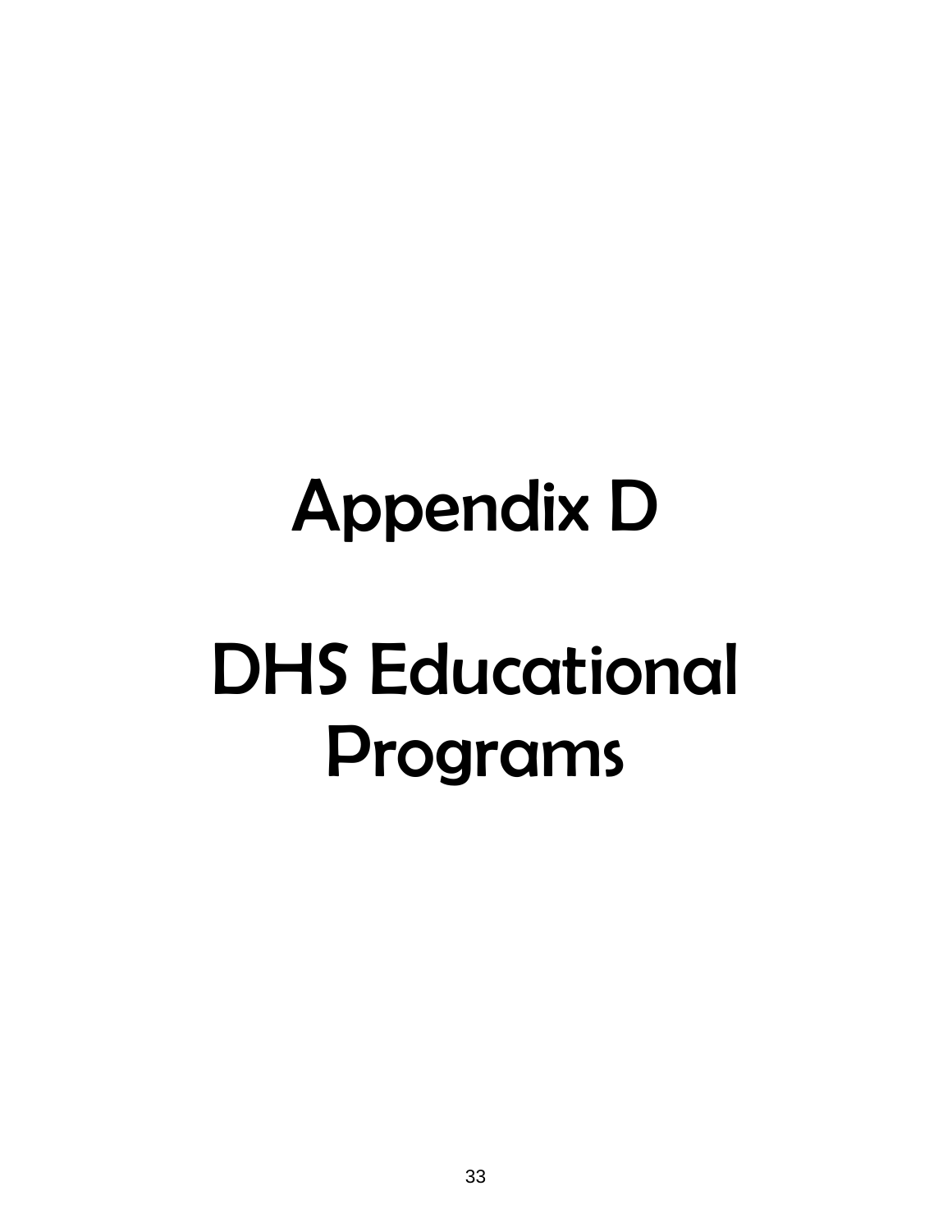# Appendix D

# DHS Educational Programs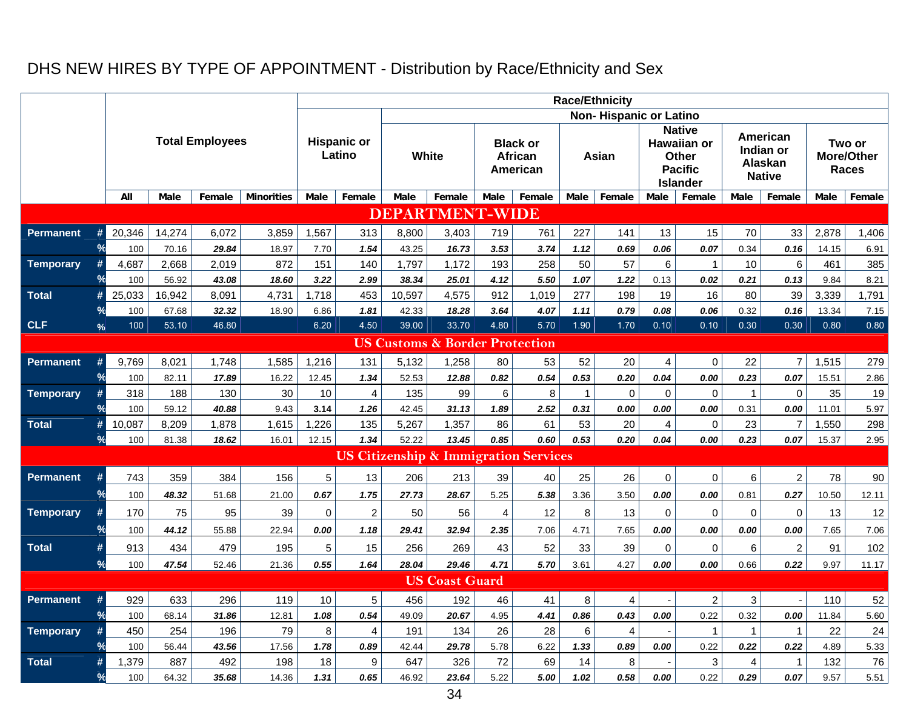# DHS NEW HIRES BY TYPE OF APPOINTMENT - Distribution by Race/Ethnicity and Sex

| | | Total Employees | | | | Race/Ethnicity | | | | | | | | | | | | | |
|---|---|---|---|---|---|---|---|---|---|---|---|---|---|---|---|---|---|---|---|
| | | | | | | Hispanic or Latino | | Non- Hispanic or Latino | | | | | | | | | | | |
| | | | | | | | | White | | Black or African American | | Asian | | Native Hawaiian or Other Pacific Islander | | American Indian or Alaskan Native | | Two or More/Other Races | |
| | | All | Male | Female | Minorities | Male | Female | Male | Female | Male | Female | Male | Female | Male | Female | Male | Female | Male | Female |
| **DEPARTMENT-WIDE** | | | | | | | | | | | | | | | | | | | |
| Permanent | # | 20,346 | 14,274 | 6,072 | 3,859 | 1,567 | 313 | 8,800 | 3,403 | 719 | 761 | 227 | 141 | 13 | 15 | 70 | 33 | 2,878 | 1,406 |
| | % | 100 | 70.16 | ***29.84*** | 18.97 | 7.70 | ***1.54*** | 43.25 | ***16.73*** | ***3.53*** | ***3.74*** | ***1.12*** | ***0.69*** | ***0.06*** | ***0.07*** | 0.34 | ***0.16*** | 14.15 | 6.91 |
| Temporary | # | 4,687 | 2,668 | 2,019 | 872 | 151 | 140 | 1,797 | 1,172 | 193 | 258 | 50 | 57 | 6 | 1 | 10 | 6 | 461 | 385 |
| | % | 100 | 56.92 | ***43.08*** | ***18.60*** | ***3.22*** | ***2.99*** | ***38.34*** | ***25.01*** | ***4.12*** | ***5.50*** | ***1.07*** | ***1.22*** | 0.13 | ***0.02*** | ***0.21*** | ***0.13*** | 9.84 | 8.21 |
| Total | # | 25,033 | 16,942 | 8,091 | 4,731 | 1,718 | 453 | 10,597 | 4,575 | 912 | 1,019 | 277 | 198 | 19 | 16 | 80 | 39 | 3,339 | 1,791 |
| | % | 100 | 67.68 | ***32.32*** | 18.90 | 6.86 | ***1.81*** | 42.33 | ***18.28*** | ***3.64*** | ***4.07*** | ***1.11*** | ***0.79*** | ***0.08*** | ***0.06*** | 0.32 | ***0.16*** | 13.34 | 7.15 |
| CLF | % | 100 | 53.10 | 46.80 | | 6.20 | 4.50 | 39.00 | 33.70 | 4.80 | 5.70 | 1.90 | 1.70 | 0.10 | 0.10 | 0.30 | 0.30 | 0.80 | 0.80 |
| **US Customs & Border Protection** | | | | | | | | | | | | | | | | | | | |
| Permanent | # | 9,769 | 8,021 | 1,748 | 1,585 | 1,216 | 131 | 5,132 | 1,258 | 80 | 53 | 52 | 20 | 4 | 0 | 22 | 7 | 1,515 | 279 |
| | % | 100 | 82.11 | ***17.89*** | 16.22 | 12.45 | ***1.34*** | 52.53 | ***12.88*** | ***0.82*** | ***0.54*** | ***0.53*** | ***0.20*** | ***0.04*** | ***0.00*** | ***0.23*** | ***0.07*** | 15.51 | 2.86 |
| Temporary | # | 318 | 188 | 130 | 30 | 10 | 4 | 135 | 99 | 6 | 8 | 1 | 0 | 0 | 0 | 1 | 0 | 35 | 19 |
| | % | 100 | 59.12 | ***40.88*** | 9.43 | ***3.14*** | ***1.26*** | 42.45 | ***31.13*** | ***1.89*** | ***2.52*** | ***0.31*** | ***0.00*** | ***0.00*** | ***0.00*** | 0.31 | ***0.00*** | 11.01 | 5.97 |
| Total | # | 10,087 | 8,209 | 1,878 | 1,615 | 1,226 | 135 | 5,267 | 1,357 | 86 | 61 | 53 | 20 | 4 | 0 | 23 | 7 | 1,550 | 298 |
| | % | 100 | 81.38 | ***18.62*** | 16.01 | 12.15 | ***1.34*** | 52.22 | ***13.45*** | ***0.85*** | ***0.60*** | ***0.53*** | ***0.20*** | ***0.04*** | ***0.00*** | ***0.23*** | ***0.07*** | 15.37 | 2.95 |
| **US Citizenship & Immigration Services** | | | | | | | | | | | | | | | | | | | |
| Permanent | # | 743 | 359 | 384 | 156 | 5 | 13 | 206 | 213 | 39 | 40 | 25 | 26 | 0 | 0 | 6 | 2 | 78 | 90 |
| | % | 100 | ***48.32*** | 51.68 | 21.00 | ***0.67*** | ***1.75*** | ***27.73*** | ***28.67*** | 5.25 | ***5.38*** | 3.36 | 3.50 | ***0.00*** | ***0.00*** | 0.81 | ***0.27*** | 10.50 | 12.11 |
| Temporary | # | 170 | 75 | 95 | 39 | 0 | 2 | 50 | 56 | 4 | 12 | 8 | 13 | 0 | 0 | 0 | 0 | 13 | 12 |
| | % | 100 | ***44.12*** | 55.88 | 22.94 | ***0.00*** | ***1.18*** | ***29.41*** | ***32.94*** | ***2.35*** | 7.06 | 4.71 | 7.65 | ***0.00*** | ***0.00*** | ***0.00*** | ***0.00*** | 7.65 | 7.06 |
| Total | # | 913 | 434 | 479 | 195 | 5 | 15 | 256 | 269 | 43 | 52 | 33 | 39 | 0 | 0 | 6 | 2 | 91 | 102 |
| | % | 100 | ***47.54*** | 52.46 | 21.36 | ***0.55*** | ***1.64*** | ***28.04*** | ***29.46*** | ***4.71*** | ***5.70*** | 3.61 | 4.27 | ***0.00*** | ***0.00*** | 0.66 | ***0.22*** | 9.97 | 11.17 |
| **US Coast Guard** | | | | | | | | | | | | | | | | | | | |
| Permanent | # | 929 | 633 | 296 | 119 | 10 | 5 | 456 | 192 | 46 | 41 | 8 | 4 | - | 2 | 3 | - | 110 | 52 |
| | % | 100 | 68.14 | ***31.86*** | 12.81 | ***1.08*** | ***0.54*** | 49.09 | ***20.67*** | 4.95 | ***4.41*** | ***0.86*** | ***0.43*** | ***0.00*** | 0.22 | 0.32 | ***0.00*** | 11.84 | 5.60 |
| Temporary | # | 450 | 254 | 196 | 79 | 8 | 4 | 191 | 134 | 26 | 28 | 6 | 4 | - | 1 | 1 | 1 | 22 | 24 |
| | % | 100 | 56.44 | ***43.56*** | 17.56 | ***1.78*** | ***0.89*** | 42.44 | ***29.78*** | 5.78 | 6.22 | ***1.33*** | ***0.89*** | ***0.00*** | 0.22 | ***0.22*** | ***0.22*** | 4.89 | 5.33 |
| Total | # | 1,379 | 887 | 492 | 198 | 18 | 9 | 647 | 326 | 72 | 69 | 14 | 8 | - | 3 | 4 | 1 | 132 | 76 |
| | % | 100 | 64.32 | ***35.68*** | 14.36 | ***1.31*** | ***0.65*** | 46.92 | ***23.64*** | 5.22 | ***5.00*** | ***1.02*** | ***0.58*** | ***0.00*** | 0.22 | ***0.29*** | ***0.07*** | 9.57 | 5.51 |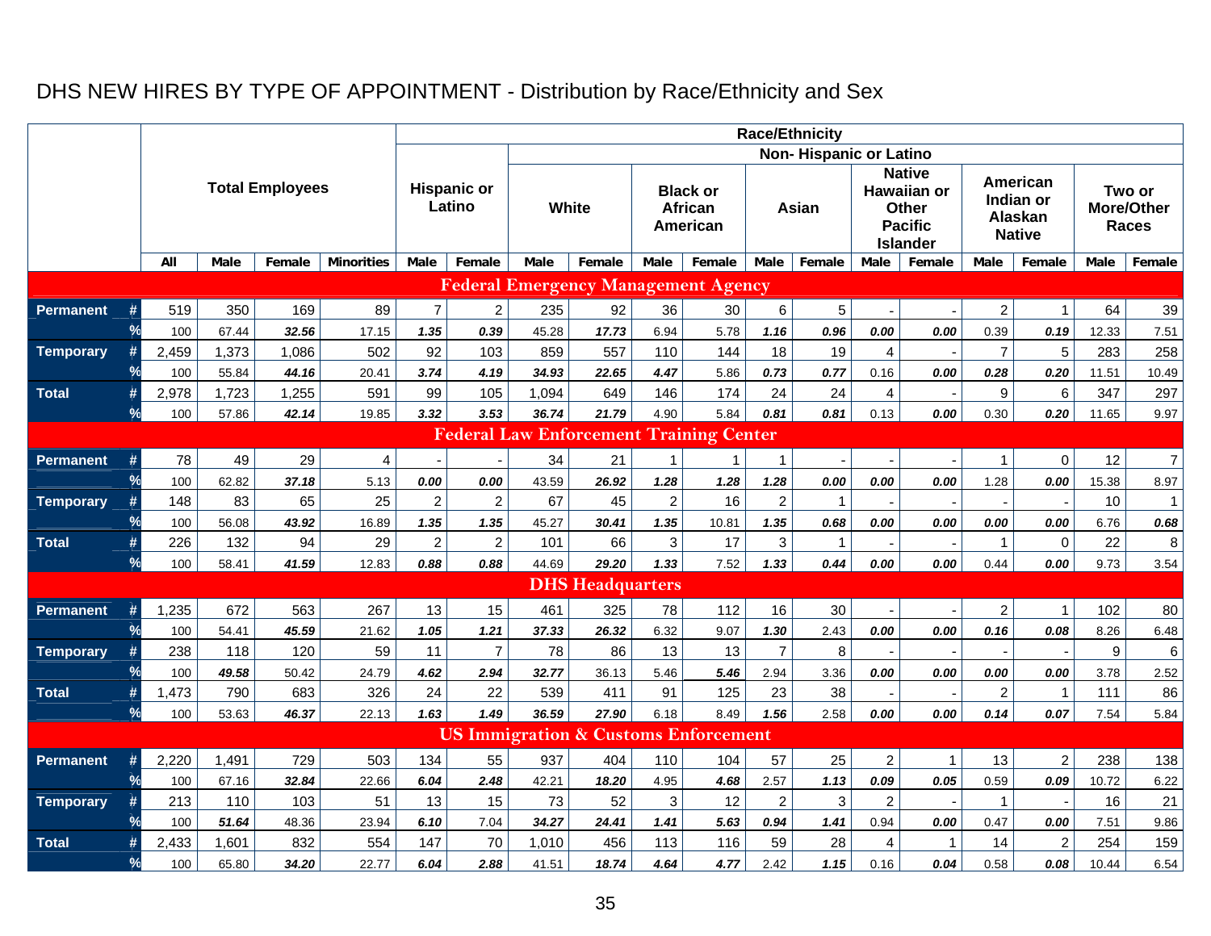# DHS NEW HIRES BY TYPE OF APPOINTMENT - Distribution by Race/Ethnicity and Sex

| | | Total Employees | | | | Race/Ethnicity | | | | | | | | | | | | | |
|---|---|---|---|---|---|---|---|---|---|---|---|---|---|---|---|---|---|---|---|
| | | | | | | | | Non- Hispanic or Latino | | | | | | | | | | | |
| | | | | | | Hispanic or Latino | | White | | Black or African American | | Asian | | Native Hawaiian or Other Pacific Islander | | American Indian or Alaskan Native | | Two or More/Other Races | |
| | | All | Male | Female | Minorities | Male | Female | Male | Female | Male | Female | Male | Female | Male | Female | Male | Female | Male | Female |
| **Federal Emergency Management Agency** | | | | | | | | | | | | | | | | | | | |
| Permanent | # | 519 | 350 | 169 | 89 | 7 | 2 | 235 | 92 | 36 | 30 | 6 | 5 | - | - | 2 | 1 | 64 | 39 |
| | % | 100 | 67.44 | *32.56* | 17.15 | *1.35* | *0.39* | 45.28 | *17.73* | 6.94 | 5.78 | *1.16* | *0.96* | *0.00* | *0.00* | 0.39 | *0.19* | 12.33 | 7.51 |
| Temporary | # | 2,459 | 1,373 | 1,086 | 502 | 92 | 103 | 859 | 557 | 110 | 144 | 18 | 19 | 4 | - | 7 | 5 | 283 | 258 |
| | % | 100 | 55.84 | *44.16* | 20.41 | *3.74* | *4.19* | *34.93* | *22.65* | *4.47* | 5.86 | *0.73* | *0.77* | 0.16 | *0.00* | *0.28* | *0.20* | 11.51 | 10.49 |
| Total | # | 2,978 | 1,723 | 1,255 | 591 | 99 | 105 | 1,094 | 649 | 146 | 174 | 24 | 24 | 4 | - | 9 | 6 | 347 | 297 |
| | % | 100 | 57.86 | *42.14* | 19.85 | *3.32* | *3.53* | *36.74* | *21.79* | 4.90 | 5.84 | *0.81* | *0.81* | 0.13 | *0.00* | 0.30 | *0.20* | 11.65 | 9.97 |
| **Federal Law Enforcement Training Center** | | | | | | | | | | | | | | | | | | | |
| Permanent | # | 78 | 49 | 29 | 4 | - | - | 34 | 21 | 1 | 1 | 1 | - | - | - | 1 | 0 | 12 | 7 |
| | % | 100 | 62.82 | *37.18* | 5.13 | *0.00* | *0.00* | 43.59 | *26.92* | *1.28* | *1.28* | *1.28* | *0.00* | *0.00* | *0.00* | 1.28 | *0.00* | 15.38 | 8.97 |
| Temporary | # | 148 | 83 | 65 | 25 | 2 | 2 | 67 | 45 | 2 | 16 | 2 | 1 | - | - | - | - | 10 | 1 |
| | % | 100 | 56.08 | *43.92* | 16.89 | *1.35* | *1.35* | 45.27 | *30.41* | *1.35* | 10.81 | *1.35* | *0.68* | *0.00* | *0.00* | *0.00* | *0.00* | 6.76 | *0.68* |
| Total | # | 226 | 132 | 94 | 29 | 2 | 2 | 101 | 66 | 3 | 17 | 3 | 1 | - | - | 1 | 0 | 22 | 8 |
| | % | 100 | 58.41 | *41.59* | 12.83 | *0.88* | *0.88* | 44.69 | *29.20* | *1.33* | 7.52 | *1.33* | *0.44* | *0.00* | *0.00* | 0.44 | *0.00* | 9.73 | 3.54 |
| **DHS Headquarters** | | | | | | | | | | | | | | | | | | | |
| Permanent | # | 1,235 | 672 | 563 | 267 | 13 | 15 | 461 | 325 | 78 | 112 | 16 | 30 | - | - | 2 | 1 | 102 | 80 |
| | % | 100 | 54.41 | *45.59* | 21.62 | *1.05* | *1.21* | *37.33* | *26.32* | 6.32 | 9.07 | *1.30* | 2.43 | *0.00* | *0.00* | *0.16* | *0.08* | 8.26 | 6.48 |
| Temporary | # | 238 | 118 | 120 | 59 | 11 | 7 | 78 | 86 | 13 | 13 | 7 | 8 | - | - | - | - | 9 | 6 |
| | % | 100 | *49.58* | 50.42 | 24.79 | *4.62* | *2.94* | *32.77* | 36.13 | 5.46 | *5.46* | 2.94 | 3.36 | *0.00* | *0.00* | *0.00* | *0.00* | 3.78 | 2.52 |
| Total | # | 1,473 | 790 | 683 | 326 | 24 | 22 | 539 | 411 | 91 | 125 | 23 | 38 | - | - | 2 | 1 | 111 | 86 |
| | % | 100 | 53.63 | *46.37* | 22.13 | *1.63* | *1.49* | *36.59* | *27.90* | 6.18 | 8.49 | *1.56* | 2.58 | *0.00* | *0.00* | *0.14* | *0.07* | 7.54 | 5.84 |
| **US Immigration & Customs Enforcement** | | | | | | | | | | | | | | | | | | | |
| Permanent | # | 2,220 | 1,491 | 729 | 503 | 134 | 55 | 937 | 404 | 110 | 104 | 57 | 25 | 2 | 1 | 13 | 2 | 238 | 138 |
| | % | 100 | 67.16 | *32.84* | 22.66 | *6.04* | *2.48* | 42.21 | *18.20* | 4.95 | *4.68* | 2.57 | *1.13* | *0.09* | *0.05* | 0.59 | *0.09* | 10.72 | 6.22 |
| Temporary | # | 213 | 110 | 103 | 51 | 13 | 15 | 73 | 52 | 3 | 12 | 2 | 3 | 2 | - | 1 | - | 16 | 21 |
| | % | 100 | *51.64* | 48.36 | 23.94 | *6.10* | 7.04 | *34.27* | *24.41* | *1.41* | *5.63* | *0.94* | *1.41* | 0.94 | *0.00* | 0.47 | *0.00* | 7.51 | 9.86 |
| Total | # | 2,433 | 1,601 | 832 | 554 | 147 | 70 | 1,010 | 456 | 113 | 116 | 59 | 28 | 4 | 1 | 14 | 2 | 254 | 159 |
| | % | 100 | 65.80 | *34.20* | 22.77 | *6.04* | *2.88* | 41.51 | *18.74* | *4.64* | *4.77* | 2.42 | *1.15* | 0.16 | *0.04* | 0.58 | *0.08* | 10.44 | 6.54 |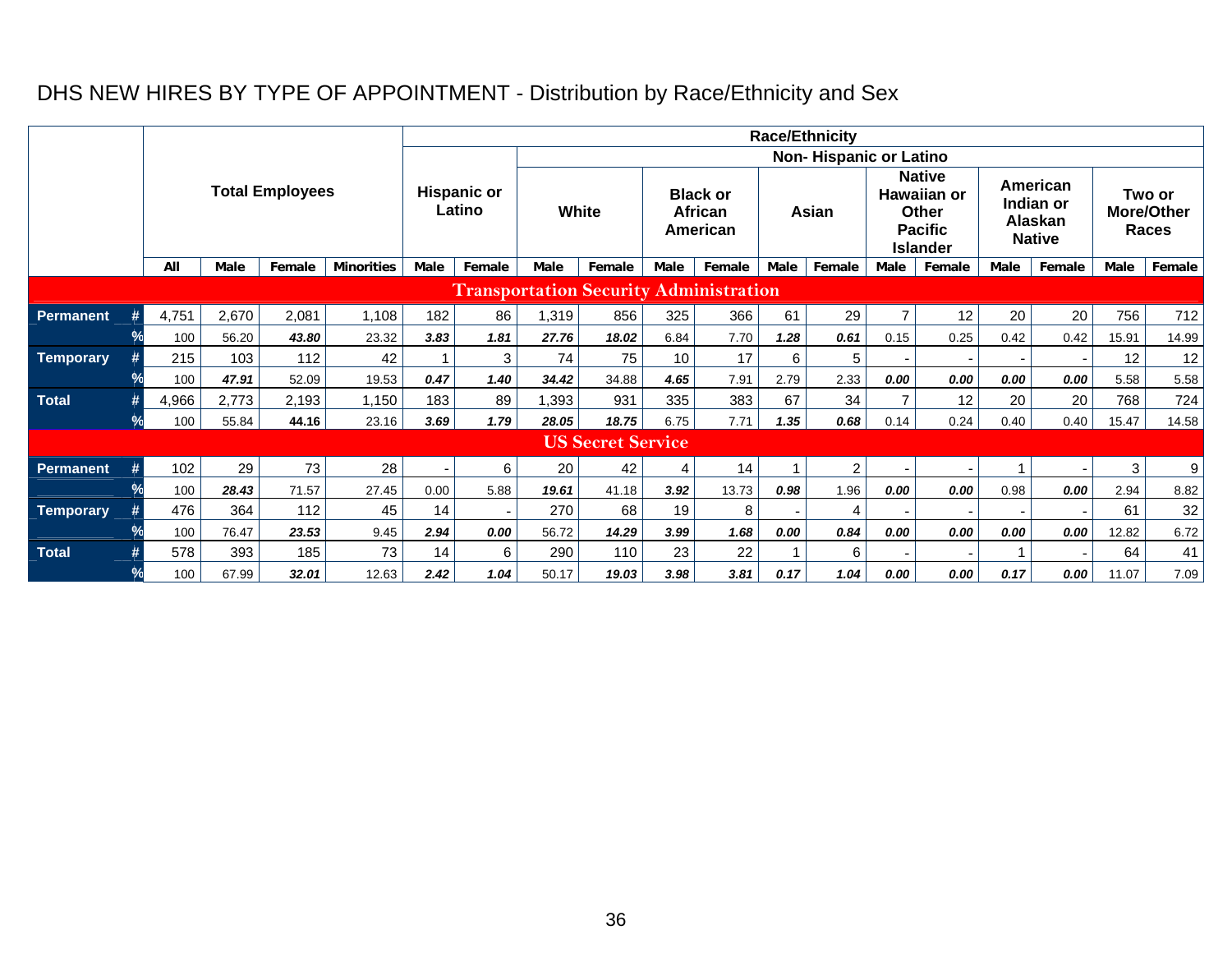# DHS NEW HIRES BY TYPE OF APPOINTMENT - Distribution by Race/Ethnicity and Sex

| | | Total Employees | | | | Race/Ethnicity | | | | | | | | | | | | | |
|---|---|---|---|---|---|---|---|---|---|---|---|---|---|---|---|---|---|---|---|
| | | | | | | Hispanic or Latino | | Non- Hispanic or Latino | | | | | | | | | | | |
| | | | | | | | | White | | Black or African American | | Asian | | Native Hawaiian or Other Pacific Islander | | American Indian or Alaskan Native | | Two or More/Other Races | |
| | | All | Male | Female | Minorities | Male | Female | Male | Female | Male | Female | Male | Female | Male | Female | Male | Female | Male | Female |
| **Transportation Security Administration** | | | | | | | | | | | | | | | | | | | |
| Permanent | # | 4,751 | 2,670 | 2,081 | 1,108 | 182 | 86 | 1,319 | 856 | 325 | 366 | 61 | 29 | 7 | 12 | 20 | 20 | 756 | 712 |
| | % | 100 | 56.20 | ***43.80*** | 23.32 | ***3.83*** | ***1.81*** | ***27.76*** | ***18.02*** | 6.84 | 7.70 | ***1.28*** | ***0.61*** | 0.15 | 0.25 | 0.42 | 0.42 | 15.91 | 14.99 |
| Temporary | # | 215 | 103 | 112 | 42 | 1 | 3 | 74 | 75 | 10 | 17 | 6 | 5 | - | - | - | - | 12 | 12 |
| | % | 100 | ***47.91*** | 52.09 | 19.53 | ***0.47*** | ***1.40*** | ***34.42*** | 34.88 | ***4.65*** | 7.91 | 2.79 | 2.33 | ***0.00*** | ***0.00*** | ***0.00*** | ***0.00*** | 5.58 | 5.58 |
| Total | # | 4,966 | 2,773 | 2,193 | 1,150 | 183 | 89 | 1,393 | 931 | 335 | 383 | 67 | 34 | 7 | 12 | 20 | 20 | 768 | 724 |
| | % | 100 | 55.84 | ***44.16*** | 23.16 | ***3.69*** | ***1.79*** | ***28.05*** | ***18.75*** | 6.75 | 7.71 | ***1.35*** | ***0.68*** | 0.14 | 0.24 | 0.40 | 0.40 | 15.47 | 14.58 |
| **US Secret Service** | | | | | | | | | | | | | | | | | | | |
| Permanent | # | 102 | 29 | 73 | 28 | - | 6 | 20 | 42 | 4 | 14 | 1 | 2 | - | - | 1 | - | 3 | 9 |
| | % | 100 | ***28.43*** | 71.57 | 27.45 | 0.00 | 5.88 | ***19.61*** | 41.18 | ***3.92*** | 13.73 | ***0.98*** | 1.96 | ***0.00*** | ***0.00*** | 0.98 | ***0.00*** | 2.94 | 8.82 |
| Temporary | # | 476 | 364 | 112 | 45 | 14 | - | 270 | 68 | 19 | 8 | - | 4 | - | - | - | - | 61 | 32 |
| | % | 100 | 76.47 | ***23.53*** | 9.45 | ***2.94*** | ***0.00*** | 56.72 | ***14.29*** | ***3.99*** | ***1.68*** | ***0.00*** | ***0.84*** | ***0.00*** | ***0.00*** | ***0.00*** | ***0.00*** | 12.82 | 6.72 |
| Total | # | 578 | 393 | 185 | 73 | 14 | 6 | 290 | 110 | 23 | 22 | 1 | 6 | - | - | 1 | - | 64 | 41 |
| | % | 100 | 67.99 | ***32.01*** | 12.63 | ***2.42*** | ***1.04*** | 50.17 | ***19.03*** | ***3.98*** | ***3.81*** | ***0.17*** | ***1.04*** | ***0.00*** | ***0.00*** | ***0.17*** | ***0.00*** | 11.07 | 7.09 |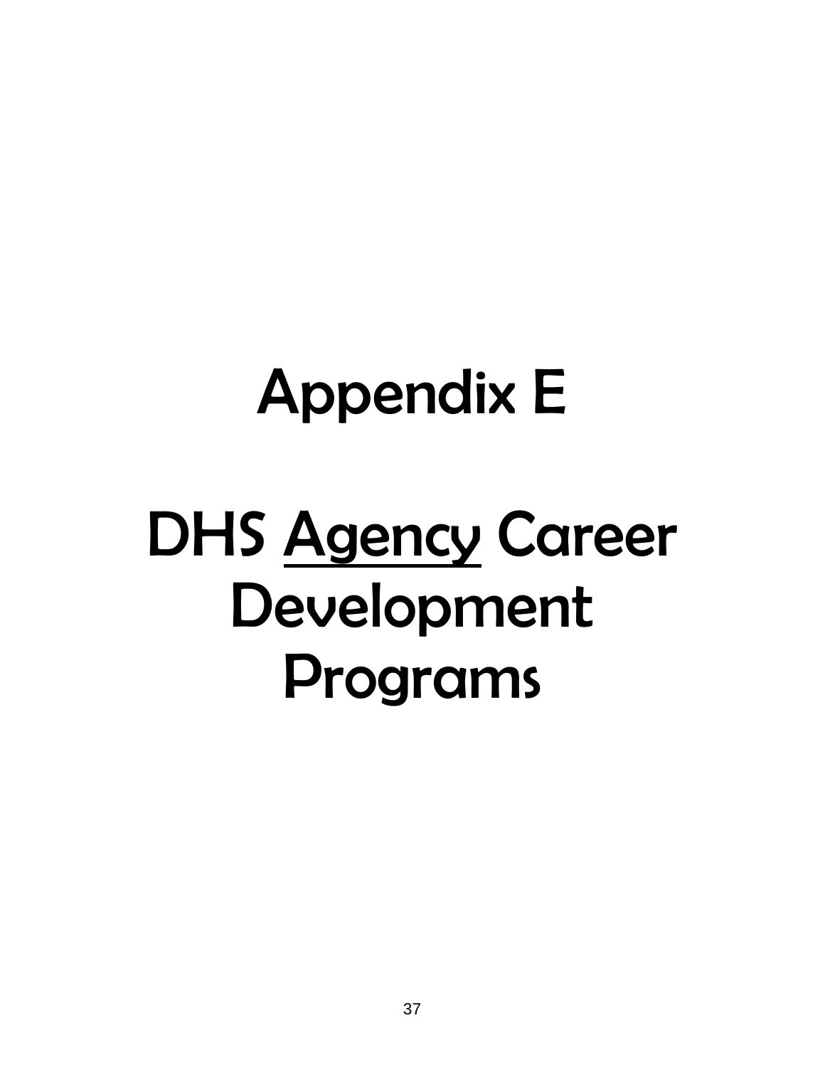# Appendix E

# DHS <u>Agency</u> Career Development Programs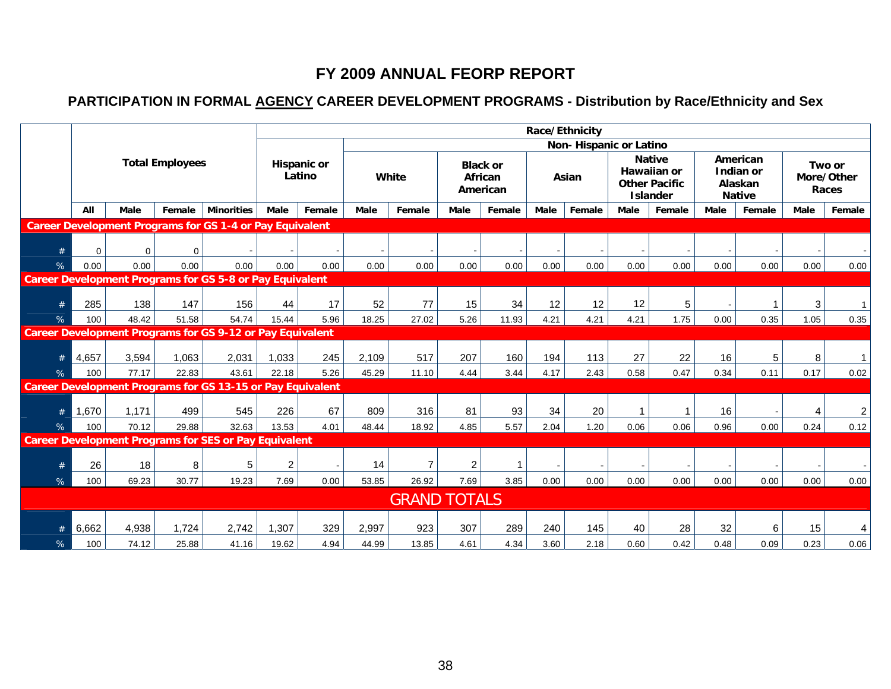# FY 2009 ANNUAL FEORP REPORT

## PARTICIPATION IN FORMAL AGENCY CAREER DEVELOPMENT PROGRAMS - Distribution by Race/Ethnicity and Sex

| | Total Employees | | | | Race/Ethnicity | | | | | | | | | | | | | |
|---|---|---|---|---|---|---|---|---|---|---|---|---|---|---|---|---|---|---|
| | | | | | Hispanic or Latino | | Non- Hispanic or Latino | | | | | | | | | | | |
| | | | | | | | White | | Black or African American | | Asian | | Native Hawaiian or Other Pacific Islander | | American Indian or Alaskan Native | | Two or More/Other Races | |
| | All | Male | Female | Minorities | Male | Female | Male | Female | Male | Female | Male | Female | Male | Female | Male | Female | Male | Female |
| **Career Development Programs for GS 1-4 or Pay Equivalent** | | | | | | | | | | | | | | | | | | |
| # | 0 | 0 | 0 | - | - | - | - | - | - | - | - | - | - | - | - | - | - | - |
| % | 0.00 | 0.00 | 0.00 | 0.00 | 0.00 | 0.00 | 0.00 | 0.00 | 0.00 | 0.00 | 0.00 | 0.00 | 0.00 | 0.00 | 0.00 | 0.00 | 0.00 | 0.00 |
| **Career Development Programs for GS 5-8 or Pay Equivalent** | | | | | | | | | | | | | | | | | | |
| # | 285 | 138 | 147 | 156 | 44 | 17 | 52 | 77 | 15 | 34 | 12 | 12 | 12 | 5 | - | 1 | 3 | 1 |
| % | 100 | 48.42 | 51.58 | 54.74 | 15.44 | 5.96 | 18.25 | 27.02 | 5.26 | 11.93 | 4.21 | 4.21 | 4.21 | 1.75 | 0.00 | 0.35 | 1.05 | 0.35 |
| **Career Development Programs for GS 9-12 or Pay Equivalent** | | | | | | | | | | | | | | | | | | |
| # | 4,657 | 3,594 | 1,063 | 2,031 | 1,033 | 245 | 2,109 | 517 | 207 | 160 | 194 | 113 | 27 | 22 | 16 | 5 | 8 | 1 |
| % | 100 | 77.17 | 22.83 | 43.61 | 22.18 | 5.26 | 45.29 | 11.10 | 4.44 | 3.44 | 4.17 | 2.43 | 0.58 | 0.47 | 0.34 | 0.11 | 0.17 | 0.02 |
| **Career Development Programs for GS 13-15 or Pay Equivalent** | | | | | | | | | | | | | | | | | | |
| # | 1,670 | 1,171 | 499 | 545 | 226 | 67 | 809 | 316 | 81 | 93 | 34 | 20 | 1 | 1 | 16 | - | 4 | 2 |
| % | 100 | 70.12 | 29.88 | 32.63 | 13.53 | 4.01 | 48.44 | 18.92 | 4.85 | 5.57 | 2.04 | 1.20 | 0.06 | 0.06 | 0.96 | 0.00 | 0.24 | 0.12 |
| **Career Development Programs for SES or Pay Equivalent** | | | | | | | | | | | | | | | | | | |
| # | 26 | 18 | 8 | 5 | 2 | - | 14 | 7 | 2 | 1 | - | - | - | - | - | - | - | - |
| % | 100 | 69.23 | 30.77 | 19.23 | 7.69 | 0.00 | 53.85 | 26.92 | 7.69 | 3.85 | 0.00 | 0.00 | 0.00 | 0.00 | 0.00 | 0.00 | 0.00 | 0.00 |
| **GRAND TOTALS** | | | | | | | | | | | | | | | | | | |
| # | 6,662 | 4,938 | 1,724 | 2,742 | 1,307 | 329 | 2,997 | 923 | 307 | 289 | 240 | 145 | 40 | 28 | 32 | 6 | 15 | 4 |
| % | 100 | 74.12 | 25.88 | 41.16 | 19.62 | 4.94 | 44.99 | 13.85 | 4.61 | 4.34 | 3.60 | 2.18 | 0.60 | 0.42 | 0.48 | 0.09 | 0.23 | 0.06 |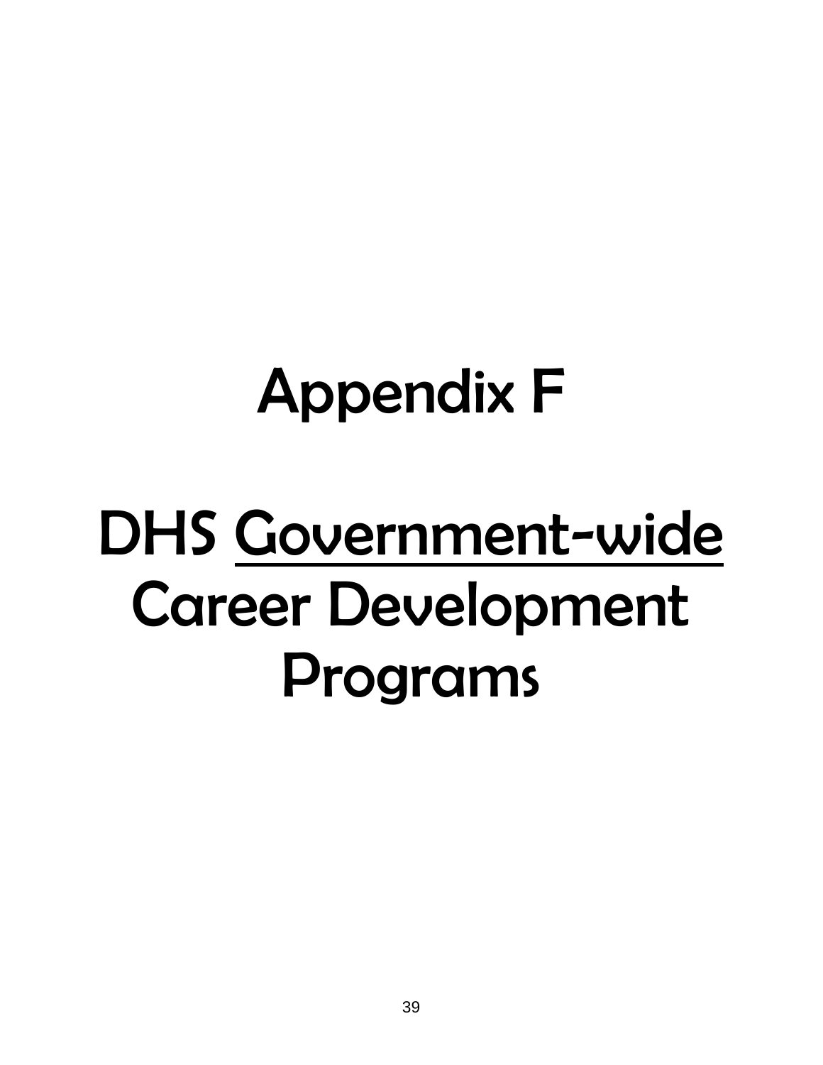# Appendix F

# DHS <u>Government-wide</u> Career Development Programs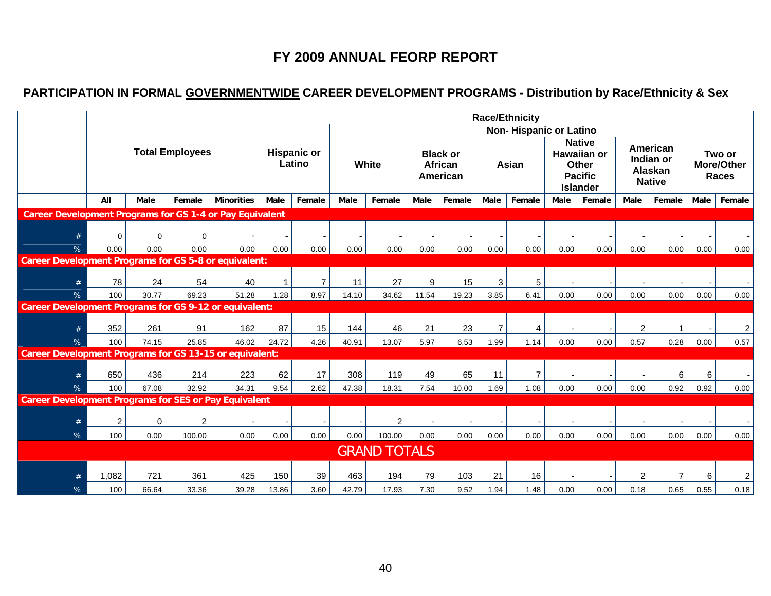# FY 2009 ANNUAL FEORP REPORT

## PARTICIPATION IN FORMAL GOVERNMENTWIDE CAREER DEVELOPMENT PROGRAMS - Distribution by Race/Ethnicity & Sex

| | Total Employees | | | | Race/Ethnicity | | | | | | | | | | | | | |
|---|---|---|---|---|---|---|---|---|---|---|---|---|---|---|---|---|---|---|
| | | | | | Hispanic or Latino | | Non- Hispanic or Latino | | | | | | | | | | | |
| | | | | | | | White | | Black or African American | | Asian | | Native Hawaiian or Other Pacific Islander | | American Indian or Alaskan Native | | Two or More/Other Races | |
| | All | Male | Female | Minorities | Male | Female | Male | Female | Male | Female | Male | Female | Male | Female | Male | Female | Male | Female |
| **Career Development Programs for GS 1-4 or Pay Equivalent** | | | | | | | | | | | | | | | | | | |
| # | 0 | 0 | 0 | - | - | - | - | - | - | - | - | - | - | - | - | - | - | - |
| % | 0.00 | 0.00 | 0.00 | 0.00 | 0.00 | 0.00 | 0.00 | 0.00 | 0.00 | 0.00 | 0.00 | 0.00 | 0.00 | 0.00 | 0.00 | 0.00 | 0.00 | 0.00 |
| **Career Development Programs for GS 5-8 or equivalent:** | | | | | | | | | | | | | | | | | | |
| # | 78 | 24 | 54 | 40 | 1 | 7 | 11 | 27 | 9 | 15 | 3 | 5 | - | - | - | - | - | - |
| % | 100 | 30.77 | 69.23 | 51.28 | 1.28 | 8.97 | 14.10 | 34.62 | 11.54 | 19.23 | 3.85 | 6.41 | 0.00 | 0.00 | 0.00 | 0.00 | 0.00 | 0.00 |
| **Career Development Programs for GS 9-12 or equivalent:** | | | | | | | | | | | | | | | | | | |
| # | 352 | 261 | 91 | 162 | 87 | 15 | 144 | 46 | 21 | 23 | 7 | 4 | - | - | 2 | 1 | - | 2 |
| % | 100 | 74.15 | 25.85 | 46.02 | 24.72 | 4.26 | 40.91 | 13.07 | 5.97 | 6.53 | 1.99 | 1.14 | 0.00 | 0.00 | 0.57 | 0.28 | 0.00 | 0.57 |
| **Career Development Programs for GS 13-15 or equivalent:** | | | | | | | | | | | | | | | | | | |
| # | 650 | 436 | 214 | 223 | 62 | 17 | 308 | 119 | 49 | 65 | 11 | 7 | - | - | - | 6 | 6 | - |
| % | 100 | 67.08 | 32.92 | 34.31 | 9.54 | 2.62 | 47.38 | 18.31 | 7.54 | 10.00 | 1.69 | 1.08 | 0.00 | 0.00 | 0.00 | 0.92 | 0.92 | 0.00 |
| **Career Development Programs for SES or Pay Equivalent** | | | | | | | | | | | | | | | | | | |
| # | 2 | 0 | 2 | - | - | - | - | 2 | - | - | - | - | - | - | - | - | - | - |
| % | 100 | 0.00 | 100.00 | 0.00 | 0.00 | 0.00 | 0.00 | 100.00 | 0.00 | 0.00 | 0.00 | 0.00 | 0.00 | 0.00 | 0.00 | 0.00 | 0.00 | 0.00 |
| **GRAND TOTALS** | | | | | | | | | | | | | | | | | | |
| # | 1,082 | 721 | 361 | 425 | 150 | 39 | 463 | 194 | 79 | 103 | 21 | 16 | - | - | 2 | 7 | 6 | 2 |
| % | 100 | 66.64 | 33.36 | 39.28 | 13.86 | 3.60 | 42.79 | 17.93 | 7.30 | 9.52 | 1.94 | 1.48 | 0.00 | 0.00 | 0.18 | 0.65 | 0.55 | 0.18 |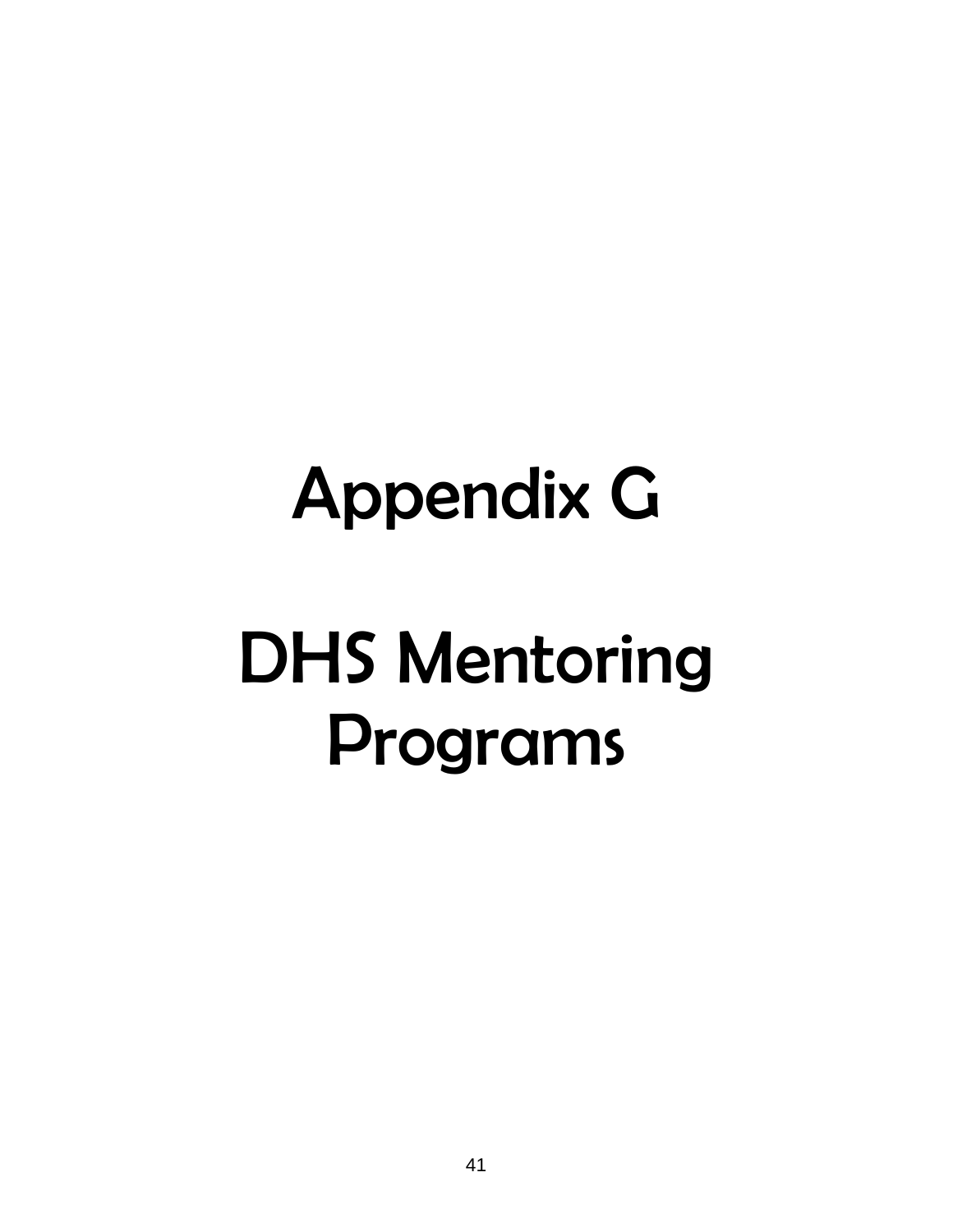# Appendix G

# DHS Mentoring Programs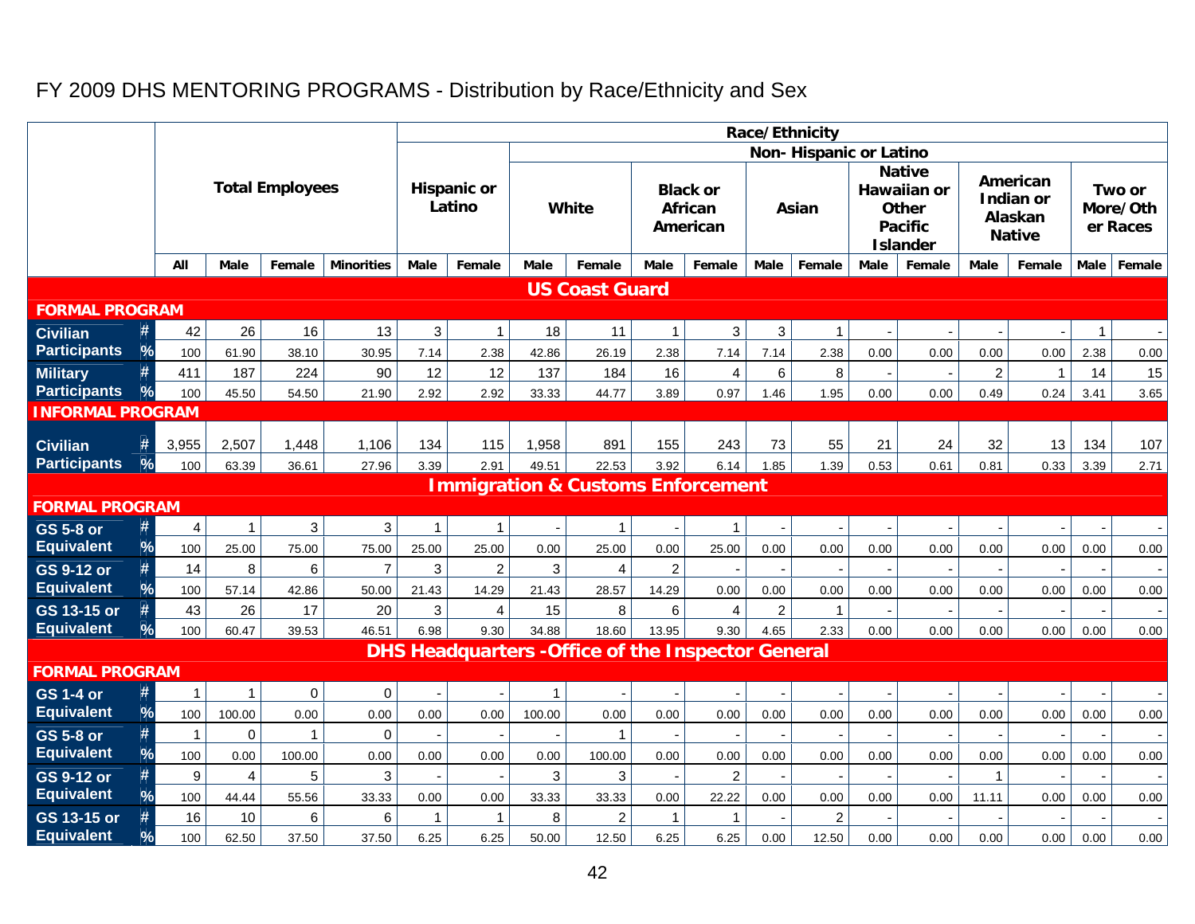# FY 2009 DHS MENTORING PROGRAMS - Distribution by Race/Ethnicity and Sex

| | | Total Employees | | | | Race/Ethnicity | | | | | | | | | | | | | |
|---|---|---|---|---|---|---|---|---|---|---|---|---|---|---|---|---|---|---|---|
| | | | | | | Hispanic or Latino | | Non- Hispanic or Latino | | | | | | | | | | | |
| | | | | | | | | White | | Black or African American | | Asian | | Native Hawaiian or Other Pacific Islander | | American Indian or Alaskan Native | | Two or More/Other Races | |
| | | All | Male | Female | Minorities | Male | Female | Male | Female | Male | Female | Male | Female | Male | Female | Male | Female | Male | Female |
| **US Coast Guard** | | | | | | | | | | | | | | | | | | | |
| **FORMAL PROGRAM** | | | | | | | | | | | | | | | | | | | |
| Civilian Participants | # | 42 | 26 | 16 | 13 | 3 | 1 | 18 | 11 | 1 | 3 | 3 | 1 | - | - | - | - | 1 | - |
| | % | 100 | 61.90 | 38.10 | 30.95 | 7.14 | 2.38 | 42.86 | 26.19 | 2.38 | 7.14 | 7.14 | 2.38 | 0.00 | 0.00 | 0.00 | 0.00 | 2.38 | 0.00 |
| Military Participants | # | 411 | 187 | 224 | 90 | 12 | 12 | 137 | 184 | 16 | 4 | 6 | 8 | - | - | 2 | 1 | 14 | 15 |
| | % | 100 | 45.50 | 54.50 | 21.90 | 2.92 | 2.92 | 33.33 | 44.77 | 3.89 | 0.97 | 1.46 | 1.95 | 0.00 | 0.00 | 0.49 | 0.24 | 3.41 | 3.65 |
| **INFORMAL PROGRAM** | | | | | | | | | | | | | | | | | | | |
| Civilian Participants | # | 3,955 | 2,507 | 1,448 | 1,106 | 134 | 115 | 1,958 | 891 | 155 | 243 | 73 | 55 | 21 | 24 | 32 | 13 | 134 | 107 |
| | % | 100 | 63.39 | 36.61 | 27.96 | 3.39 | 2.91 | 49.51 | 22.53 | 3.92 | 6.14 | 1.85 | 1.39 | 0.53 | 0.61 | 0.81 | 0.33 | 3.39 | 2.71 |
| **Immigration & Customs Enforcement** | | | | | | | | | | | | | | | | | | | |
| **FORMAL PROGRAM** | | | | | | | | | | | | | | | | | | | |
| GS 5-8 or Equivalent | # | 4 | 1 | 3 | 3 | 1 | 1 | - | 1 | - | 1 | - | - | - | - | - | - | - | - |
| | % | 100 | 25.00 | 75.00 | 75.00 | 25.00 | 25.00 | 0.00 | 25.00 | 0.00 | 25.00 | 0.00 | 0.00 | 0.00 | 0.00 | 0.00 | 0.00 | 0.00 | 0.00 |
| GS 9-12 or Equivalent | # | 14 | 8 | 6 | 7 | 3 | 2 | 3 | 4 | 2 | - | - | - | - | - | - | - | - | - |
| | % | 100 | 57.14 | 42.86 | 50.00 | 21.43 | 14.29 | 21.43 | 28.57 | 14.29 | 0.00 | 0.00 | 0.00 | 0.00 | 0.00 | 0.00 | 0.00 | 0.00 | 0.00 |
| GS 13-15 or Equivalent | # | 43 | 26 | 17 | 20 | 3 | 4 | 15 | 8 | 6 | 4 | 2 | 1 | - | - | - | - | - | - |
| | % | 100 | 60.47 | 39.53 | 46.51 | 6.98 | 9.30 | 34.88 | 18.60 | 13.95 | 9.30 | 4.65 | 2.33 | 0.00 | 0.00 | 0.00 | 0.00 | 0.00 | 0.00 |
| **DHS Headquarters -Office of the Inspector General** | | | | | | | | | | | | | | | | | | | |
| **FORMAL PROGRAM** | | | | | | | | | | | | | | | | | | | |
| GS 1-4 or Equivalent | # | 1 | 1 | 0 | 0 | - | - | 1 | - | - | - | - | - | - | - | - | - | - | - |
| | % | 100 | 100.00 | 0.00 | 0.00 | 0.00 | 0.00 | 100.00 | 0.00 | 0.00 | 0.00 | 0.00 | 0.00 | 0.00 | 0.00 | 0.00 | 0.00 | 0.00 | 0.00 |
| GS 5-8 or Equivalent | # | 1 | 0 | 1 | 0 | - | - | - | 1 | - | - | - | - | - | - | - | - | - | - |
| | % | 100 | 0.00 | 100.00 | 0.00 | 0.00 | 0.00 | 0.00 | 100.00 | 0.00 | 0.00 | 0.00 | 0.00 | 0.00 | 0.00 | 0.00 | 0.00 | 0.00 | 0.00 |
| GS 9-12 or Equivalent | # | 9 | 4 | 5 | 3 | - | - | 3 | 3 | - | 2 | - | - | - | - | 1 | - | - | - |
| | % | 100 | 44.44 | 55.56 | 33.33 | 0.00 | 0.00 | 33.33 | 33.33 | 0.00 | 22.22 | 0.00 | 0.00 | 0.00 | 0.00 | 11.11 | 0.00 | 0.00 | 0.00 |
| GS 13-15 or Equivalent | # | 16 | 10 | 6 | 6 | 1 | 1 | 8 | 2 | 1 | 1 | - | 2 | - | - | - | - | - | - |
| | % | 100 | 62.50 | 37.50 | 37.50 | 6.25 | 6.25 | 50.00 | 12.50 | 6.25 | 6.25 | 0.00 | 12.50 | 0.00 | 0.00 | 0.00 | 0.00 | 0.00 | 0.00 |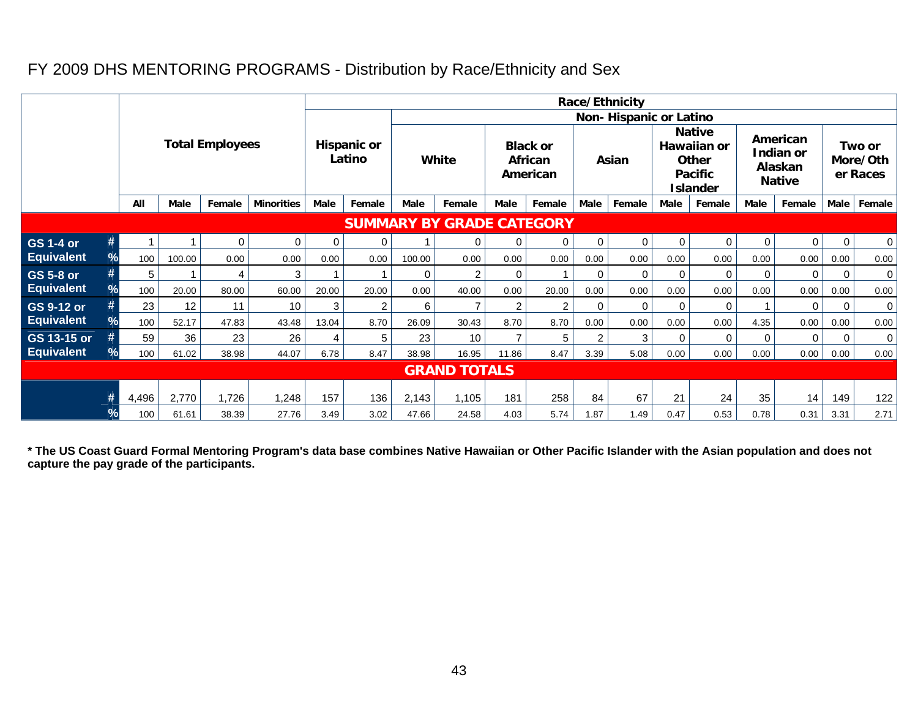## FY 2009 DHS MENTORING PROGRAMS - Distribution by Race/Ethnicity and Sex

| | | Total Employees | | | | Race/Ethnicity | | | | | | | | | | | | | | | |
|---|---|---|---|---|---|---|---|---|---|---|---|---|---|---|---|---|---|---|---|---|---|
| | | | | | | Hispanic or Latino | | Non- Hispanic or Latino | | | | | | | | | | | | | |
| | | | | | | | | White | | Black or African American | | Asian | | Native Hawaiian or Other Pacific Islander | | American Indian or Alaskan Native | | Two or More/Other Races | |
| | | All | Male | Female | Minorities | Male | Female | Male | Female | Male | Female | Male | Female | Male | Female | Male | Female | Male | Female |
| **SUMMARY BY GRADE CATEGORY** | | | | | | | | | | | | | | | | | | | |
| GS 1-4 or Equivalent | # | 1 | 1 | 0 | 0 | 0 | 0 | 1 | 0 | 0 | 0 | 0 | 0 | 0 | 0 | 0 | 0 | 0 | 0 |
| | % | 100 | 100.00 | 0.00 | 0.00 | 0.00 | 0.00 | 100.00 | 0.00 | 0.00 | 0.00 | 0.00 | 0.00 | 0.00 | 0.00 | 0.00 | 0.00 | 0.00 | 0.00 |
| GS 5-8 or Equivalent | # | 5 | 1 | 4 | 3 | 1 | 1 | 0 | 2 | 0 | 1 | 0 | 0 | 0 | 0 | 0 | 0 | 0 | 0 |
| | % | 100 | 20.00 | 80.00 | 60.00 | 20.00 | 20.00 | 0.00 | 40.00 | 0.00 | 20.00 | 0.00 | 0.00 | 0.00 | 0.00 | 0.00 | 0.00 | 0.00 | 0.00 |
| GS 9-12 or Equivalent | # | 23 | 12 | 11 | 10 | 3 | 2 | 6 | 7 | 2 | 2 | 0 | 0 | 0 | 0 | 1 | 0 | 0 | 0 |
| | % | 100 | 52.17 | 47.83 | 43.48 | 13.04 | 8.70 | 26.09 | 30.43 | 8.70 | 8.70 | 0.00 | 0.00 | 0.00 | 0.00 | 4.35 | 0.00 | 0.00 | 0.00 |
| GS 13-15 or Equivalent | # | 59 | 36 | 23 | 26 | 4 | 5 | 23 | 10 | 7 | 5 | 2 | 3 | 0 | 0 | 0 | 0 | 0 | 0 |
| | % | 100 | 61.02 | 38.98 | 44.07 | 6.78 | 8.47 | 38.98 | 16.95 | 11.86 | 8.47 | 3.39 | 5.08 | 0.00 | 0.00 | 0.00 | 0.00 | 0.00 | 0.00 |
| **GRAND TOTALS** | | | | | | | | | | | | | | | | | | | |
| | # | 4,496 | 2,770 | 1,726 | 1,248 | 157 | 136 | 2,143 | 1,105 | 181 | 258 | 84 | 67 | 21 | 24 | 35 | 14 | 149 | 122 |
| | % | 100 | 61.61 | 38.39 | 27.76 | 3.49 | 3.02 | 47.66 | 24.58 | 4.03 | 5.74 | 1.87 | 1.49 | 0.47 | 0.53 | 0.78 | 0.31 | 3.31 | 2.71 |

**\* The US Coast Guard Formal Mentoring Program's data base combines Native Hawaiian or Other Pacific Islander with the Asian population and does not capture the pay grade of the participants.**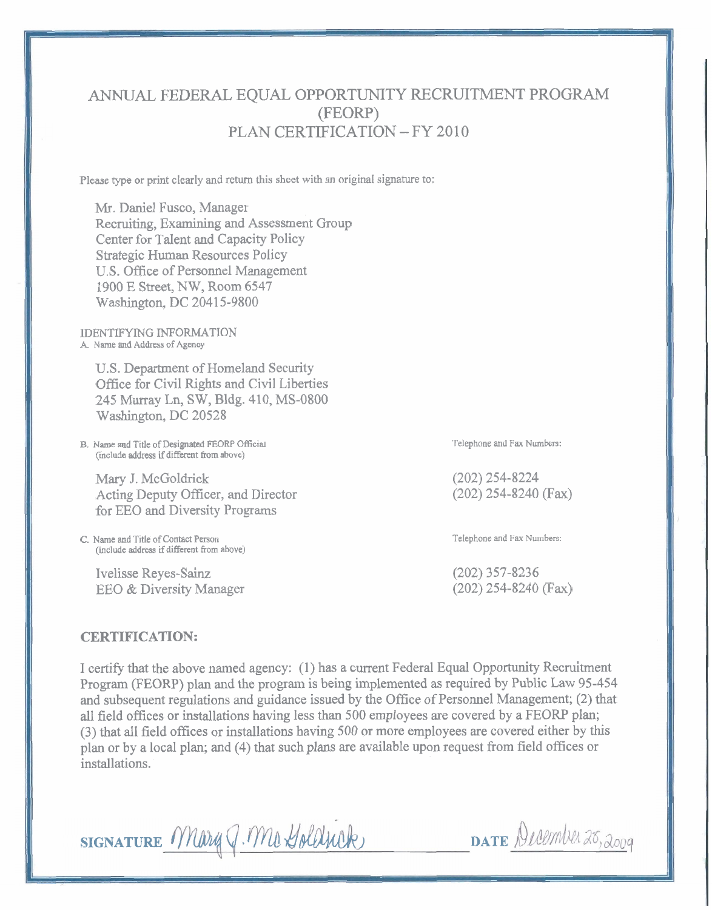# ANNUAL FEDERAL EQUAL OPPORTUNITY RECRUITMENT PROGRAM (FEORP) PLAN CERTIFICATION – FY 2010

Please type or print clearly and return this sheet with an original signature to:

Mr. Daniel Fusco, Manager
Recruiting, Examining and Assessment Group
Center for Talent and Capacity Policy
Strategic Human Resources Policy
U.S. Office of Personnel Management
1900 E Street, NW, Room 6547
Washington, DC 20415-9800

IDENTIFYING INFORMATION

A. Name and Address of Agency

U.S. Department of Homeland Security
Office for Civil Rights and Civil Liberties
245 Murray Ln, SW, Bldg. 410, MS-0800
Washington, DC 20528

B. Name and Title of Designated FEORP Official (include address if different from above)

Mary J. McGoldrick
Acting Deputy Officer, and Director for EEO and Diversity Programs

Telephone and Fax Numbers:

(202) 254-8224
(202) 254-8240 (Fax)

C. Name and Title of Contact Person (include address if different from above)

Ivelisse Reyes-Sainz
EEO & Diversity Manager

Telephone and Fax Numbers:

(202) 357-8236
(202) 254-8240 (Fax)

## CERTIFICATION:

I certify that the above named agency: (1) has a current Federal Equal Opportunity Recruitment Program (FEORP) plan and the program is being implemented as required by Public Law 95-454 and subsequent regulations and guidance issued by the Office of Personnel Management; (2) that all field offices or installations having less than 500 employees are covered by a FEORP plan; (3) that all field offices or installations having 500 or more employees are covered either by this plan or by a local plan; and (4) that such plans are available upon request from field offices or installations.

**SIGNATURE** Mary J. McGoldrick **DATE** December 28, 2009